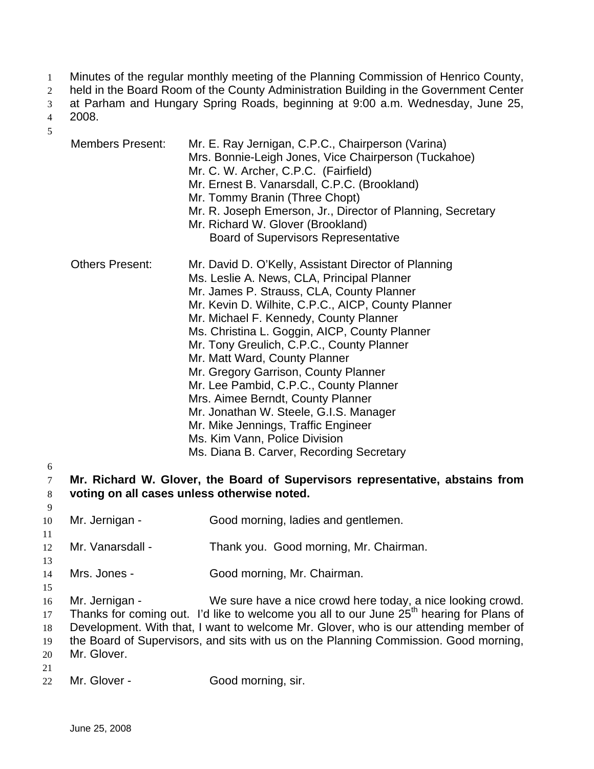Minutes of the regular monthly meeting of the Planning Commission of Henrico County, held in the Board Room of the County Administration Building in the Government Center at Parham and Hungary Spring Roads, beginning at 9:00 a.m. Wednesday, June 25, 2008.

| | |
|---|---|
| Members Present: | Mr. E. Ray Jernigan, C.P.C., Chairperson (Varina) |
| | Mrs. Bonnie-Leigh Jones, Vice Chairperson (Tuckahoe) |
| | Mr. C. W. Archer, C.P.C. (Fairfield) |
| | Mr. Ernest B. Vanarsdall, C.P.C. (Brookland) |
| | Mr. Tommy Branin (Three Chopt) |
| | Mr. R. Joseph Emerson, Jr., Director of Planning, Secretary |
| | Mr. Richard W. Glover (Brookland) Board of Supervisors Representative |
| Others Present: | Mr. David D. O'Kelly, Assistant Director of Planning |
| | Ms. Leslie A. News, CLA, Principal Planner |
| | Mr. James P. Strauss, CLA, County Planner |
| | Mr. Kevin D. Wilhite, C.P.C., AICP, County Planner |
| | Mr. Michael F. Kennedy, County Planner |
| | Ms. Christina L. Goggin, AICP, County Planner |
| | Mr. Tony Greulich, C.P.C., County Planner |
| | Mr. Matt Ward, County Planner |
| | Mr. Gregory Garrison, County Planner |
| | Mr. Lee Pambid, C.P.C., County Planner |
| | Mrs. Aimee Berndt, County Planner |
| | Mr. Jonathan W. Steele, G.I.S. Manager |
| | Mr. Mike Jennings, Traffic Engineer |
| | Ms. Kim Vann, Police Division |
| | Ms. Diana B. Carver, Recording Secretary |

**Mr. Richard W. Glover, the Board of Supervisors representative, abstains from voting on all cases unless otherwise noted.**

Mr. Jernigan - Good morning, ladies and gentlemen.

Mr. Vanarsdall - Thank you. Good morning, Mr. Chairman.

Mrs. Jones - Good morning, Mr. Chairman.

Mr. Jernigan - We sure have a nice crowd here today, a nice looking crowd. Thanks for coming out. I'd like to welcome you all to our June 25th hearing for Plans of Development. With that, I want to welcome Mr. Glover, who is our attending member of the Board of Supervisors, and sits with us on the Planning Commission. Good morning, Mr. Glover.

Mr. Glover - Good morning, sir.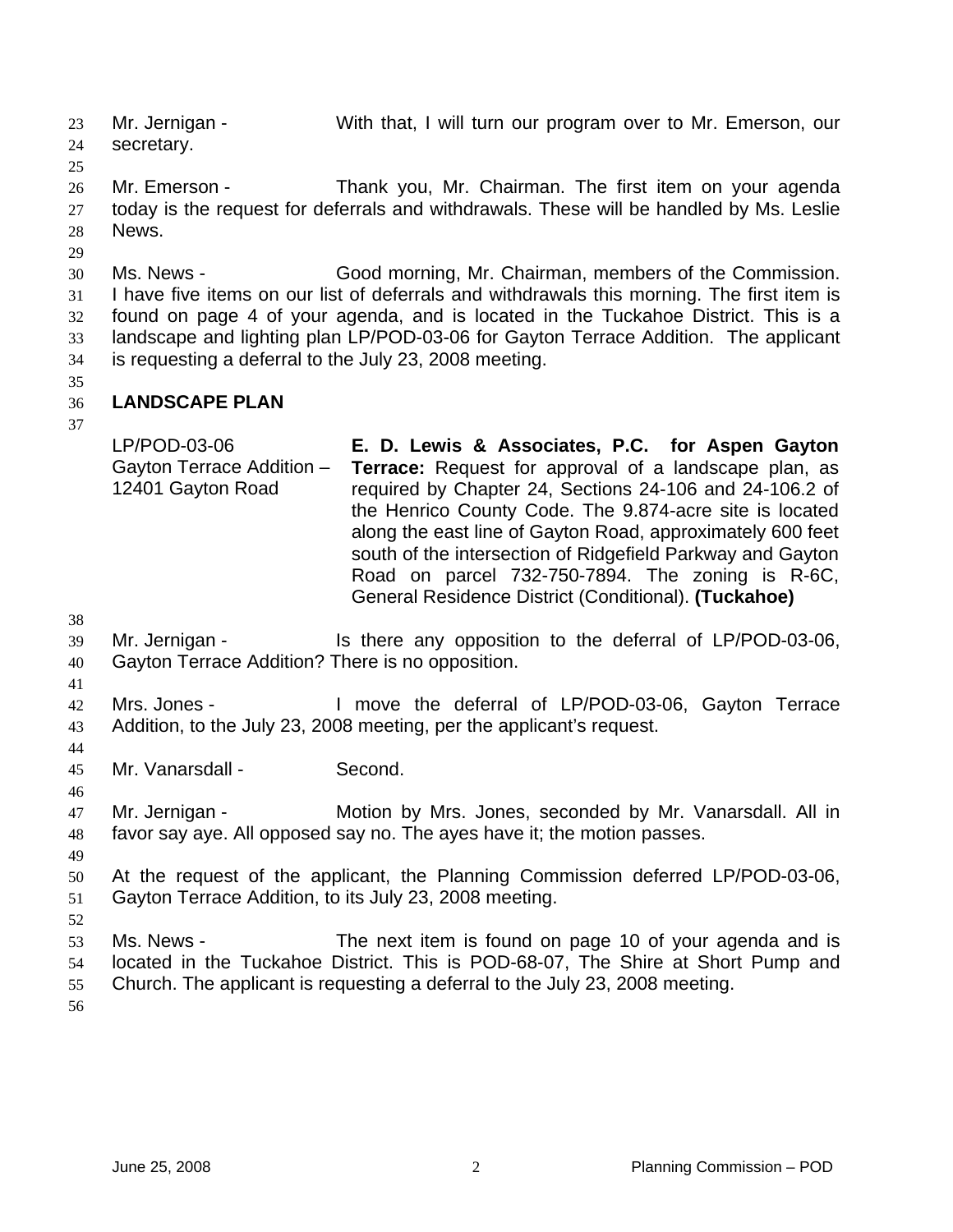Mr. Jernigan - With that, I will turn our program over to Mr. Emerson, our secretary.

Mr. Emerson - Thank you, Mr. Chairman. The first item on your agenda today is the request for deferrals and withdrawals. These will be handled by Ms. Leslie News.

Ms. News - Good morning, Mr. Chairman, members of the Commission. I have five items on our list of deferrals and withdrawals this morning. The first item is found on page 4 of your agenda, and is located in the Tuckahoe District. This is a landscape and lighting plan LP/POD-03-06 for Gayton Terrace Addition. The applicant is requesting a deferral to the July 23, 2008 meeting.

**LANDSCAPE PLAN**

| | |
|---|---|
| LP/POD-03-06 Gayton Terrace Addition – 12401 Gayton Road | **E. D. Lewis & Associates, P.C. for Aspen Gayton Terrace:** Request for approval of a landscape plan, as required by Chapter 24, Sections 24-106 and 24-106.2 of the Henrico County Code. The 9.874-acre site is located along the east line of Gayton Road, approximately 600 feet south of the intersection of Ridgefield Parkway and Gayton Road on parcel 732-750-7894. The zoning is R-6C, General Residence District (Conditional). **(Tuckahoe)** |

Mr. Jernigan - Is there any opposition to the deferral of LP/POD-03-06, Gayton Terrace Addition? There is no opposition.

Mrs. Jones - I move the deferral of LP/POD-03-06, Gayton Terrace Addition, to the July 23, 2008 meeting, per the applicant's request.

Mr. Vanarsdall - Second.

Mr. Jernigan - Motion by Mrs. Jones, seconded by Mr. Vanarsdall. All in favor say aye. All opposed say no. The ayes have it; the motion passes.

At the request of the applicant, the Planning Commission deferred LP/POD-03-06, Gayton Terrace Addition, to its July 23, 2008 meeting.

Ms. News - The next item is found on page 10 of your agenda and is located in the Tuckahoe District. This is POD-68-07, The Shire at Short Pump and Church. The applicant is requesting a deferral to the July 23, 2008 meeting.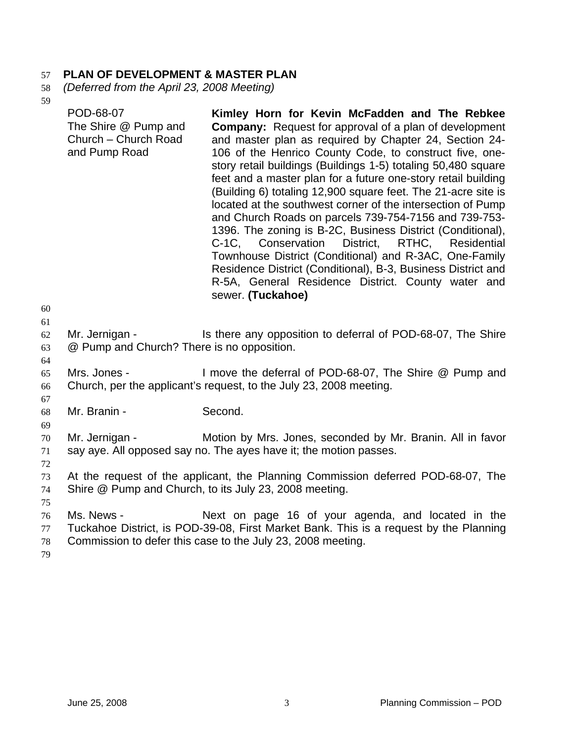**PLAN OF DEVELOPMENT & MASTER PLAN**
*(Deferred from the April 23, 2008 Meeting)*

| | |
|---|---|
| POD-68-07<br>The Shire @ Pump and Church – Church Road and Pump Road | **Kimley Horn for Kevin McFadden and The Rebkee Company:** Request for approval of a plan of development and master plan as required by Chapter 24, Section 24-106 of the Henrico County Code, to construct five, one-story retail buildings (Buildings 1-5) totaling 50,480 square feet and a master plan for a future one-story retail building (Building 6) totaling 12,900 square feet. The 21-acre site is located at the southwest corner of the intersection of Pump and Church Roads on parcels 739-754-7156 and 739-753-1396. The zoning is B-2C, Business District (Conditional), C-1C, Conservation District, RTHC, Residential Townhouse District (Conditional) and R-3AC, One-Family Residence District (Conditional), B-3, Business District and R-5A, General Residence District. County water and sewer. **(Tuckahoe)** |

Mr. Jernigan - Is there any opposition to deferral of POD-68-07, The Shire @ Pump and Church? There is no opposition.

Mrs. Jones - I move the deferral of POD-68-07, The Shire @ Pump and Church, per the applicant's request, to the July 23, 2008 meeting.

Mr. Branin - Second.

Mr. Jernigan - Motion by Mrs. Jones, seconded by Mr. Branin. All in favor say aye. All opposed say no. The ayes have it; the motion passes.

At the request of the applicant, the Planning Commission deferred POD-68-07, The Shire @ Pump and Church, to its July 23, 2008 meeting.

Ms. News - Next on page 16 of your agenda, and located in the Tuckahoe District, is POD-39-08, First Market Bank. This is a request by the Planning Commission to defer this case to the July 23, 2008 meeting.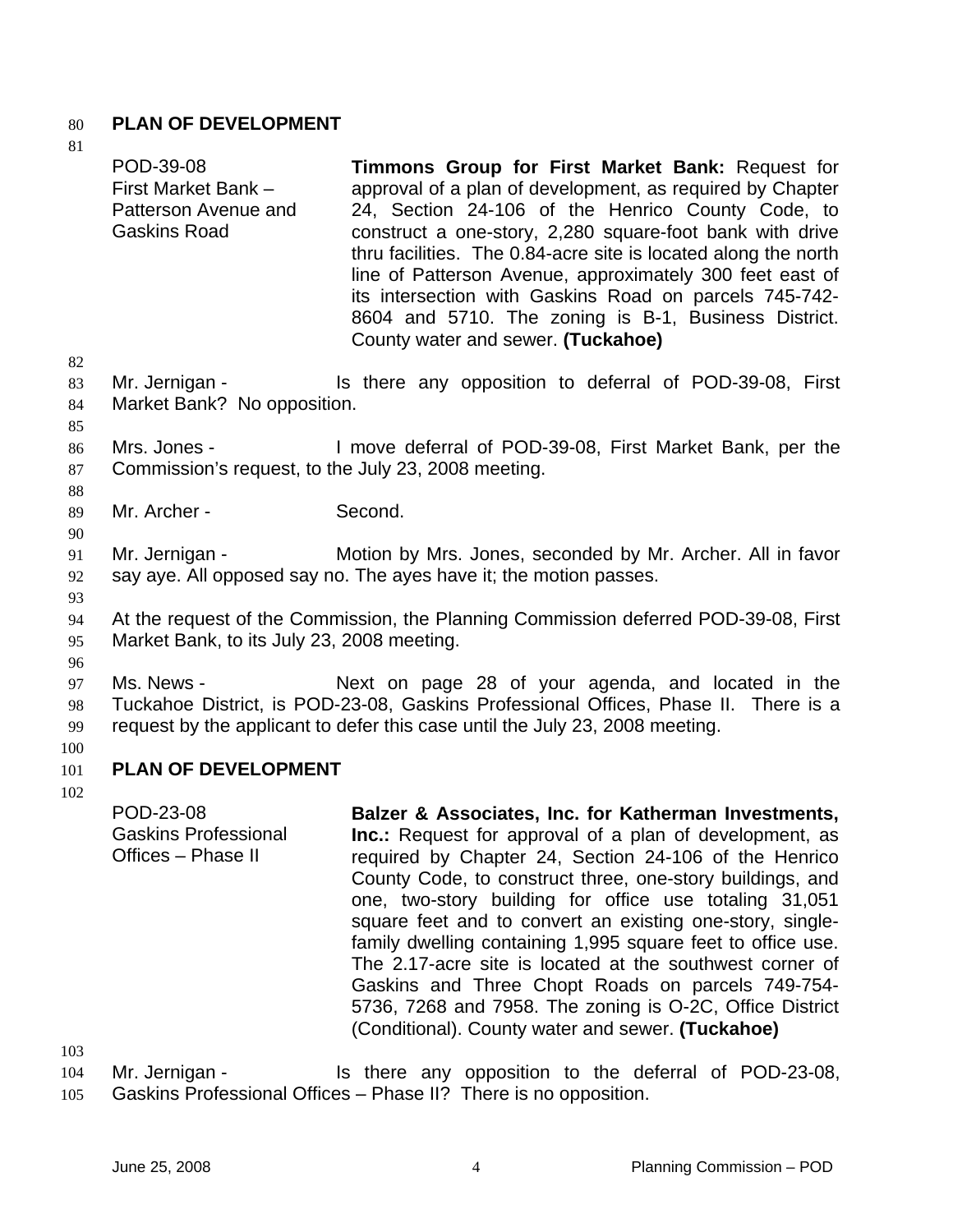## PLAN OF DEVELOPMENT

| | |
|---|---|
| POD-39-08<br>First Market Bank – Patterson Avenue and Gaskins Road | **Timmons Group for First Market Bank:** Request for approval of a plan of development, as required by Chapter 24, Section 24-106 of the Henrico County Code, to construct a one-story, 2,280 square-foot bank with drive thru facilities. The 0.84-acre site is located along the north line of Patterson Avenue, approximately 300 feet east of its intersection with Gaskins Road on parcels 745-742-8604 and 5710. The zoning is B-1, Business District. County water and sewer. **(Tuckahoe)** |

Mr. Jernigan - Is there any opposition to deferral of POD-39-08, First Market Bank? No opposition.

Mrs. Jones - I move deferral of POD-39-08, First Market Bank, per the Commission's request, to the July 23, 2008 meeting.

Mr. Archer - Second.

Mr. Jernigan - Motion by Mrs. Jones, seconded by Mr. Archer. All in favor say aye. All opposed say no. The ayes have it; the motion passes.

At the request of the Commission, the Planning Commission deferred POD-39-08, First Market Bank, to its July 23, 2008 meeting.

Ms. News - Next on page 28 of your agenda, and located in the Tuckahoe District, is POD-23-08, Gaskins Professional Offices, Phase II. There is a request by the applicant to defer this case until the July 23, 2008 meeting.

## PLAN OF DEVELOPMENT

| | |
|---|---|
| POD-23-08<br>Gaskins Professional Offices – Phase II | **Balzer & Associates, Inc. for Katherman Investments, Inc.:** Request for approval of a plan of development, as required by Chapter 24, Section 24-106 of the Henrico County Code, to construct three, one-story buildings, and one, two-story building for office use totaling 31,051 square feet and to convert an existing one-story, single-family dwelling containing 1,995 square feet to office use. The 2.17-acre site is located at the southwest corner of Gaskins and Three Chopt Roads on parcels 749-754-5736, 7268 and 7958. The zoning is O-2C, Office District (Conditional). County water and sewer. **(Tuckahoe)** |

Mr. Jernigan - Is there any opposition to the deferral of POD-23-08, Gaskins Professional Offices – Phase II? There is no opposition.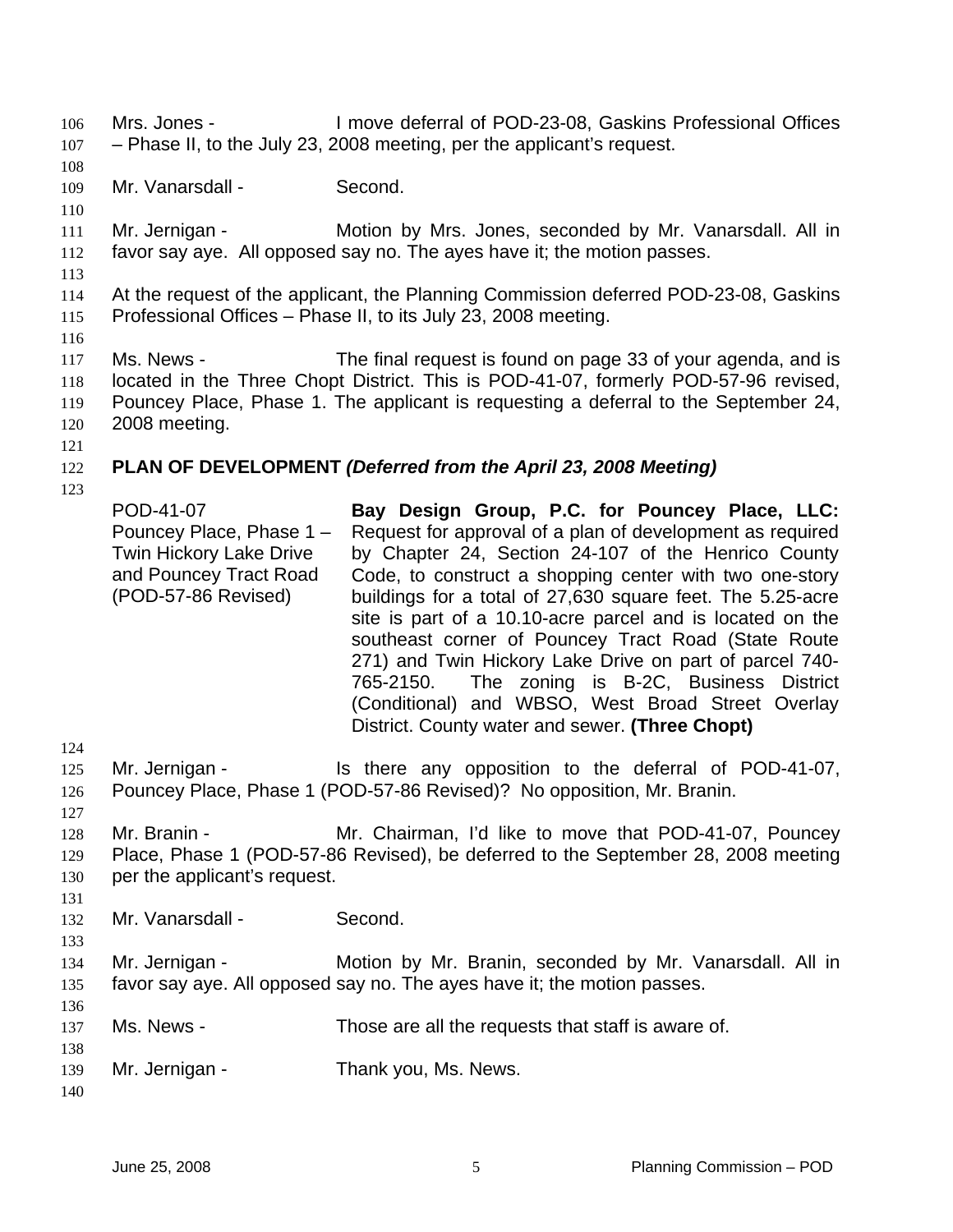Mrs. Jones - I move deferral of POD-23-08, Gaskins Professional Offices – Phase II, to the July 23, 2008 meeting, per the applicant's request.

Mr. Vanarsdall - Second.

Mr. Jernigan - Motion by Mrs. Jones, seconded by Mr. Vanarsdall. All in favor say aye. All opposed say no. The ayes have it; the motion passes.

At the request of the applicant, the Planning Commission deferred POD-23-08, Gaskins Professional Offices – Phase II, to its July 23, 2008 meeting.

Ms. News - The final request is found on page 33 of your agenda, and is located in the Three Chopt District. This is POD-41-07, formerly POD-57-96 revised, Pouncey Place, Phase 1. The applicant is requesting a deferral to the September 24, 2008 meeting.

**PLAN OF DEVELOPMENT *(Deferred from the April 23, 2008 Meeting)***

| | |
|---|---|
| POD-41-07<br>Pouncey Place, Phase 1 – Twin Hickory Lake Drive and Pouncey Tract Road (POD-57-86 Revised) | **Bay Design Group, P.C. for Pouncey Place, LLC:** Request for approval of a plan of development as required by Chapter 24, Section 24-107 of the Henrico County Code, to construct a shopping center with two one-story buildings for a total of 27,630 square feet. The 5.25-acre site is part of a 10.10-acre parcel and is located on the southeast corner of Pouncey Tract Road (State Route 271) and Twin Hickory Lake Drive on part of parcel 740-765-2150. The zoning is B-2C, Business District (Conditional) and WBSO, West Broad Street Overlay District. County water and sewer. **(Three Chopt)** |

Mr. Jernigan - Is there any opposition to the deferral of POD-41-07, Pouncey Place, Phase 1 (POD-57-86 Revised)? No opposition, Mr. Branin.

Mr. Branin - Mr. Chairman, I'd like to move that POD-41-07, Pouncey Place, Phase 1 (POD-57-86 Revised), be deferred to the September 28, 2008 meeting per the applicant's request.

Mr. Vanarsdall - Second.

Mr. Jernigan - Motion by Mr. Branin, seconded by Mr. Vanarsdall. All in favor say aye. All opposed say no. The ayes have it; the motion passes.

Ms. News - Those are all the requests that staff is aware of.

Mr. Jernigan - Thank you, Ms. News.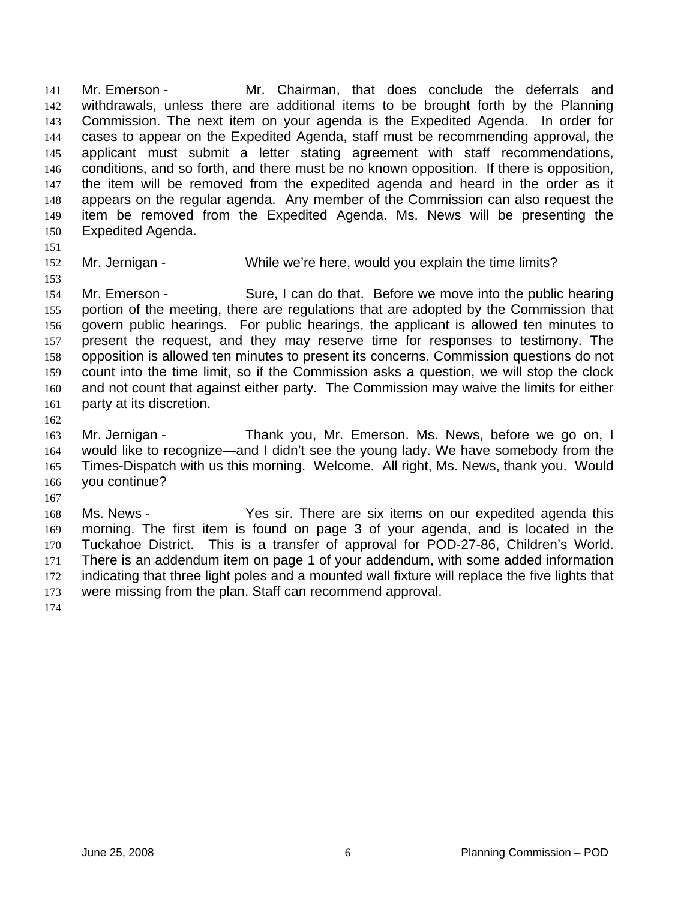141 Mr. Emerson - Mr. Chairman, that does conclude the deferrals and
142 withdrawals, unless there are additional items to be brought forth by the Planning
143 Commission. The next item on your agenda is the Expedited Agenda. In order for
144 cases to appear on the Expedited Agenda, staff must be recommending approval, the
145 applicant must submit a letter stating agreement with staff recommendations,
146 conditions, and so forth, and there must be no known opposition. If there is opposition,
147 the item will be removed from the expedited agenda and heard in the order as it
148 appears on the regular agenda. Any member of the Commission can also request the
149 item be removed from the Expedited Agenda. Ms. News will be presenting the
150 Expedited Agenda.

151

152 Mr. Jernigan - While we're here, would you explain the time limits?

153

154 Mr. Emerson - Sure, I can do that. Before we move into the public hearing
155 portion of the meeting, there are regulations that are adopted by the Commission that
156 govern public hearings. For public hearings, the applicant is allowed ten minutes to
157 present the request, and they may reserve time for responses to testimony. The
158 opposition is allowed ten minutes to present its concerns. Commission questions do not
159 count into the time limit, so if the Commission asks a question, we will stop the clock
160 and not count that against either party. The Commission may waive the limits for either
161 party at its discretion.

162

163 Mr. Jernigan - Thank you, Mr. Emerson. Ms. News, before we go on, I
164 would like to recognize—and I didn't see the young lady. We have somebody from the
165 Times-Dispatch with us this morning. Welcome. All right, Ms. News, thank you. Would
166 you continue?

167

168 Ms. News - Yes sir. There are six items on our expedited agenda this
169 morning. The first item is found on page 3 of your agenda, and is located in the
170 Tuckahoe District. This is a transfer of approval for POD-27-86, Children's World.
171 There is an addendum item on page 1 of your addendum, with some added information
172 indicating that three light poles and a mounted wall fixture will replace the five lights that
173 were missing from the plan. Staff can recommend approval.

174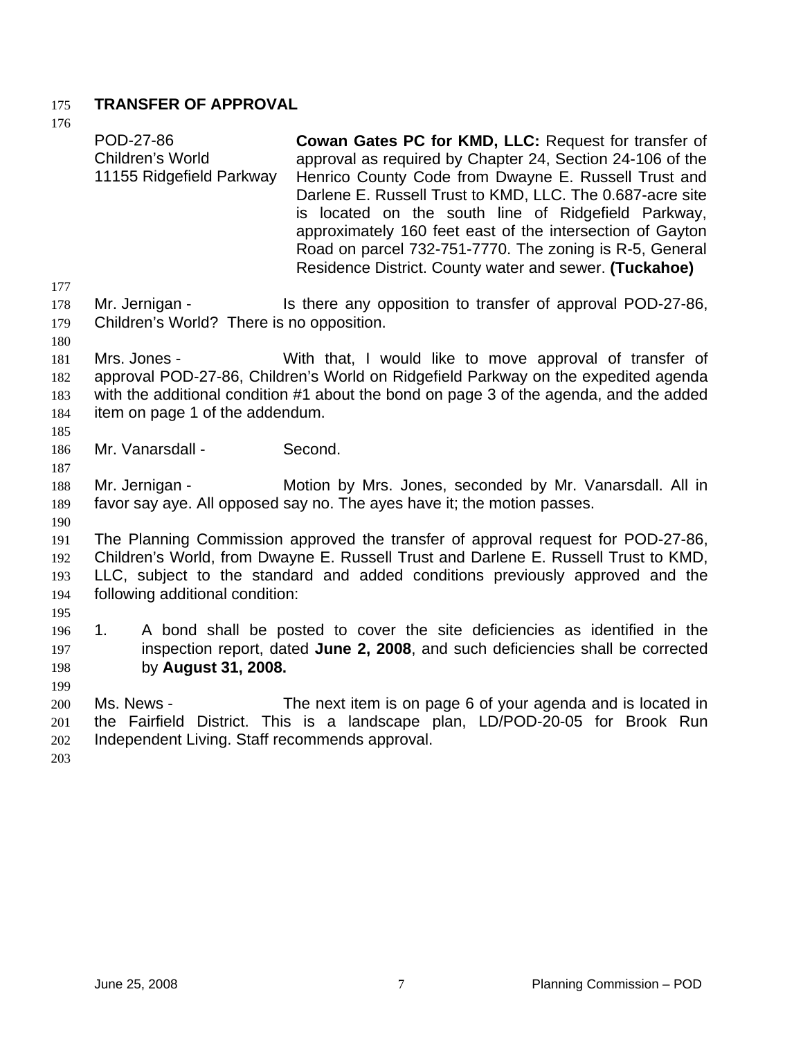## TRANSFER OF APPROVAL

POD-27-86
Children's World
11155 Ridgefield Parkway

**Cowan Gates PC for KMD, LLC:** Request for transfer of approval as required by Chapter 24, Section 24-106 of the Henrico County Code from Dwayne E. Russell Trust and Darlene E. Russell Trust to KMD, LLC. The 0.687-acre site is located on the south line of Ridgefield Parkway, approximately 160 feet east of the intersection of Gayton Road on parcel 732-751-7770. The zoning is R-5, General Residence District. County water and sewer. **(Tuckahoe)**

Mr. Jernigan - Is there any opposition to transfer of approval POD-27-86, Children's World? There is no opposition.

Mrs. Jones - With that, I would like to move approval of transfer of approval POD-27-86, Children's World on Ridgefield Parkway on the expedited agenda with the additional condition #1 about the bond on page 3 of the agenda, and the added item on page 1 of the addendum.

Mr. Vanarsdall - Second.

Mr. Jernigan - Motion by Mrs. Jones, seconded by Mr. Vanarsdall. All in favor say aye. All opposed say no. The ayes have it; the motion passes.

The Planning Commission approved the transfer of approval request for POD-27-86, Children's World, from Dwayne E. Russell Trust and Darlene E. Russell Trust to KMD, LLC, subject to the standard and added conditions previously approved and the following additional condition:

1. A bond shall be posted to cover the site deficiencies as identified in the inspection report, dated **June 2, 2008**, and such deficiencies shall be corrected by **August 31, 2008.**

Ms. News - The next item is on page 6 of your agenda and is located in the Fairfield District. This is a landscape plan, LD/POD-20-05 for Brook Run Independent Living. Staff recommends approval.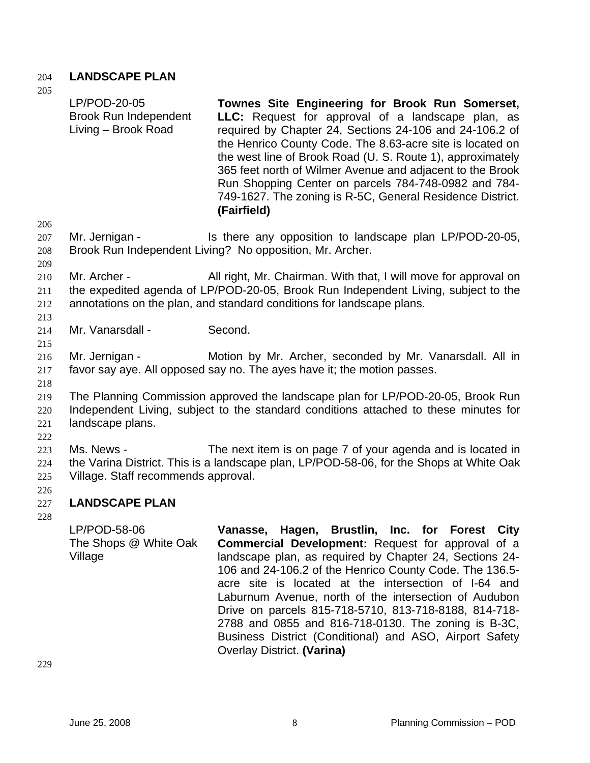## LANDSCAPE PLAN

| | |
|---|---|
| LP/POD-20-05<br>Brook Run Independent Living – Brook Road | **Townes Site Engineering for Brook Run Somerset, LLC:** Request for approval of a landscape plan, as required by Chapter 24, Sections 24-106 and 24-106.2 of the Henrico County Code. The 8.63-acre site is located on the west line of Brook Road (U. S. Route 1), approximately 365 feet north of Wilmer Avenue and adjacent to the Brook Run Shopping Center on parcels 784-748-0982 and 784-749-1627. The zoning is R-5C, General Residence District. **(Fairfield)** |

Mr. Jernigan - Is there any opposition to landscape plan LP/POD-20-05, Brook Run Independent Living? No opposition, Mr. Archer.

Mr. Archer - All right, Mr. Chairman. With that, I will move for approval on the expedited agenda of LP/POD-20-05, Brook Run Independent Living, subject to the annotations on the plan, and standard conditions for landscape plans.

Mr. Vanarsdall - Second.

Mr. Jernigan - Motion by Mr. Archer, seconded by Mr. Vanarsdall. All in favor say aye. All opposed say no. The ayes have it; the motion passes.

The Planning Commission approved the landscape plan for LP/POD-20-05, Brook Run Independent Living, subject to the standard conditions attached to these minutes for landscape plans.

Ms. News - The next item is on page 7 of your agenda and is located in the Varina District. This is a landscape plan, LP/POD-58-06, for the Shops at White Oak Village. Staff recommends approval.

## LANDSCAPE PLAN

| | |
|---|---|
| LP/POD-58-06<br>The Shops @ White Oak Village | **Vanasse, Hagen, Brustlin, Inc. for Forest City Commercial Development:** Request for approval of a landscape plan, as required by Chapter 24, Sections 24-106 and 24-106.2 of the Henrico County Code. The 136.5-acre site is located at the intersection of I-64 and Laburnum Avenue, north of the intersection of Audubon Drive on parcels 815-718-5710, 813-718-8188, 814-718-2788 and 0855 and 816-718-0130. The zoning is B-3C, Business District (Conditional) and ASO, Airport Safety Overlay District. **(Varina)** |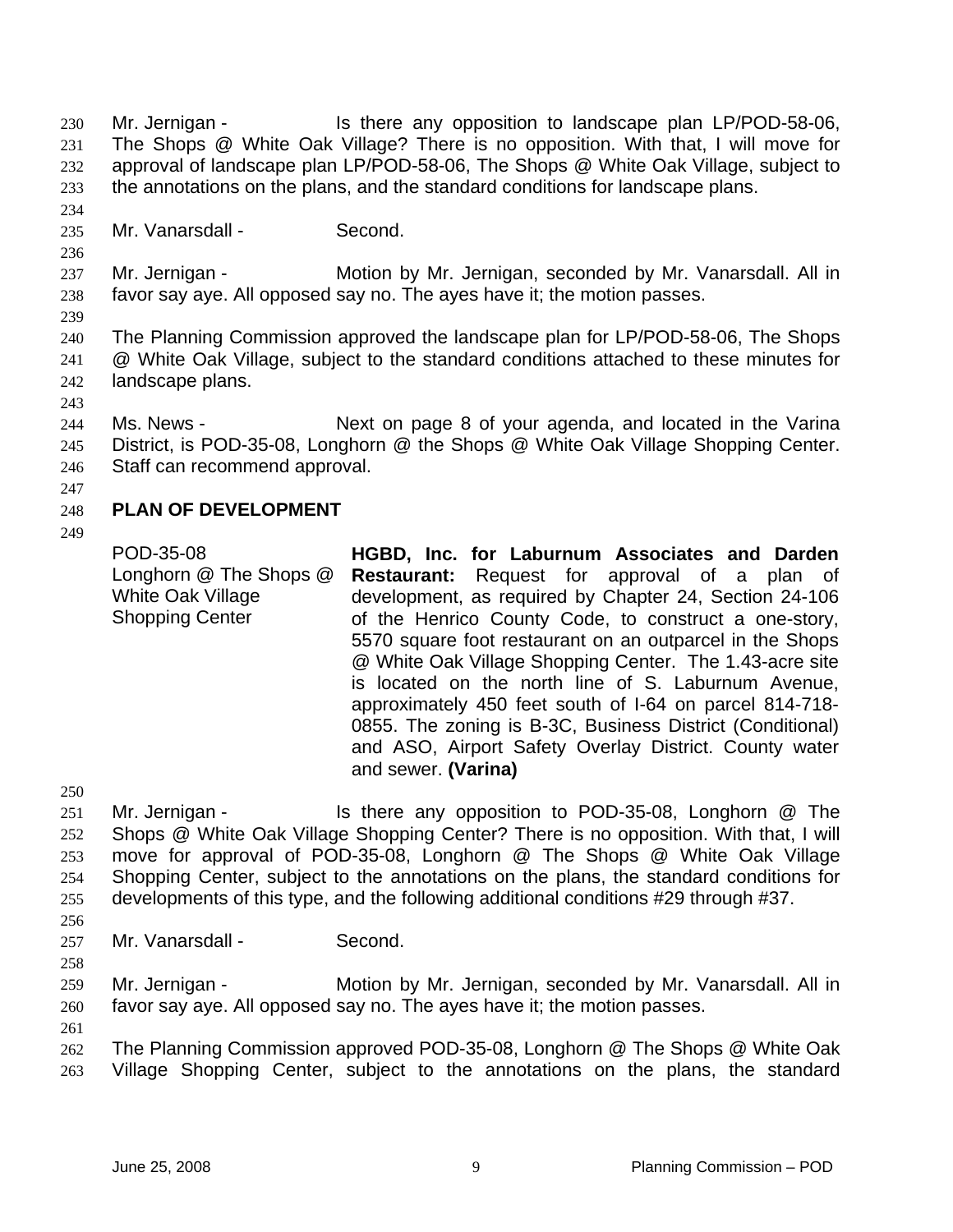Mr. Jernigan - Is there any opposition to landscape plan LP/POD-58-06, The Shops @ White Oak Village? There is no opposition. With that, I will move for approval of landscape plan LP/POD-58-06, The Shops @ White Oak Village, subject to the annotations on the plans, and the standard conditions for landscape plans.

Mr. Vanarsdall - Second.

Mr. Jernigan - Motion by Mr. Jernigan, seconded by Mr. Vanarsdall. All in favor say aye. All opposed say no. The ayes have it; the motion passes.

The Planning Commission approved the landscape plan for LP/POD-58-06, The Shops @ White Oak Village, subject to the standard conditions attached to these minutes for landscape plans.

Ms. News - Next on page 8 of your agenda, and located in the Varina District, is POD-35-08, Longhorn @ the Shops @ White Oak Village Shopping Center. Staff can recommend approval.

## PLAN OF DEVELOPMENT

| | |
|---|---|
| POD-35-08<br>Longhorn @ The Shops @ White Oak Village Shopping Center | **HGBD, Inc. for Laburnum Associates and Darden Restaurant:** Request for approval of a plan of development, as required by Chapter 24, Section 24-106 of the Henrico County Code, to construct a one-story, 5570 square foot restaurant on an outparcel in the Shops @ White Oak Village Shopping Center. The 1.43-acre site is located on the north line of S. Laburnum Avenue, approximately 450 feet south of I-64 on parcel 814-718-0855. The zoning is B-3C, Business District (Conditional) and ASO, Airport Safety Overlay District. County water and sewer. **(Varina)** |

Mr. Jernigan - Is there any opposition to POD-35-08, Longhorn @ The Shops @ White Oak Village Shopping Center? There is no opposition. With that, I will move for approval of POD-35-08, Longhorn @ The Shops @ White Oak Village Shopping Center, subject to the annotations on the plans, the standard conditions for developments of this type, and the following additional conditions #29 through #37.

Mr. Vanarsdall - Second.

Mr. Jernigan - Motion by Mr. Jernigan, seconded by Mr. Vanarsdall. All in favor say aye. All opposed say no. The ayes have it; the motion passes.

The Planning Commission approved POD-35-08, Longhorn @ The Shops @ White Oak Village Shopping Center, subject to the annotations on the plans, the standard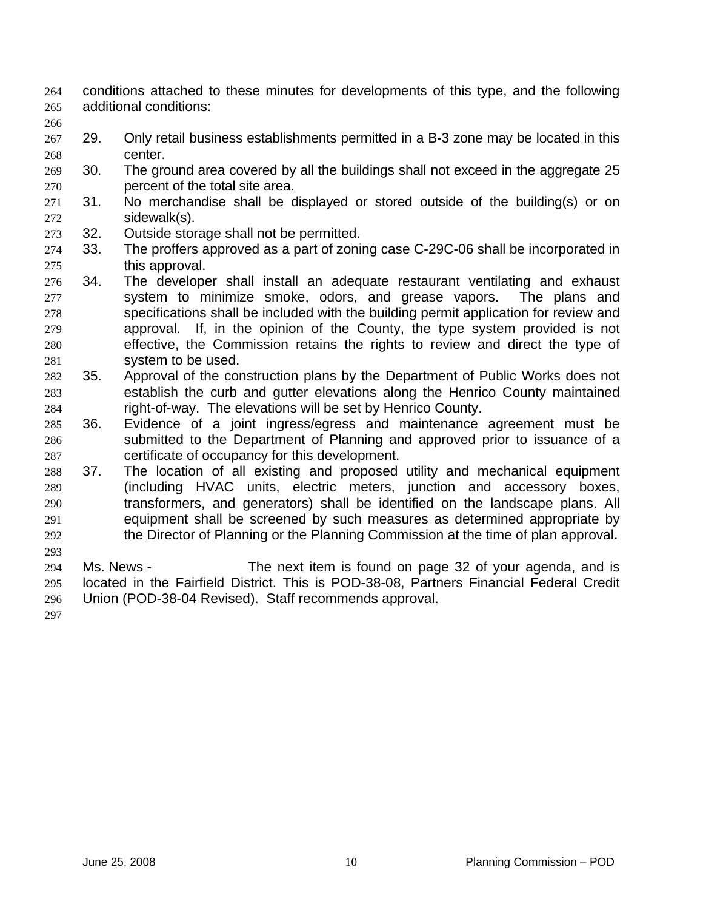conditions attached to these minutes for developments of this type, and the following additional conditions:

29. Only retail business establishments permitted in a B-3 zone may be located in this center.
30. The ground area covered by all the buildings shall not exceed in the aggregate 25 percent of the total site area.
31. No merchandise shall be displayed or stored outside of the building(s) or on sidewalk(s).
32. Outside storage shall not be permitted.
33. The proffers approved as a part of zoning case C-29C-06 shall be incorporated in this approval.
34. The developer shall install an adequate restaurant ventilating and exhaust system to minimize smoke, odors, and grease vapors. The plans and specifications shall be included with the building permit application for review and approval. If, in the opinion of the County, the type system provided is not effective, the Commission retains the rights to review and direct the type of system to be used.
35. Approval of the construction plans by the Department of Public Works does not establish the curb and gutter elevations along the Henrico County maintained right-of-way. The elevations will be set by Henrico County.
36. Evidence of a joint ingress/egress and maintenance agreement must be submitted to the Department of Planning and approved prior to issuance of a certificate of occupancy for this development.
37. The location of all existing and proposed utility and mechanical equipment (including HVAC units, electric meters, junction and accessory boxes, transformers, and generators) shall be identified on the landscape plans. All equipment shall be screened by such measures as determined appropriate by the Director of Planning or the Planning Commission at the time of plan approval**.**

Ms. News - The next item is found on page 32 of your agenda, and is located in the Fairfield District. This is POD-38-08, Partners Financial Federal Credit Union (POD-38-04 Revised). Staff recommends approval.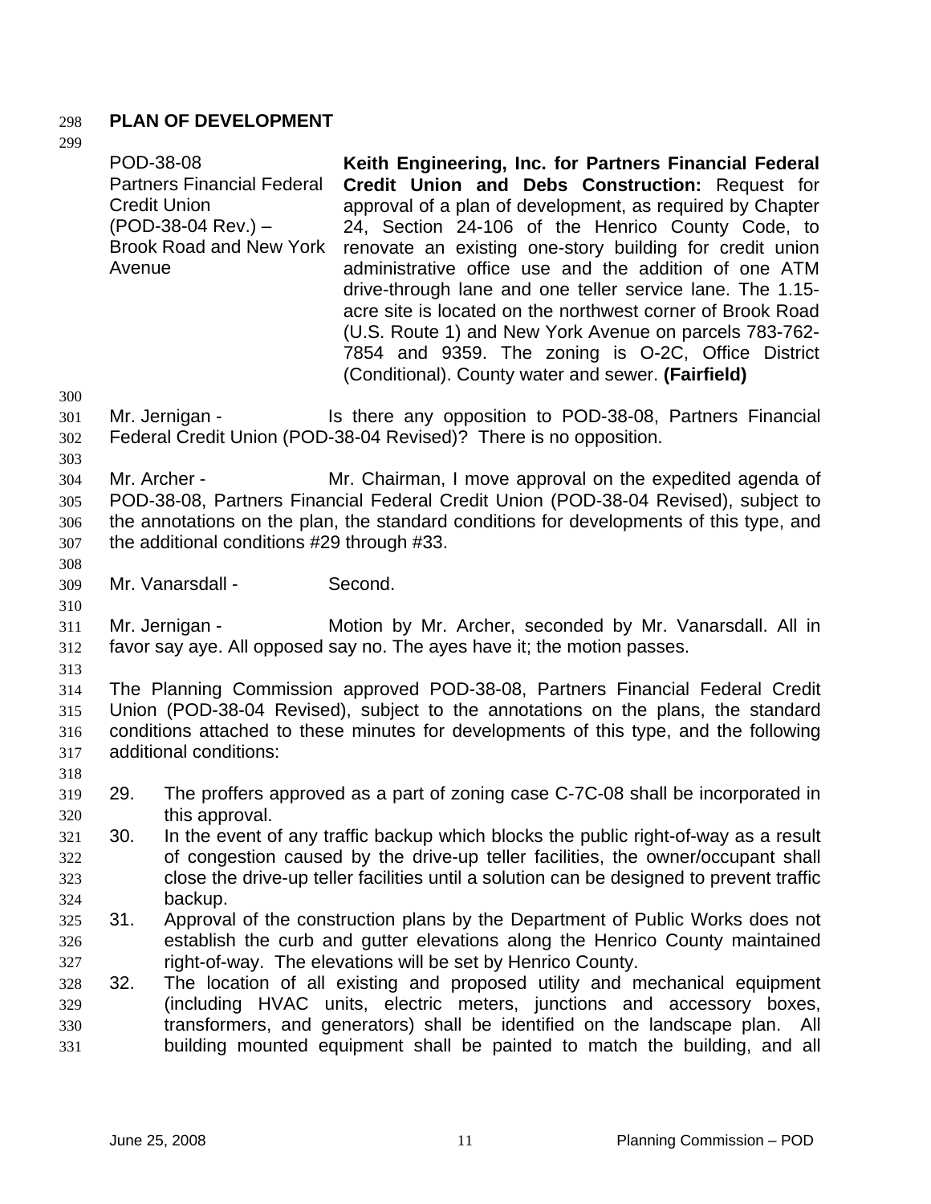## PLAN OF DEVELOPMENT

| | |
|---|---|
| POD-38-08<br>Partners Financial Federal Credit Union<br>(POD-38-04 Rev.) –<br>Brook Road and New York Avenue | **Keith Engineering, Inc. for Partners Financial Federal Credit Union and Debs Construction:** Request for approval of a plan of development, as required by Chapter 24, Section 24-106 of the Henrico County Code, to renovate an existing one-story building for credit union administrative office use and the addition of one ATM drive-through lane and one teller service lane. The 1.15-acre site is located on the northwest corner of Brook Road (U.S. Route 1) and New York Avenue on parcels 783-762-7854 and 9359. The zoning is O-2C, Office District (Conditional). County water and sewer. **(Fairfield)** |

Mr. Jernigan - Is there any opposition to POD-38-08, Partners Financial Federal Credit Union (POD-38-04 Revised)? There is no opposition.

Mr. Archer - Mr. Chairman, I move approval on the expedited agenda of POD-38-08, Partners Financial Federal Credit Union (POD-38-04 Revised), subject to the annotations on the plan, the standard conditions for developments of this type, and the additional conditions #29 through #33.

Mr. Vanarsdall - Second.

Mr. Jernigan - Motion by Mr. Archer, seconded by Mr. Vanarsdall. All in favor say aye. All opposed say no. The ayes have it; the motion passes.

The Planning Commission approved POD-38-08, Partners Financial Federal Credit Union (POD-38-04 Revised), subject to the annotations on the plans, the standard conditions attached to these minutes for developments of this type, and the following additional conditions:

29. The proffers approved as a part of zoning case C-7C-08 shall be incorporated in this approval.
30. In the event of any traffic backup which blocks the public right-of-way as a result of congestion caused by the drive-up teller facilities, the owner/occupant shall close the drive-up teller facilities until a solution can be designed to prevent traffic backup.
31. Approval of the construction plans by the Department of Public Works does not establish the curb and gutter elevations along the Henrico County maintained right-of-way. The elevations will be set by Henrico County.
32. The location of all existing and proposed utility and mechanical equipment (including HVAC units, electric meters, junctions and accessory boxes, transformers, and generators) shall be identified on the landscape plan. All building mounted equipment shall be painted to match the building, and all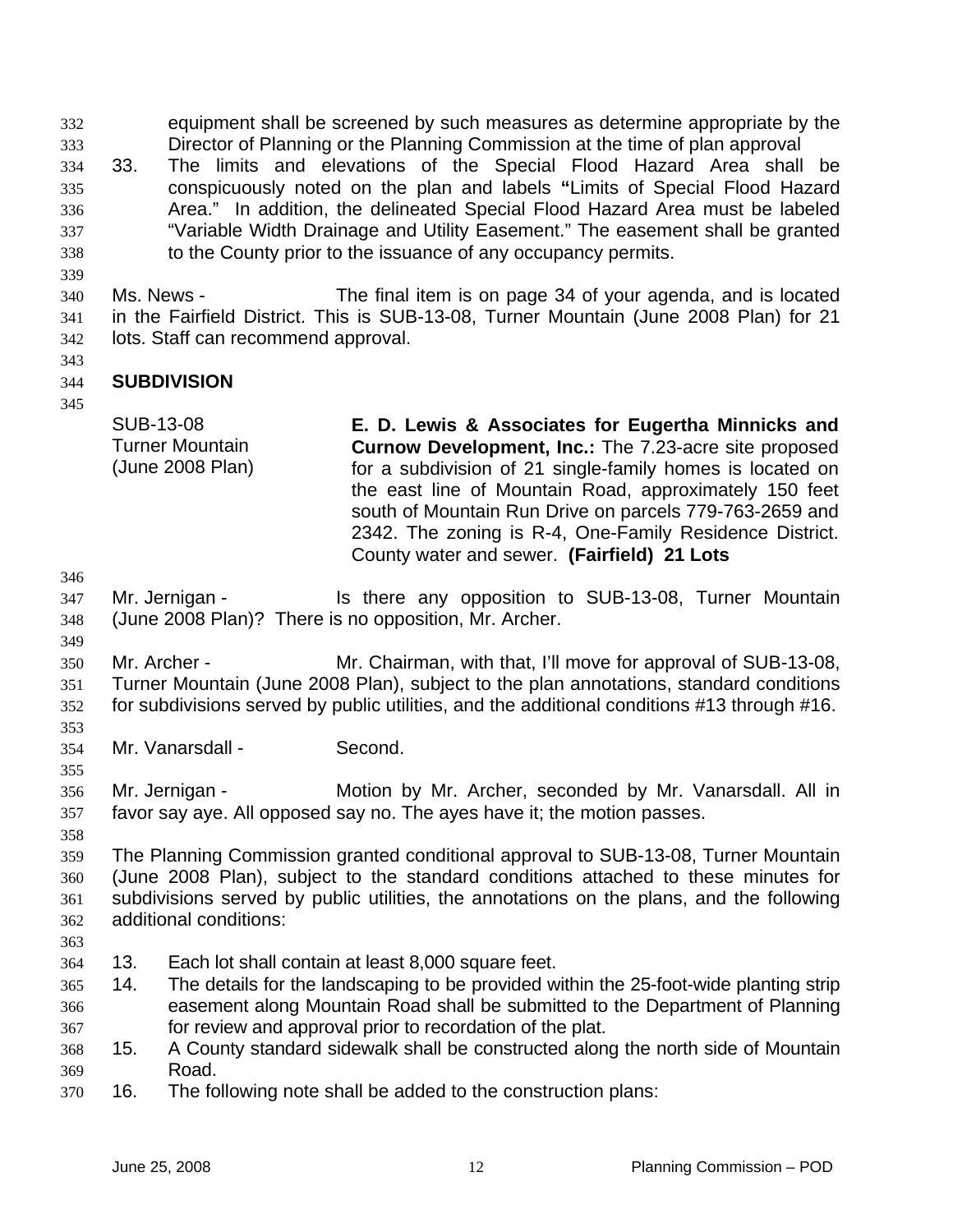equipment shall be screened by such measures as determine appropriate by the Director of Planning or the Planning Commission at the time of plan approval

33. The limits and elevations of the Special Flood Hazard Area shall be conspicuously noted on the plan and labels **"**Limits of Special Flood Hazard Area." In addition, the delineated Special Flood Hazard Area must be labeled "Variable Width Drainage and Utility Easement." The easement shall be granted to the County prior to the issuance of any occupancy permits.

Ms. News - The final item is on page 34 of your agenda, and is located in the Fairfield District. This is SUB-13-08, Turner Mountain (June 2008 Plan) for 21 lots. Staff can recommend approval.

**SUBDIVISION**

| | |
|---|---|
| SUB-13-08<br>Turner Mountain<br>(June 2008 Plan) | **E. D. Lewis & Associates for Eugertha Minnicks and Curnow Development, Inc.:** The 7.23-acre site proposed for a subdivision of 21 single-family homes is located on the east line of Mountain Road, approximately 150 feet south of Mountain Run Drive on parcels 779-763-2659 and 2342. The zoning is R-4, One-Family Residence District. County water and sewer. **(Fairfield) 21 Lots** |

Mr. Jernigan - Is there any opposition to SUB-13-08, Turner Mountain (June 2008 Plan)? There is no opposition, Mr. Archer.

Mr. Archer - Mr. Chairman, with that, I'll move for approval of SUB-13-08, Turner Mountain (June 2008 Plan), subject to the plan annotations, standard conditions for subdivisions served by public utilities, and the additional conditions #13 through #16.

Mr. Vanarsdall - Second.

Mr. Jernigan - Motion by Mr. Archer, seconded by Mr. Vanarsdall. All in favor say aye. All opposed say no. The ayes have it; the motion passes.

The Planning Commission granted conditional approval to SUB-13-08, Turner Mountain (June 2008 Plan), subject to the standard conditions attached to these minutes for subdivisions served by public utilities, the annotations on the plans, and the following additional conditions:

13. Each lot shall contain at least 8,000 square feet.
14. The details for the landscaping to be provided within the 25-foot-wide planting strip easement along Mountain Road shall be submitted to the Department of Planning for review and approval prior to recordation of the plat.
15. A County standard sidewalk shall be constructed along the north side of Mountain Road.
16. The following note shall be added to the construction plans: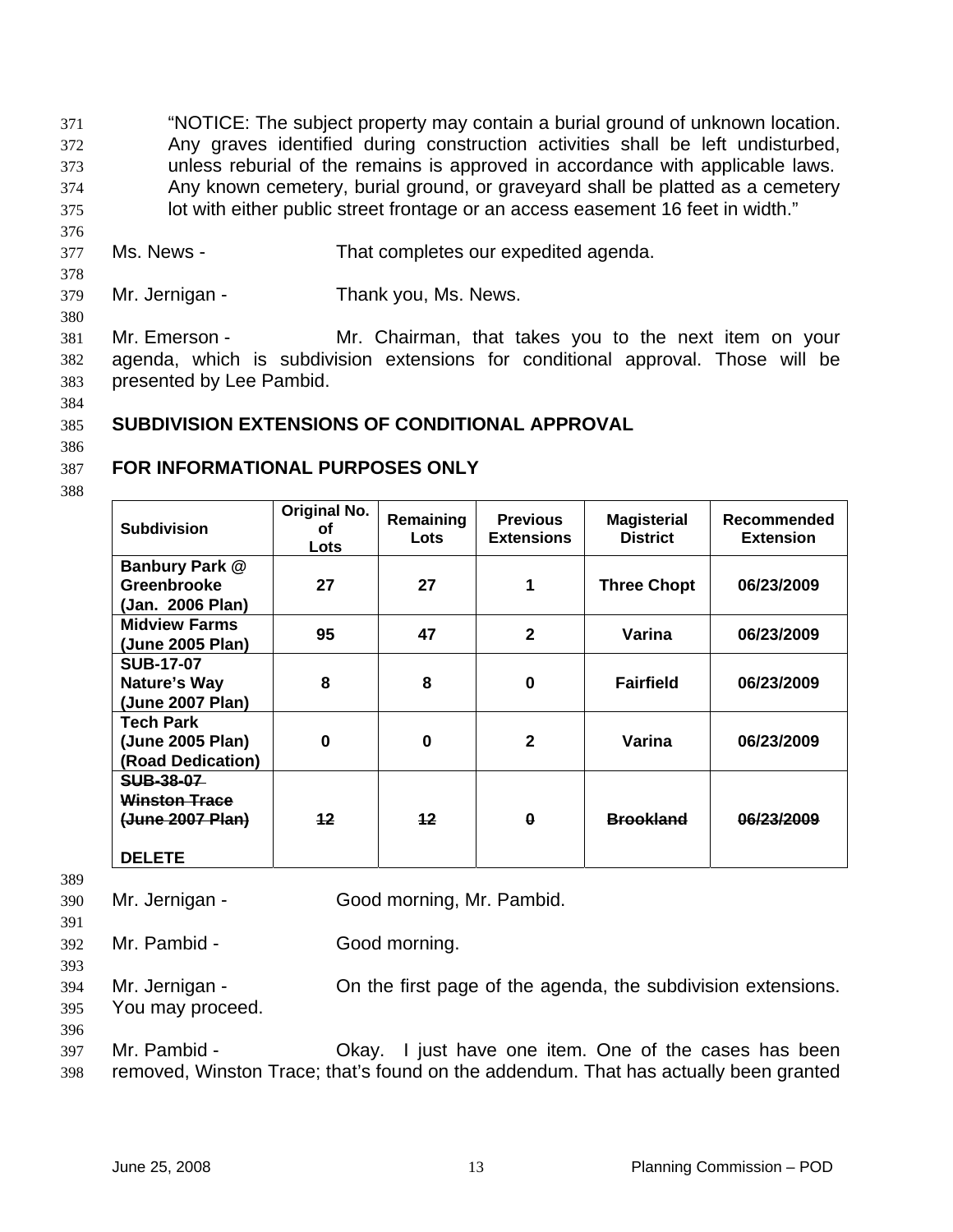"NOTICE: The subject property may contain a burial ground of unknown location. Any graves identified during construction activities shall be left undisturbed, unless reburial of the remains is approved in accordance with applicable laws. Any known cemetery, burial ground, or graveyard shall be platted as a cemetery lot with either public street frontage or an access easement 16 feet in width."

Ms. News - That completes our expedited agenda.

Mr. Jernigan - Thank you, Ms. News.

Mr. Emerson - Mr. Chairman, that takes you to the next item on your agenda, which is subdivision extensions for conditional approval. Those will be presented by Lee Pambid.

**SUBDIVISION EXTENSIONS OF CONDITIONAL APPROVAL**

**FOR INFORMATIONAL PURPOSES ONLY**

| Subdivision | Original No. of Lots | Remaining Lots | Previous Extensions | Magisterial District | Recommended Extension |
|---|---|---|---|---|---|
| **Banbury Park @ Greenbrooke (Jan. 2006 Plan)** | **27** | **27** | **1** | **Three Chopt** | **06/23/2009** |
| **Midview Farms (June 2005 Plan)** | **95** | **47** | **2** | **Varina** | **06/23/2009** |
| **SUB-17-07 Nature's Way (June 2007 Plan)** | **8** | **8** | **0** | **Fairfield** | **06/23/2009** |
| **Tech Park (June 2005 Plan) (Road Dedication)** | **0** | **0** | **2** | **Varina** | **06/23/2009** |
| **~~SUB-38-07 Winston Trace (June 2007 Plan)~~ DELETE** | **~~12~~** | **~~12~~** | **~~0~~** | **~~Brookland~~** | **~~06/23/2009~~** |

Mr. Jernigan - Good morning, Mr. Pambid.

Mr. Pambid - Good morning.

Mr. Jernigan - On the first page of the agenda, the subdivision extensions. You may proceed.

Mr. Pambid - Okay. I just have one item. One of the cases has been removed, Winston Trace; that's found on the addendum. That has actually been granted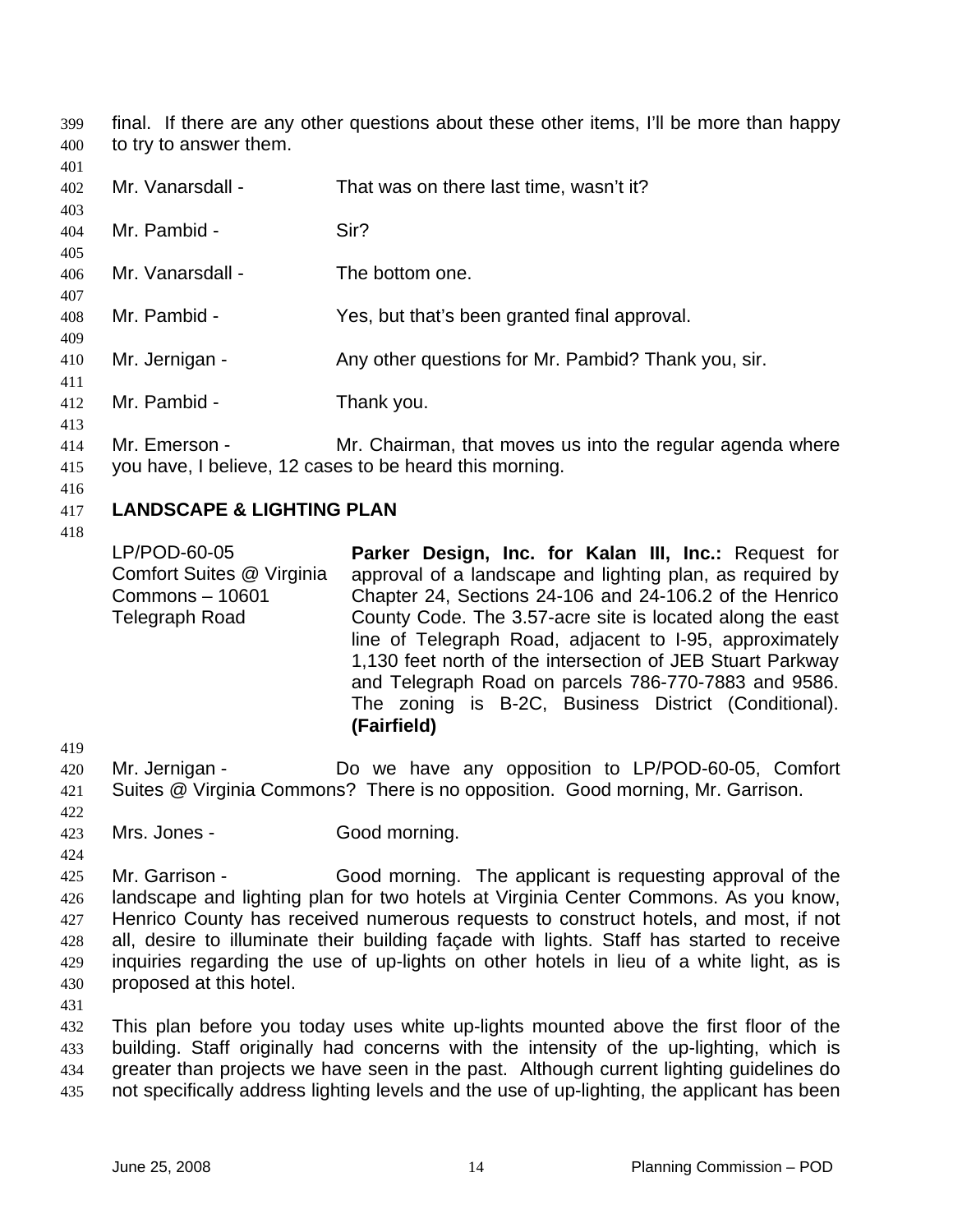final. If there are any other questions about these other items, I'll be more than happy to try to answer them.

Mr. Vanarsdall - That was on there last time, wasn't it?

Mr. Pambid - Sir?

Mr. Vanarsdall - The bottom one.

Mr. Pambid - Yes, but that's been granted final approval.

Mr. Jernigan - Any other questions for Mr. Pambid? Thank you, sir.

Mr. Pambid - Thank you.

Mr. Emerson - Mr. Chairman, that moves us into the regular agenda where you have, I believe, 12 cases to be heard this morning.

## LANDSCAPE & LIGHTING PLAN

| | |
|---|---|
| LP/POD-60-05<br>Comfort Suites @ Virginia Commons – 10601 Telegraph Road | **Parker Design, Inc. for Kalan III, Inc.:** Request for approval of a landscape and lighting plan, as required by Chapter 24, Sections 24-106 and 24-106.2 of the Henrico County Code. The 3.57-acre site is located along the east line of Telegraph Road, adjacent to I-95, approximately 1,130 feet north of the intersection of JEB Stuart Parkway and Telegraph Road on parcels 786-770-7883 and 9586. The zoning is B-2C, Business District (Conditional). **(Fairfield)** |

Mr. Jernigan - Do we have any opposition to LP/POD-60-05, Comfort Suites @ Virginia Commons? There is no opposition. Good morning, Mr. Garrison.

Mrs. Jones - Good morning.

Mr. Garrison - Good morning. The applicant is requesting approval of the landscape and lighting plan for two hotels at Virginia Center Commons. As you know, Henrico County has received numerous requests to construct hotels, and most, if not all, desire to illuminate their building façade with lights. Staff has started to receive inquiries regarding the use of up-lights on other hotels in lieu of a white light, as is proposed at this hotel.

This plan before you today uses white up-lights mounted above the first floor of the building. Staff originally had concerns with the intensity of the up-lighting, which is greater than projects we have seen in the past. Although current lighting guidelines do not specifically address lighting levels and the use of up-lighting, the applicant has been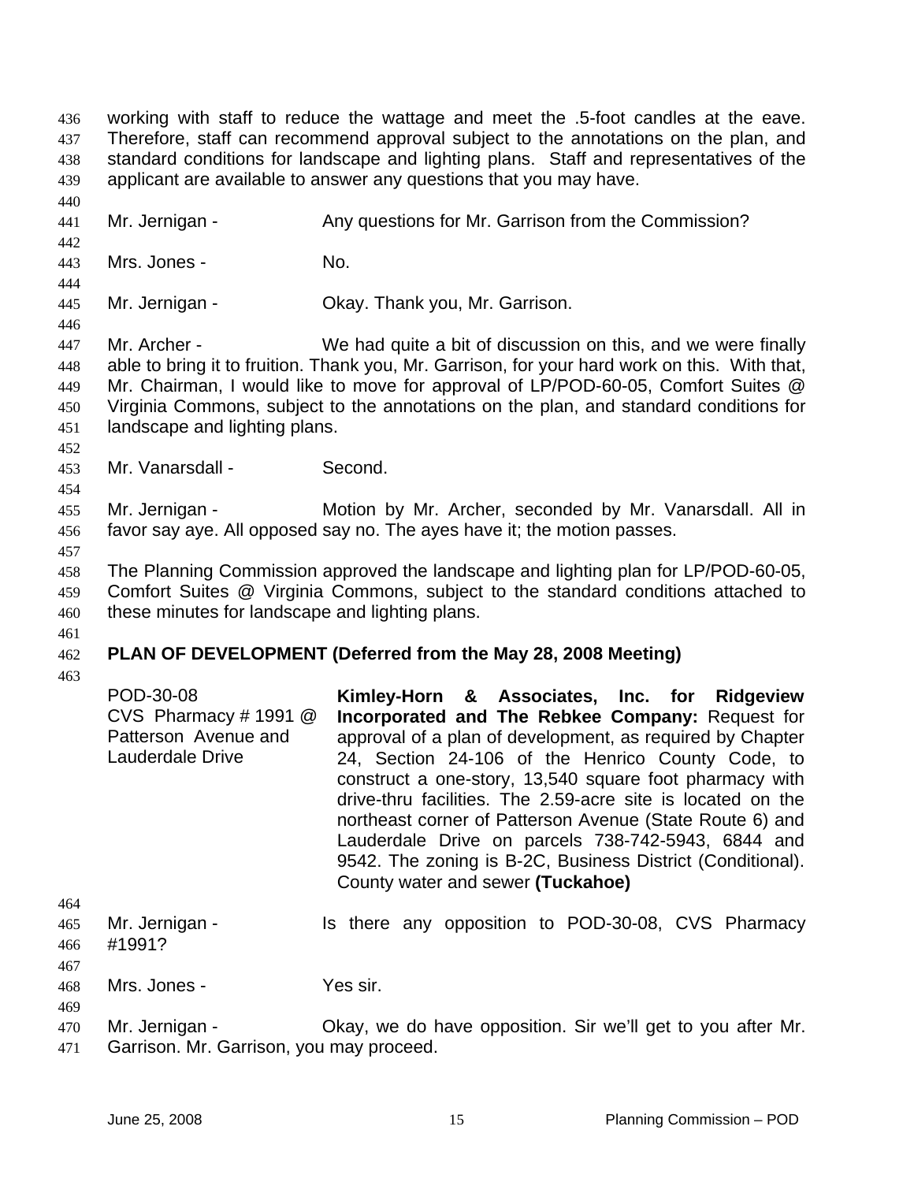working with staff to reduce the wattage and meet the .5-foot candles at the eave. Therefore, staff can recommend approval subject to the annotations on the plan, and standard conditions for landscape and lighting plans. Staff and representatives of the applicant are available to answer any questions that you may have.

Mr. Jernigan - Any questions for Mr. Garrison from the Commission?

Mrs. Jones - No.

Mr. Jernigan - Okay. Thank you, Mr. Garrison.

Mr. Archer - We had quite a bit of discussion on this, and we were finally able to bring it to fruition. Thank you, Mr. Garrison, for your hard work on this. With that, Mr. Chairman, I would like to move for approval of LP/POD-60-05, Comfort Suites @ Virginia Commons, subject to the annotations on the plan, and standard conditions for landscape and lighting plans.

Mr. Vanarsdall - Second.

Mr. Jernigan - Motion by Mr. Archer, seconded by Mr. Vanarsdall. All in favor say aye. All opposed say no. The ayes have it; the motion passes.

The Planning Commission approved the landscape and lighting plan for LP/POD-60-05, Comfort Suites @ Virginia Commons, subject to the standard conditions attached to these minutes for landscape and lighting plans.

**PLAN OF DEVELOPMENT (Deferred from the May 28, 2008 Meeting)**

| | |
|---|---|
| POD-30-08<br>CVS Pharmacy # 1991 @ Patterson Avenue and Lauderdale Drive | **Kimley-Horn & Associates, Inc. for Ridgeview Incorporated and The Rebkee Company:** Request for approval of a plan of development, as required by Chapter 24, Section 24-106 of the Henrico County Code, to construct a one-story, 13,540 square foot pharmacy with drive-thru facilities. The 2.59-acre site is located on the northeast corner of Patterson Avenue (State Route 6) and Lauderdale Drive on parcels 738-742-5943, 6844 and 9542. The zoning is B-2C, Business District (Conditional). County water and sewer **(Tuckahoe)** |

Mr. Jernigan - Is there any opposition to POD-30-08, CVS Pharmacy #1991?

Mrs. Jones - Yes sir.

Mr. Jernigan - Okay, we do have opposition. Sir we'll get to you after Mr. Garrison. Mr. Garrison, you may proceed.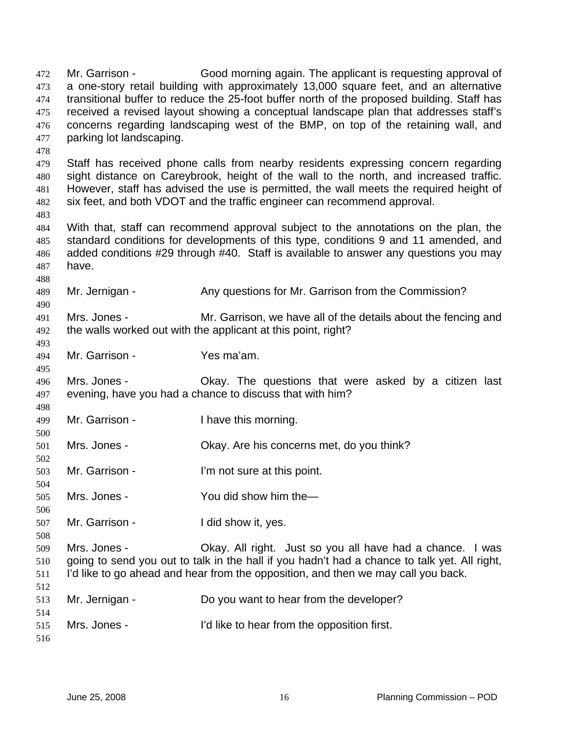Mr. Garrison - Good morning again. The applicant is requesting approval of a one-story retail building with approximately 13,000 square feet, and an alternative transitional buffer to reduce the 25-foot buffer north of the proposed building. Staff has received a revised layout showing a conceptual landscape plan that addresses staff's concerns regarding landscaping west of the BMP, on top of the retaining wall, and parking lot landscaping.

Staff has received phone calls from nearby residents expressing concern regarding sight distance on Careybrook, height of the wall to the north, and increased traffic. However, staff has advised the use is permitted, the wall meets the required height of six feet, and both VDOT and the traffic engineer can recommend approval.

With that, staff can recommend approval subject to the annotations on the plan, the standard conditions for developments of this type, conditions 9 and 11 amended, and added conditions #29 through #40. Staff is available to answer any questions you may have.

Mr. Jernigan - Any questions for Mr. Garrison from the Commission?

Mrs. Jones - Mr. Garrison, we have all of the details about the fencing and the walls worked out with the applicant at this point, right?

Mr. Garrison - Yes ma'am.

Mrs. Jones - Okay. The questions that were asked by a citizen last evening, have you had a chance to discuss that with him?

Mr. Garrison - I have this morning.

Mrs. Jones - Okay. Are his concerns met, do you think?

Mr. Garrison - I'm not sure at this point.

Mrs. Jones - You did show him the—

Mr. Garrison - I did show it, yes.

Mrs. Jones - Okay. All right. Just so you all have had a chance. I was going to send you out to talk in the hall if you hadn't had a chance to talk yet. All right, I'd like to go ahead and hear from the opposition, and then we may call you back.

Mr. Jernigan - Do you want to hear from the developer?

Mrs. Jones - I'd like to hear from the opposition first.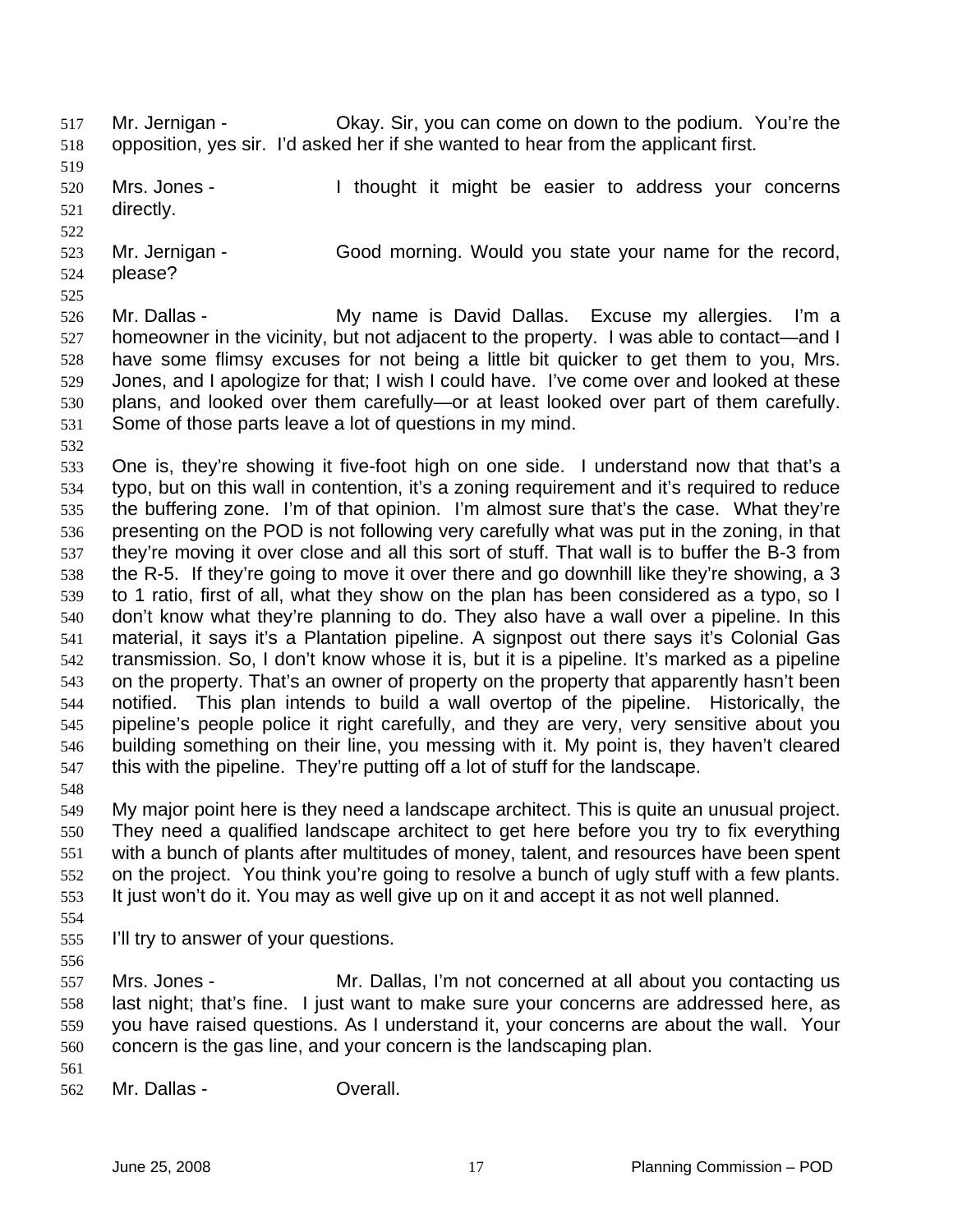Mr. Jernigan - Okay. Sir, you can come on down to the podium. You're the opposition, yes sir. I'd asked her if she wanted to hear from the applicant first.

Mrs. Jones - I thought it might be easier to address your concerns directly.

Mr. Jernigan - Good morning. Would you state your name for the record, please?

Mr. Dallas - My name is David Dallas. Excuse my allergies. I'm a homeowner in the vicinity, but not adjacent to the property. I was able to contact—and I have some flimsy excuses for not being a little bit quicker to get them to you, Mrs. Jones, and I apologize for that; I wish I could have. I've come over and looked at these plans, and looked over them carefully—or at least looked over part of them carefully. Some of those parts leave a lot of questions in my mind.

One is, they're showing it five-foot high on one side. I understand now that that's a typo, but on this wall in contention, it's a zoning requirement and it's required to reduce the buffering zone. I'm of that opinion. I'm almost sure that's the case. What they're presenting on the POD is not following very carefully what was put in the zoning, in that they're moving it over close and all this sort of stuff. That wall is to buffer the B-3 from the R-5. If they're going to move it over there and go downhill like they're showing, a 3 to 1 ratio, first of all, what they show on the plan has been considered as a typo, so I don't know what they're planning to do. They also have a wall over a pipeline. In this material, it says it's a Plantation pipeline. A signpost out there says it's Colonial Gas transmission. So, I don't know whose it is, but it is a pipeline. It's marked as a pipeline on the property. That's an owner of property on the property that apparently hasn't been notified. This plan intends to build a wall overtop of the pipeline. Historically, the pipeline's people police it right carefully, and they are very, very sensitive about you building something on their line, you messing with it. My point is, they haven't cleared this with the pipeline. They're putting off a lot of stuff for the landscape.

My major point here is they need a landscape architect. This is quite an unusual project. They need a qualified landscape architect to get here before you try to fix everything with a bunch of plants after multitudes of money, talent, and resources have been spent on the project. You think you're going to resolve a bunch of ugly stuff with a few plants. It just won't do it. You may as well give up on it and accept it as not well planned.

I'll try to answer of your questions.

Mrs. Jones - Mr. Dallas, I'm not concerned at all about you contacting us last night; that's fine. I just want to make sure your concerns are addressed here, as you have raised questions. As I understand it, your concerns are about the wall. Your concern is the gas line, and your concern is the landscaping plan.

Mr. Dallas - Overall.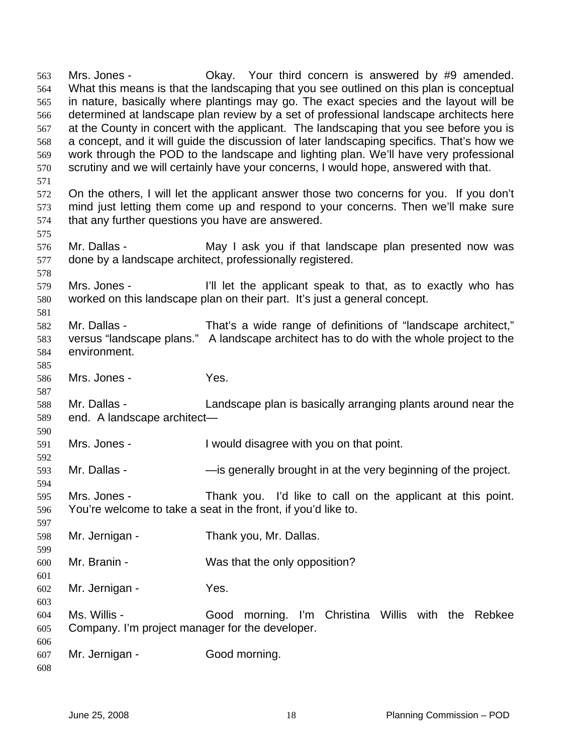Mrs. Jones - Okay. Your third concern is answered by #9 amended. What this means is that the landscaping that you see outlined on this plan is conceptual in nature, basically where plantings may go. The exact species and the layout will be determined at landscape plan review by a set of professional landscape architects here at the County in concert with the applicant. The landscaping that you see before you is a concept, and it will guide the discussion of later landscaping specifics. That's how we work through the POD to the landscape and lighting plan. We'll have very professional scrutiny and we will certainly have your concerns, I would hope, answered with that.

On the others, I will let the applicant answer those two concerns for you. If you don't mind just letting them come up and respond to your concerns. Then we'll make sure that any further questions you have are answered.

Mr. Dallas - May I ask you if that landscape plan presented now was done by a landscape architect, professionally registered.

Mrs. Jones - I'll let the applicant speak to that, as to exactly who has worked on this landscape plan on their part. It's just a general concept.

Mr. Dallas - That's a wide range of definitions of "landscape architect," versus "landscape plans." A landscape architect has to do with the whole project to the environment.

Mrs. Jones - Yes.

Mr. Dallas - Landscape plan is basically arranging plants around near the end. A landscape architect—

Mrs. Jones - I would disagree with you on that point.

Mr. Dallas - —is generally brought in at the very beginning of the project.

Mrs. Jones - Thank you. I'd like to call on the applicant at this point. You're welcome to take a seat in the front, if you'd like to.

Mr. Jernigan - Thank you, Mr. Dallas.

Mr. Branin - Was that the only opposition?

Mr. Jernigan - Yes.

Ms. Willis - Good morning. I'm Christina Willis with the Rebkee Company. I'm project manager for the developer.

Mr. Jernigan - Good morning.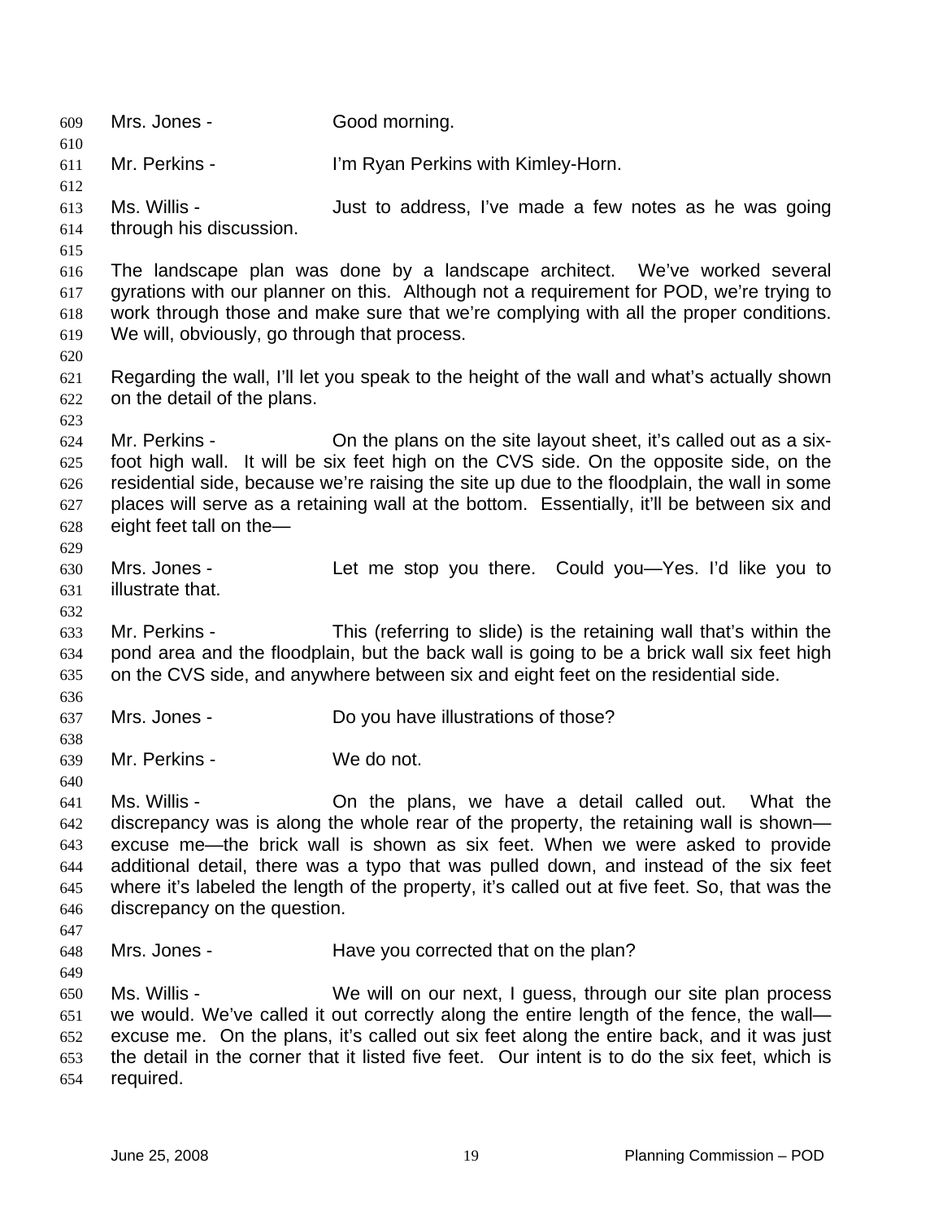Mrs. Jones - Good morning.

Mr. Perkins - I'm Ryan Perkins with Kimley-Horn.

Ms. Willis - Just to address, I've made a few notes as he was going through his discussion.

The landscape plan was done by a landscape architect. We've worked several gyrations with our planner on this. Although not a requirement for POD, we're trying to work through those and make sure that we're complying with all the proper conditions. We will, obviously, go through that process.

Regarding the wall, I'll let you speak to the height of the wall and what's actually shown on the detail of the plans.

Mr. Perkins - On the plans on the site layout sheet, it's called out as a six-foot high wall. It will be six feet high on the CVS side. On the opposite side, on the residential side, because we're raising the site up due to the floodplain, the wall in some places will serve as a retaining wall at the bottom. Essentially, it'll be between six and eight feet tall on the—

Mrs. Jones - Let me stop you there. Could you—Yes. I'd like you to illustrate that.

Mr. Perkins - This (referring to slide) is the retaining wall that's within the pond area and the floodplain, but the back wall is going to be a brick wall six feet high on the CVS side, and anywhere between six and eight feet on the residential side.

Mrs. Jones - Do you have illustrations of those?

Mr. Perkins - We do not.

Ms. Willis - On the plans, we have a detail called out. What the discrepancy was is along the whole rear of the property, the retaining wall is shown—excuse me—the brick wall is shown as six feet. When we were asked to provide additional detail, there was a typo that was pulled down, and instead of the six feet where it's labeled the length of the property, it's called out at five feet. So, that was the discrepancy on the question.

Mrs. Jones - Have you corrected that on the plan?

Ms. Willis - We will on our next, I guess, through our site plan process we would. We've called it out correctly along the entire length of the fence, the wall—excuse me. On the plans, it's called out six feet along the entire back, and it was just the detail in the corner that it listed five feet. Our intent is to do the six feet, which is required.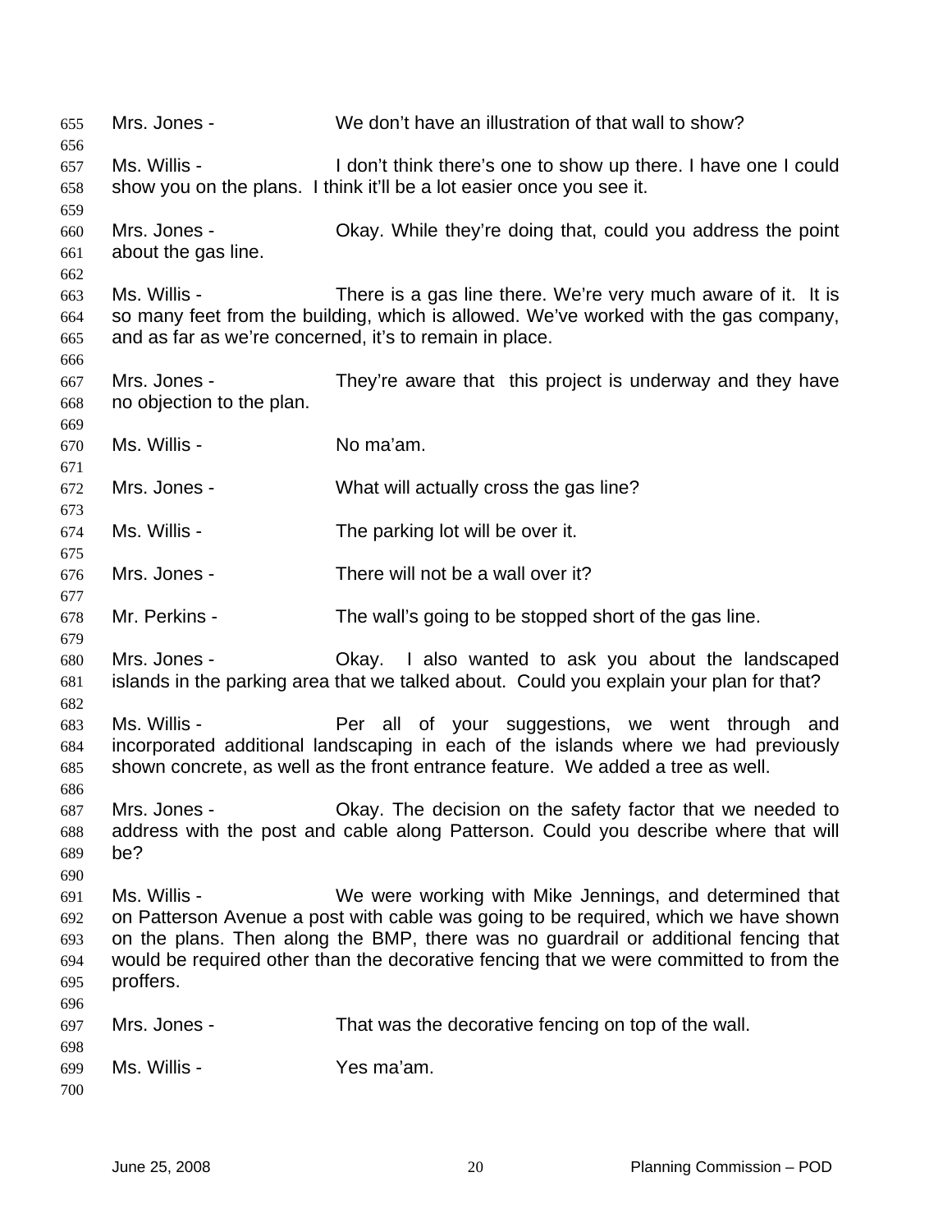Mrs. Jones - We don't have an illustration of that wall to show?

Ms. Willis - I don't think there's one to show up there. I have one I could show you on the plans. I think it'll be a lot easier once you see it.

Mrs. Jones - Okay. While they're doing that, could you address the point about the gas line.

Ms. Willis - There is a gas line there. We're very much aware of it. It is so many feet from the building, which is allowed. We've worked with the gas company, and as far as we're concerned, it's to remain in place.

Mrs. Jones - They're aware that this project is underway and they have no objection to the plan.

Ms. Willis - No ma'am.

Mrs. Jones - What will actually cross the gas line?

Ms. Willis - The parking lot will be over it.

Mrs. Jones - There will not be a wall over it?

Mr. Perkins - The wall's going to be stopped short of the gas line.

Mrs. Jones - Okay. I also wanted to ask you about the landscaped islands in the parking area that we talked about. Could you explain your plan for that?

Ms. Willis - Per all of your suggestions, we went through and incorporated additional landscaping in each of the islands where we had previously shown concrete, as well as the front entrance feature. We added a tree as well.

Mrs. Jones - Okay. The decision on the safety factor that we needed to address with the post and cable along Patterson. Could you describe where that will be?

Ms. Willis - We were working with Mike Jennings, and determined that on Patterson Avenue a post with cable was going to be required, which we have shown on the plans. Then along the BMP, there was no guardrail or additional fencing that would be required other than the decorative fencing that we were committed to from the proffers.

Mrs. Jones - That was the decorative fencing on top of the wall.

Ms. Willis - Yes ma'am.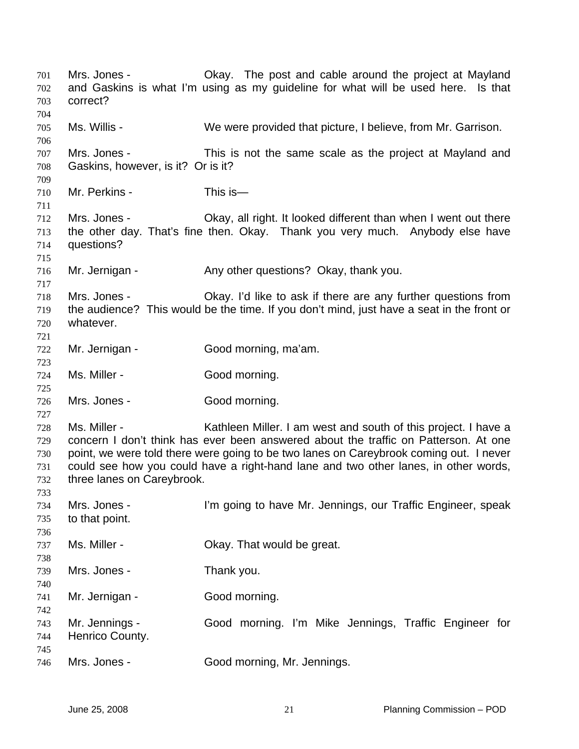Mrs. Jones - Okay. The post and cable around the project at Mayland and Gaskins is what I'm using as my guideline for what will be used here. Is that correct?

Ms. Willis - We were provided that picture, I believe, from Mr. Garrison.

Mrs. Jones - This is not the same scale as the project at Mayland and Gaskins, however, is it? Or is it?

Mr. Perkins - This is—

Mrs. Jones - Okay, all right. It looked different than when I went out there the other day. That's fine then. Okay. Thank you very much. Anybody else have questions?

Mr. Jernigan - Any other questions? Okay, thank you.

Mrs. Jones - Okay. I'd like to ask if there are any further questions from the audience? This would be the time. If you don't mind, just have a seat in the front or whatever.

Mr. Jernigan - Good morning, ma'am.

Ms. Miller - Good morning.

Mrs. Jones - Good morning.

Ms. Miller - Kathleen Miller. I am west and south of this project. I have a concern I don't think has ever been answered about the traffic on Patterson. At one point, we were told there were going to be two lanes on Careybrook coming out. I never could see how you could have a right-hand lane and two other lanes, in other words, three lanes on Careybrook.

Mrs. Jones - I'm going to have Mr. Jennings, our Traffic Engineer, speak to that point.

Ms. Miller - Okay. That would be great.

Mrs. Jones - Thank you.

Mr. Jernigan - Good morning.

Mr. Jennings - Good morning. I'm Mike Jennings, Traffic Engineer for Henrico County.

Mrs. Jones - Good morning, Mr. Jennings.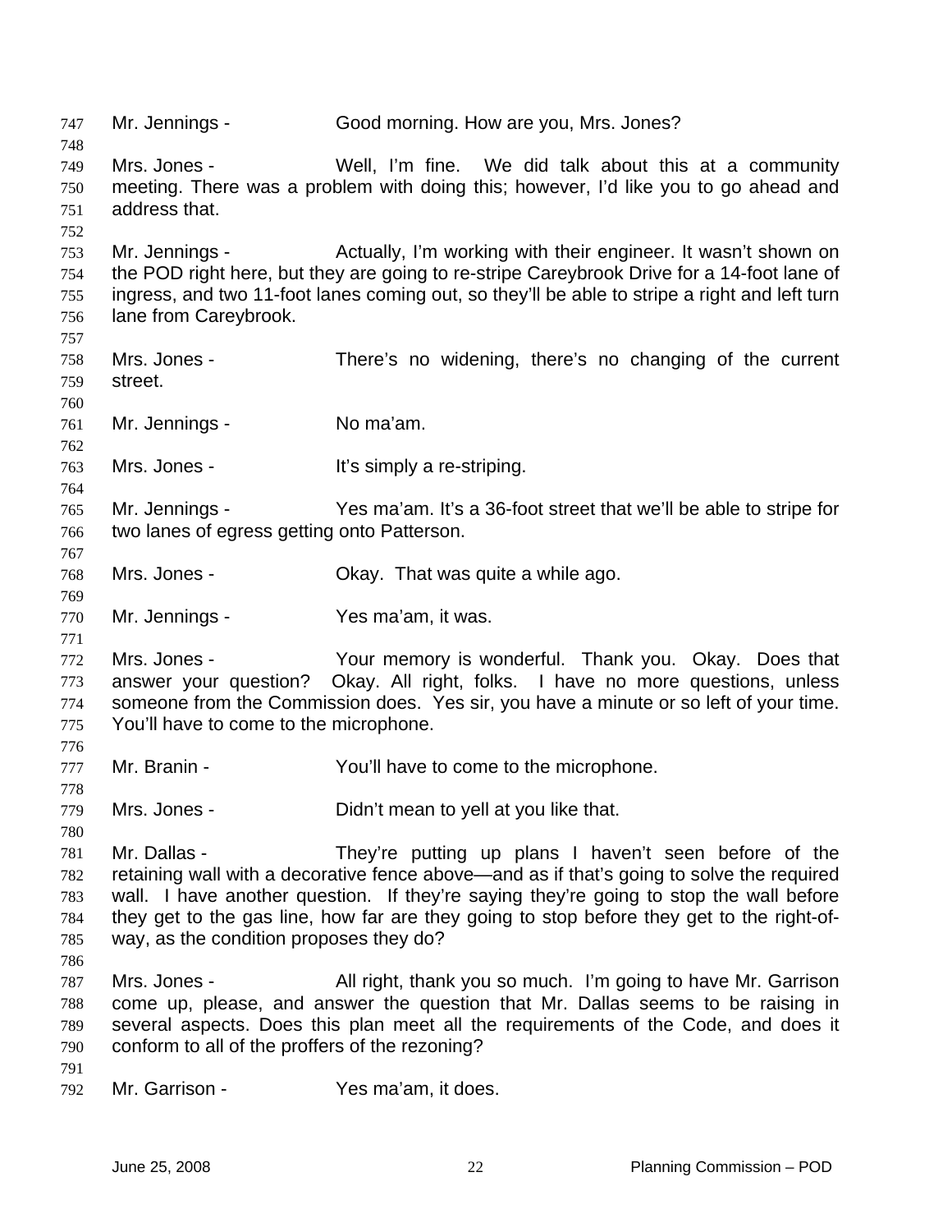Mr. Jennings - Good morning. How are you, Mrs. Jones?

Mrs. Jones - Well, I'm fine. We did talk about this at a community meeting. There was a problem with doing this; however, I'd like you to go ahead and address that.

Mr. Jennings - Actually, I'm working with their engineer. It wasn't shown on the POD right here, but they are going to re-stripe Careybrook Drive for a 14-foot lane of ingress, and two 11-foot lanes coming out, so they'll be able to stripe a right and left turn lane from Careybrook.

Mrs. Jones - There's no widening, there's no changing of the current street.

Mr. Jennings - No ma'am.

Mrs. Jones - It's simply a re-striping.

Mr. Jennings - Yes ma'am. It's a 36-foot street that we'll be able to stripe for two lanes of egress getting onto Patterson.

Mrs. Jones - Okay. That was quite a while ago.

Mr. Jennings - Yes ma'am, it was.

Mrs. Jones - Your memory is wonderful. Thank you. Okay. Does that answer your question? Okay. All right, folks. I have no more questions, unless someone from the Commission does. Yes sir, you have a minute or so left of your time. You'll have to come to the microphone.

Mr. Branin - You'll have to come to the microphone.

Mrs. Jones - Didn't mean to yell at you like that.

Mr. Dallas - They're putting up plans I haven't seen before of the retaining wall with a decorative fence above—and as if that's going to solve the required wall. I have another question. If they're saying they're going to stop the wall before they get to the gas line, how far are they going to stop before they get to the right-of-way, as the condition proposes they do?

Mrs. Jones - All right, thank you so much. I'm going to have Mr. Garrison come up, please, and answer the question that Mr. Dallas seems to be raising in several aspects. Does this plan meet all the requirements of the Code, and does it conform to all of the proffers of the rezoning?

Mr. Garrison - Yes ma'am, it does.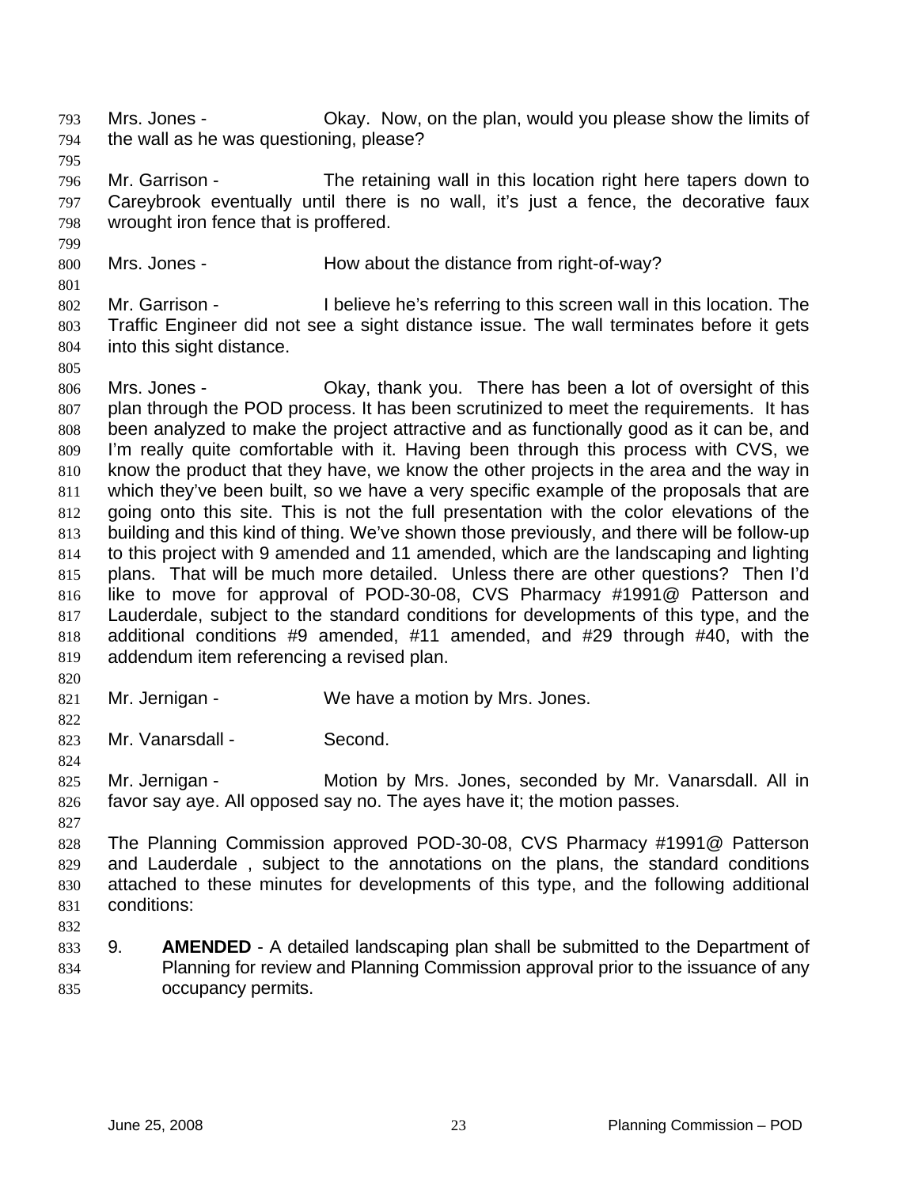Mrs. Jones - Okay. Now, on the plan, would you please show the limits of the wall as he was questioning, please?

Mr. Garrison - The retaining wall in this location right here tapers down to Careybrook eventually until there is no wall, it's just a fence, the decorative faux wrought iron fence that is proffered.

Mrs. Jones - How about the distance from right-of-way?

Mr. Garrison - I believe he's referring to this screen wall in this location. The Traffic Engineer did not see a sight distance issue. The wall terminates before it gets into this sight distance.

Mrs. Jones - Okay, thank you. There has been a lot of oversight of this plan through the POD process. It has been scrutinized to meet the requirements. It has been analyzed to make the project attractive and as functionally good as it can be, and I'm really quite comfortable with it. Having been through this process with CVS, we know the product that they have, we know the other projects in the area and the way in which they've been built, so we have a very specific example of the proposals that are going onto this site. This is not the full presentation with the color elevations of the building and this kind of thing. We've shown those previously, and there will be follow-up to this project with 9 amended and 11 amended, which are the landscaping and lighting plans. That will be much more detailed. Unless there are other questions? Then I'd like to move for approval of POD-30-08, CVS Pharmacy #1991@ Patterson and Lauderdale, subject to the standard conditions for developments of this type, and the additional conditions #9 amended, #11 amended, and #29 through #40, with the addendum item referencing a revised plan.

Mr. Jernigan - We have a motion by Mrs. Jones.

Mr. Vanarsdall - Second.

Mr. Jernigan - Motion by Mrs. Jones, seconded by Mr. Vanarsdall. All in favor say aye. All opposed say no. The ayes have it; the motion passes.

The Planning Commission approved POD-30-08, CVS Pharmacy #1991@ Patterson and Lauderdale , subject to the annotations on the plans, the standard conditions attached to these minutes for developments of this type, and the following additional conditions:

9. **AMENDED** - A detailed landscaping plan shall be submitted to the Department of Planning for review and Planning Commission approval prior to the issuance of any occupancy permits.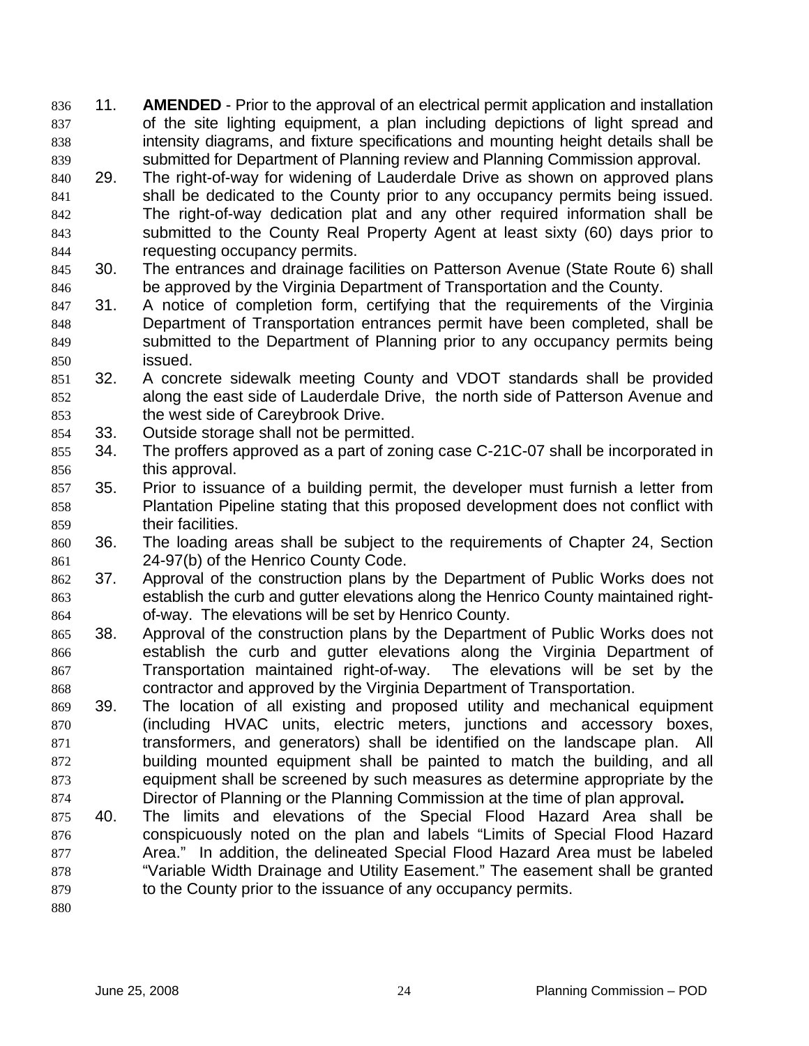11. **AMENDED** - Prior to the approval of an electrical permit application and installation of the site lighting equipment, a plan including depictions of light spread and intensity diagrams, and fixture specifications and mounting height details shall be submitted for Department of Planning review and Planning Commission approval.
29. The right-of-way for widening of Lauderdale Drive as shown on approved plans shall be dedicated to the County prior to any occupancy permits being issued. The right-of-way dedication plat and any other required information shall be submitted to the County Real Property Agent at least sixty (60) days prior to requesting occupancy permits.
30. The entrances and drainage facilities on Patterson Avenue (State Route 6) shall be approved by the Virginia Department of Transportation and the County.
31. A notice of completion form, certifying that the requirements of the Virginia Department of Transportation entrances permit have been completed, shall be submitted to the Department of Planning prior to any occupancy permits being issued.
32. A concrete sidewalk meeting County and VDOT standards shall be provided along the east side of Lauderdale Drive, the north side of Patterson Avenue and the west side of Careybrook Drive.
33. Outside storage shall not be permitted.
34. The proffers approved as a part of zoning case C-21C-07 shall be incorporated in this approval.
35. Prior to issuance of a building permit, the developer must furnish a letter from Plantation Pipeline stating that this proposed development does not conflict with their facilities.
36. The loading areas shall be subject to the requirements of Chapter 24, Section 24-97(b) of the Henrico County Code.
37. Approval of the construction plans by the Department of Public Works does not establish the curb and gutter elevations along the Henrico County maintained right-of-way. The elevations will be set by Henrico County.
38. Approval of the construction plans by the Department of Public Works does not establish the curb and gutter elevations along the Virginia Department of Transportation maintained right-of-way. The elevations will be set by the contractor and approved by the Virginia Department of Transportation.
39. The location of all existing and proposed utility and mechanical equipment (including HVAC units, electric meters, junctions and accessory boxes, transformers, and generators) shall be identified on the landscape plan. All building mounted equipment shall be painted to match the building, and all equipment shall be screened by such measures as determine appropriate by the Director of Planning or the Planning Commission at the time of plan approval.
40. The limits and elevations of the Special Flood Hazard Area shall be conspicuously noted on the plan and labels "Limits of Special Flood Hazard Area." In addition, the delineated Special Flood Hazard Area must be labeled "Variable Width Drainage and Utility Easement." The easement shall be granted to the County prior to the issuance of any occupancy permits.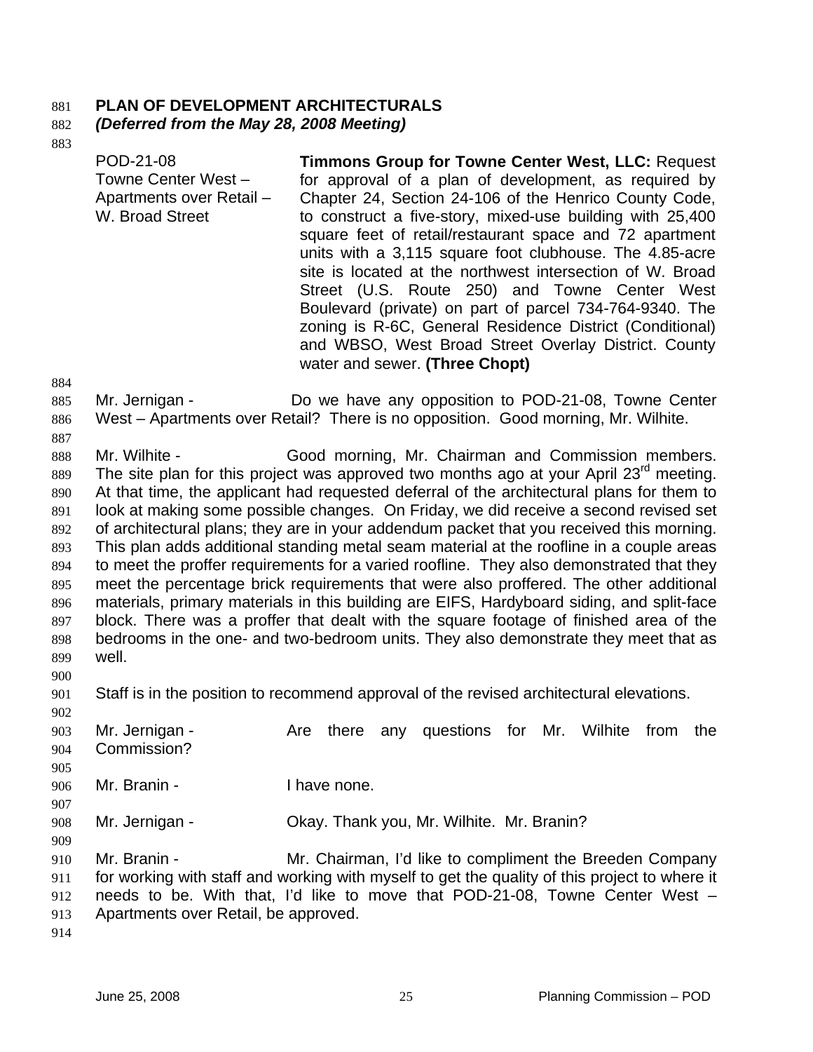**PLAN OF DEVELOPMENT ARCHITECTURALS**
***(Deferred from the May 28, 2008 Meeting)***

| | |
|---|---|
| POD-21-08<br>Towne Center West – Apartments over Retail – W. Broad Street | **Timmons Group for Towne Center West, LLC:** Request for approval of a plan of development, as required by Chapter 24, Section 24-106 of the Henrico County Code, to construct a five-story, mixed-use building with 25,400 square feet of retail/restaurant space and 72 apartment units with a 3,115 square foot clubhouse. The 4.85-acre site is located at the northwest intersection of W. Broad Street (U.S. Route 250) and Towne Center West Boulevard (private) on part of parcel 734-764-9340. The zoning is R-6C, General Residence District (Conditional) and WBSO, West Broad Street Overlay District. County water and sewer. **(Three Chopt)** |

Mr. Jernigan - Do we have any opposition to POD-21-08, Towne Center West – Apartments over Retail? There is no opposition. Good morning, Mr. Wilhite.

Mr. Wilhite - Good morning, Mr. Chairman and Commission members. The site plan for this project was approved two months ago at your April 23rd meeting. At that time, the applicant had requested deferral of the architectural plans for them to look at making some possible changes. On Friday, we did receive a second revised set of architectural plans; they are in your addendum packet that you received this morning. This plan adds additional standing metal seam material at the roofline in a couple areas to meet the proffer requirements for a varied roofline. They also demonstrated that they meet the percentage brick requirements that were also proffered. The other additional materials, primary materials in this building are EIFS, Hardyboard siding, and split-face block. There was a proffer that dealt with the square footage of finished area of the bedrooms in the one- and two-bedroom units. They also demonstrate they meet that as well.

Staff is in the position to recommend approval of the revised architectural elevations.

Mr. Jernigan - Are there any questions for Mr. Wilhite from the Commission?

Mr. Branin - I have none.

Mr. Jernigan - Okay. Thank you, Mr. Wilhite. Mr. Branin?

Mr. Branin - Mr. Chairman, I'd like to compliment the Breeden Company for working with staff and working with myself to get the quality of this project to where it needs to be. With that, I'd like to move that POD-21-08, Towne Center West – Apartments over Retail, be approved.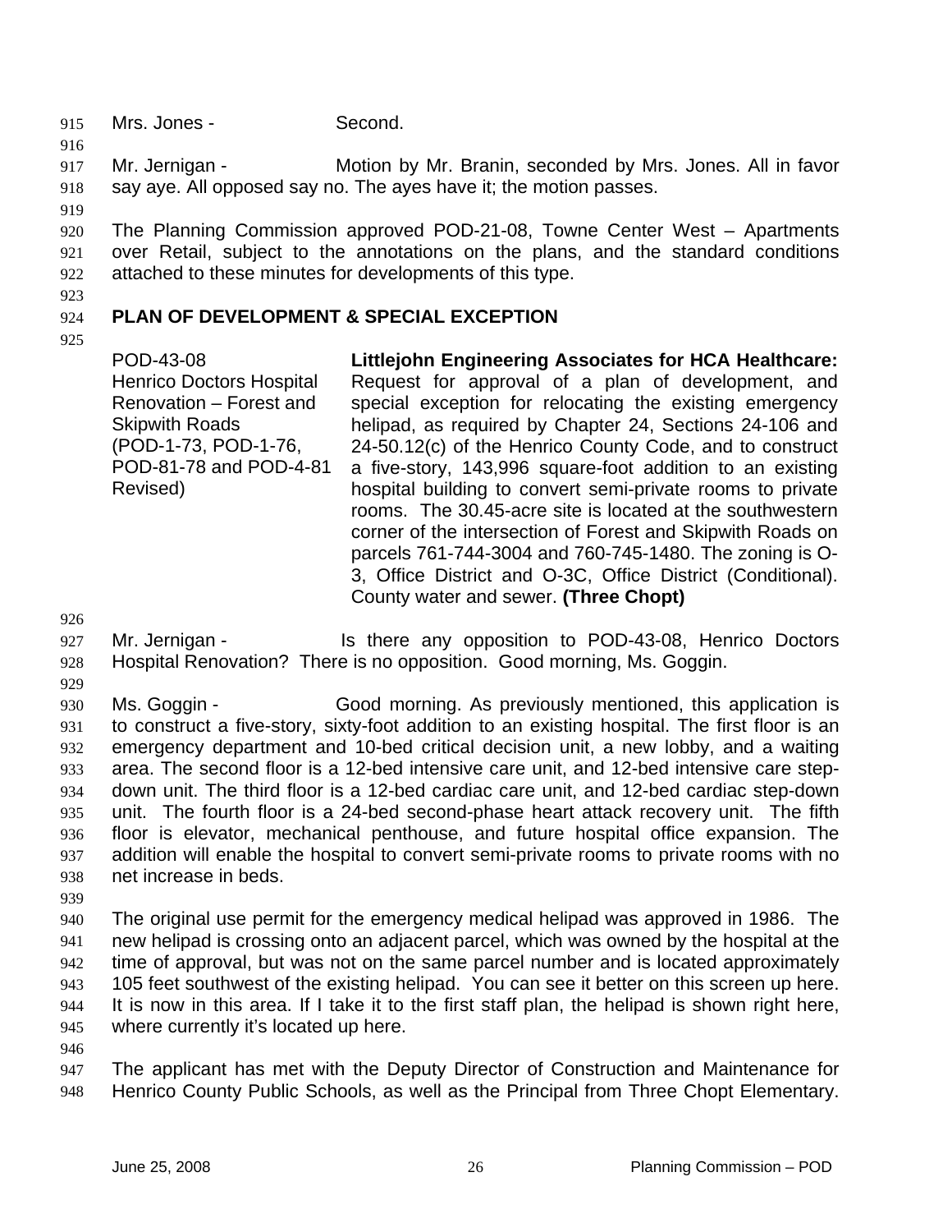Mrs. Jones - Second.

Mr. Jernigan - Motion by Mr. Branin, seconded by Mrs. Jones. All in favor say aye. All opposed say no. The ayes have it; the motion passes.

The Planning Commission approved POD-21-08, Towne Center West – Apartments over Retail, subject to the annotations on the plans, and the standard conditions attached to these minutes for developments of this type.

**PLAN OF DEVELOPMENT & SPECIAL EXCEPTION**

| | |
|---|---|
| POD-43-08<br>Henrico Doctors Hospital Renovation – Forest and Skipwith Roads<br>(POD-1-73, POD-1-76, POD-81-78 and POD-4-81 Revised) | **Littlejohn Engineering Associates for HCA Healthcare:** Request for approval of a plan of development, and special exception for relocating the existing emergency helipad, as required by Chapter 24, Sections 24-106 and 24-50.12(c) of the Henrico County Code, and to construct a five-story, 143,996 square-foot addition to an existing hospital building to convert semi-private rooms to private rooms. The 30.45-acre site is located at the southwestern corner of the intersection of Forest and Skipwith Roads on parcels 761-744-3004 and 760-745-1480. The zoning is O-3, Office District and O-3C, Office District (Conditional). County water and sewer. **(Three Chopt)** |

Mr. Jernigan - Is there any opposition to POD-43-08, Henrico Doctors Hospital Renovation? There is no opposition. Good morning, Ms. Goggin.

Ms. Goggin - Good morning. As previously mentioned, this application is to construct a five-story, sixty-foot addition to an existing hospital. The first floor is an emergency department and 10-bed critical decision unit, a new lobby, and a waiting area. The second floor is a 12-bed intensive care unit, and 12-bed intensive care step-down unit. The third floor is a 12-bed cardiac care unit, and 12-bed cardiac step-down unit. The fourth floor is a 24-bed second-phase heart attack recovery unit. The fifth floor is elevator, mechanical penthouse, and future hospital office expansion. The addition will enable the hospital to convert semi-private rooms to private rooms with no net increase in beds.

The original use permit for the emergency medical helipad was approved in 1986. The new helipad is crossing onto an adjacent parcel, which was owned by the hospital at the time of approval, but was not on the same parcel number and is located approximately 105 feet southwest of the existing helipad. You can see it better on this screen up here. It is now in this area. If I take it to the first staff plan, the helipad is shown right here, where currently it's located up here.

The applicant has met with the Deputy Director of Construction and Maintenance for Henrico County Public Schools, as well as the Principal from Three Chopt Elementary.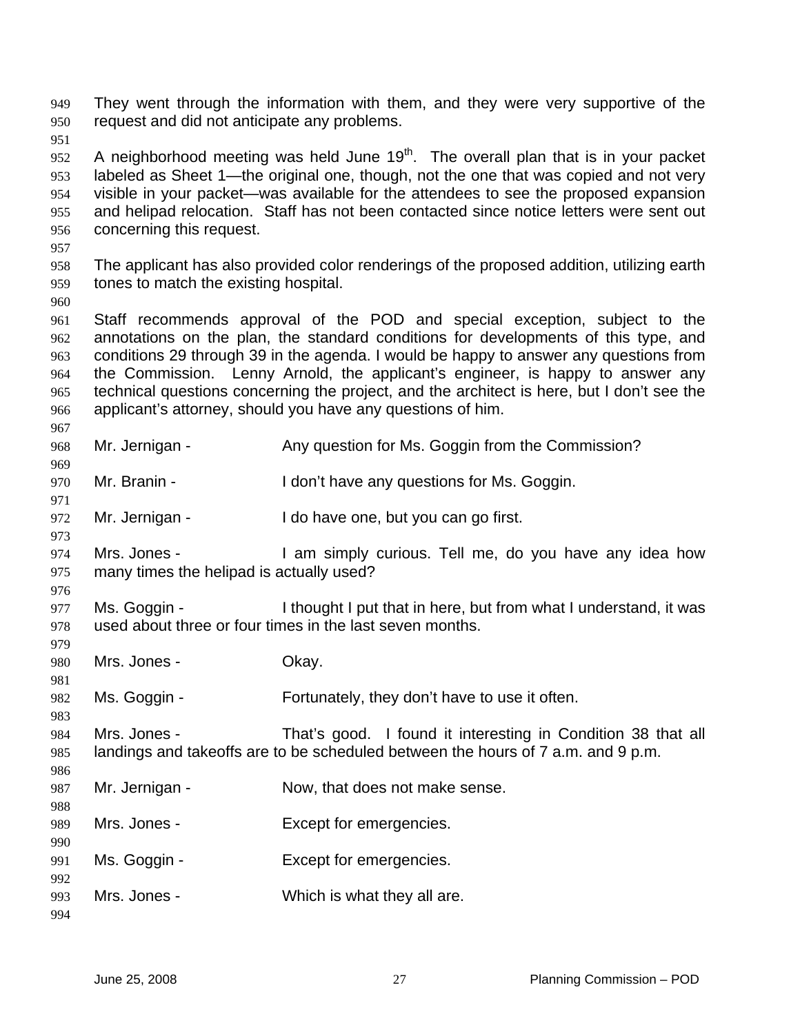They went through the information with them, and they were very supportive of the request and did not anticipate any problems.

A neighborhood meeting was held June 19th. The overall plan that is in your packet labeled as Sheet 1—the original one, though, not the one that was copied and not very visible in your packet—was available for the attendees to see the proposed expansion and helipad relocation. Staff has not been contacted since notice letters were sent out concerning this request.

The applicant has also provided color renderings of the proposed addition, utilizing earth tones to match the existing hospital.

Staff recommends approval of the POD and special exception, subject to the annotations on the plan, the standard conditions for developments of this type, and conditions 29 through 39 in the agenda. I would be happy to answer any questions from the Commission. Lenny Arnold, the applicant's engineer, is happy to answer any technical questions concerning the project, and the architect is here, but I don't see the applicant's attorney, should you have any questions of him.

Mr. Jernigan - Any question for Ms. Goggin from the Commission?

Mr. Branin - I don't have any questions for Ms. Goggin.

Mr. Jernigan - I do have one, but you can go first.

Mrs. Jones - I am simply curious. Tell me, do you have any idea how many times the helipad is actually used?

Ms. Goggin - I thought I put that in here, but from what I understand, it was used about three or four times in the last seven months.

Mrs. Jones - Okay.

Ms. Goggin - Fortunately, they don't have to use it often.

Mrs. Jones - That's good. I found it interesting in Condition 38 that all landings and takeoffs are to be scheduled between the hours of 7 a.m. and 9 p.m.

Mr. Jernigan - Now, that does not make sense.

Mrs. Jones - Except for emergencies.

Ms. Goggin - Except for emergencies.

Mrs. Jones - Which is what they all are.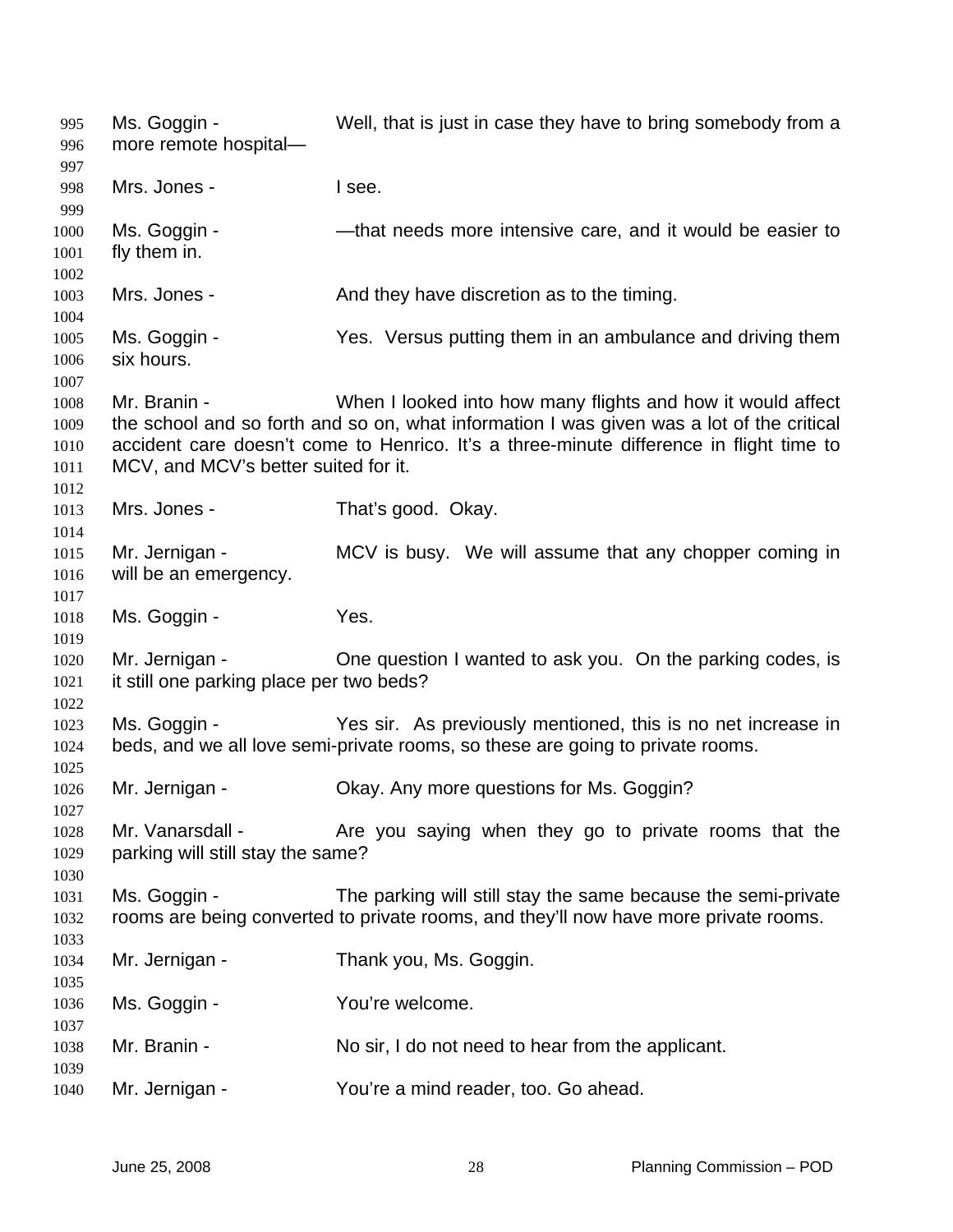Ms. Goggin - Well, that is just in case they have to bring somebody from a more remote hospital—

Mrs. Jones - I see.

Ms. Goggin - —that needs more intensive care, and it would be easier to fly them in.

Mrs. Jones - And they have discretion as to the timing.

Ms. Goggin - Yes. Versus putting them in an ambulance and driving them six hours.

Mr. Branin - When I looked into how many flights and how it would affect the school and so forth and so on, what information I was given was a lot of the critical accident care doesn't come to Henrico. It's a three-minute difference in flight time to MCV, and MCV's better suited for it.

Mrs. Jones - That's good. Okay.

Mr. Jernigan - MCV is busy. We will assume that any chopper coming in will be an emergency.

Ms. Goggin - Yes.

Mr. Jernigan - One question I wanted to ask you. On the parking codes, is it still one parking place per two beds?

Ms. Goggin - Yes sir. As previously mentioned, this is no net increase in beds, and we all love semi-private rooms, so these are going to private rooms.

Mr. Jernigan - Okay. Any more questions for Ms. Goggin?

Mr. Vanarsdall - Are you saying when they go to private rooms that the parking will still stay the same?

Ms. Goggin - The parking will still stay the same because the semi-private rooms are being converted to private rooms, and they'll now have more private rooms.

Mr. Jernigan - Thank you, Ms. Goggin.

Ms. Goggin - You're welcome.

Mr. Branin - No sir, I do not need to hear from the applicant.

Mr. Jernigan - You're a mind reader, too. Go ahead.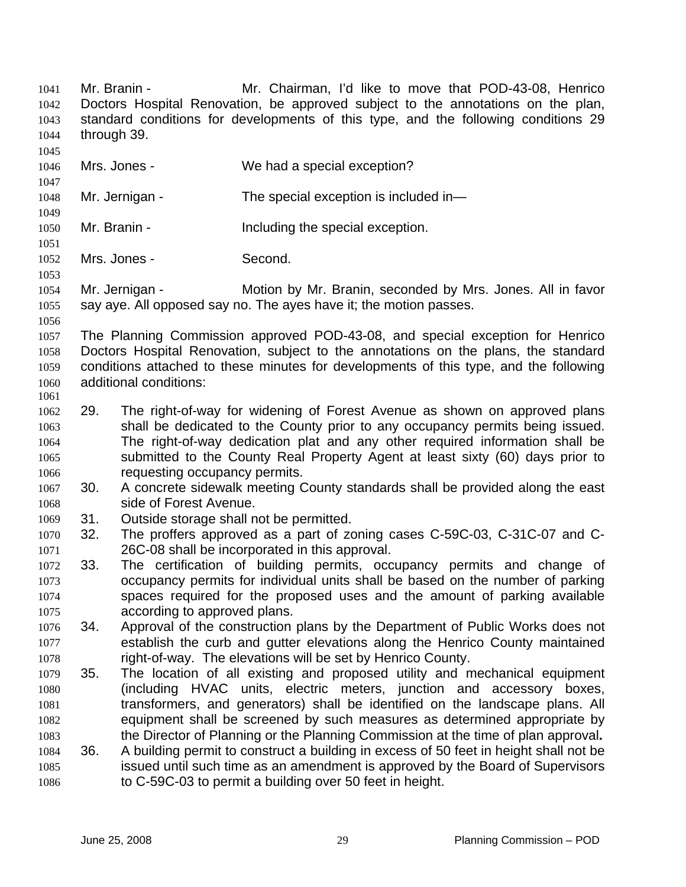Mr. Branin - Mr. Chairman, I'd like to move that POD-43-08, Henrico Doctors Hospital Renovation, be approved subject to the annotations on the plan, standard conditions for developments of this type, and the following conditions 29 through 39.

Mrs. Jones - We had a special exception?

Mr. Jernigan - The special exception is included in—

Mr. Branin - Including the special exception.

Mrs. Jones - Second.

Mr. Jernigan - Motion by Mr. Branin, seconded by Mrs. Jones. All in favor say aye. All opposed say no. The ayes have it; the motion passes.

The Planning Commission approved POD-43-08, and special exception for Henrico Doctors Hospital Renovation, subject to the annotations on the plans, the standard conditions attached to these minutes for developments of this type, and the following additional conditions:

29. The right-of-way for widening of Forest Avenue as shown on approved plans shall be dedicated to the County prior to any occupancy permits being issued. The right-of-way dedication plat and any other required information shall be submitted to the County Real Property Agent at least sixty (60) days prior to requesting occupancy permits.
30. A concrete sidewalk meeting County standards shall be provided along the east side of Forest Avenue.
31. Outside storage shall not be permitted.
32. The proffers approved as a part of zoning cases C-59C-03, C-31C-07 and C-26C-08 shall be incorporated in this approval.
33. The certification of building permits, occupancy permits and change of occupancy permits for individual units shall be based on the number of parking spaces required for the proposed uses and the amount of parking available according to approved plans.
34. Approval of the construction plans by the Department of Public Works does not establish the curb and gutter elevations along the Henrico County maintained right-of-way. The elevations will be set by Henrico County.
35. The location of all existing and proposed utility and mechanical equipment (including HVAC units, electric meters, junction and accessory boxes, transformers, and generators) shall be identified on the landscape plans. All equipment shall be screened by such measures as determined appropriate by the Director of Planning or the Planning Commission at the time of plan approval.
36. A building permit to construct a building in excess of 50 feet in height shall not be issued until such time as an amendment is approved by the Board of Supervisors to C-59C-03 to permit a building over 50 feet in height.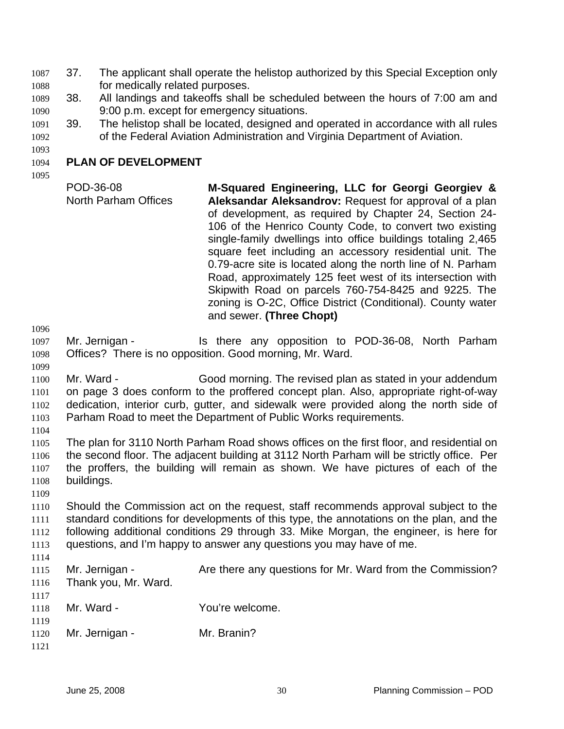37. The applicant shall operate the helistop authorized by this Special Exception only for medically related purposes.
38. All landings and takeoffs shall be scheduled between the hours of 7:00 am and 9:00 p.m. except for emergency situations.
39. The helistop shall be located, designed and operated in accordance with all rules of the Federal Aviation Administration and Virginia Department of Aviation.

## PLAN OF DEVELOPMENT

POD-36-08
North Parham Offices

**M-Squared Engineering, LLC for Georgi Georgiev & Aleksandar Aleksandrov:** Request for approval of a plan of development, as required by Chapter 24, Section 24-106 of the Henrico County Code, to convert two existing single-family dwellings into office buildings totaling 2,465 square feet including an accessory residential unit. The 0.79-acre site is located along the north line of N. Parham Road, approximately 125 feet west of its intersection with Skipwith Road on parcels 760-754-8425 and 9225. The zoning is O-2C, Office District (Conditional). County water and sewer. **(Three Chopt)**

Mr. Jernigan - Is there any opposition to POD-36-08, North Parham Offices? There is no opposition. Good morning, Mr. Ward.

Mr. Ward - Good morning. The revised plan as stated in your addendum on page 3 does conform to the proffered concept plan. Also, appropriate right-of-way dedication, interior curb, gutter, and sidewalk were provided along the north side of Parham Road to meet the Department of Public Works requirements.

The plan for 3110 North Parham Road shows offices on the first floor, and residential on the second floor. The adjacent building at 3112 North Parham will be strictly office. Per the proffers, the building will remain as shown. We have pictures of each of the buildings.

Should the Commission act on the request, staff recommends approval subject to the standard conditions for developments of this type, the annotations on the plan, and the following additional conditions 29 through 33. Mike Morgan, the engineer, is here for questions, and I'm happy to answer any questions you may have of me.

Mr. Jernigan - Are there any questions for Mr. Ward from the Commission? Thank you, Mr. Ward.

Mr. Ward - You're welcome.

Mr. Jernigan - Mr. Branin?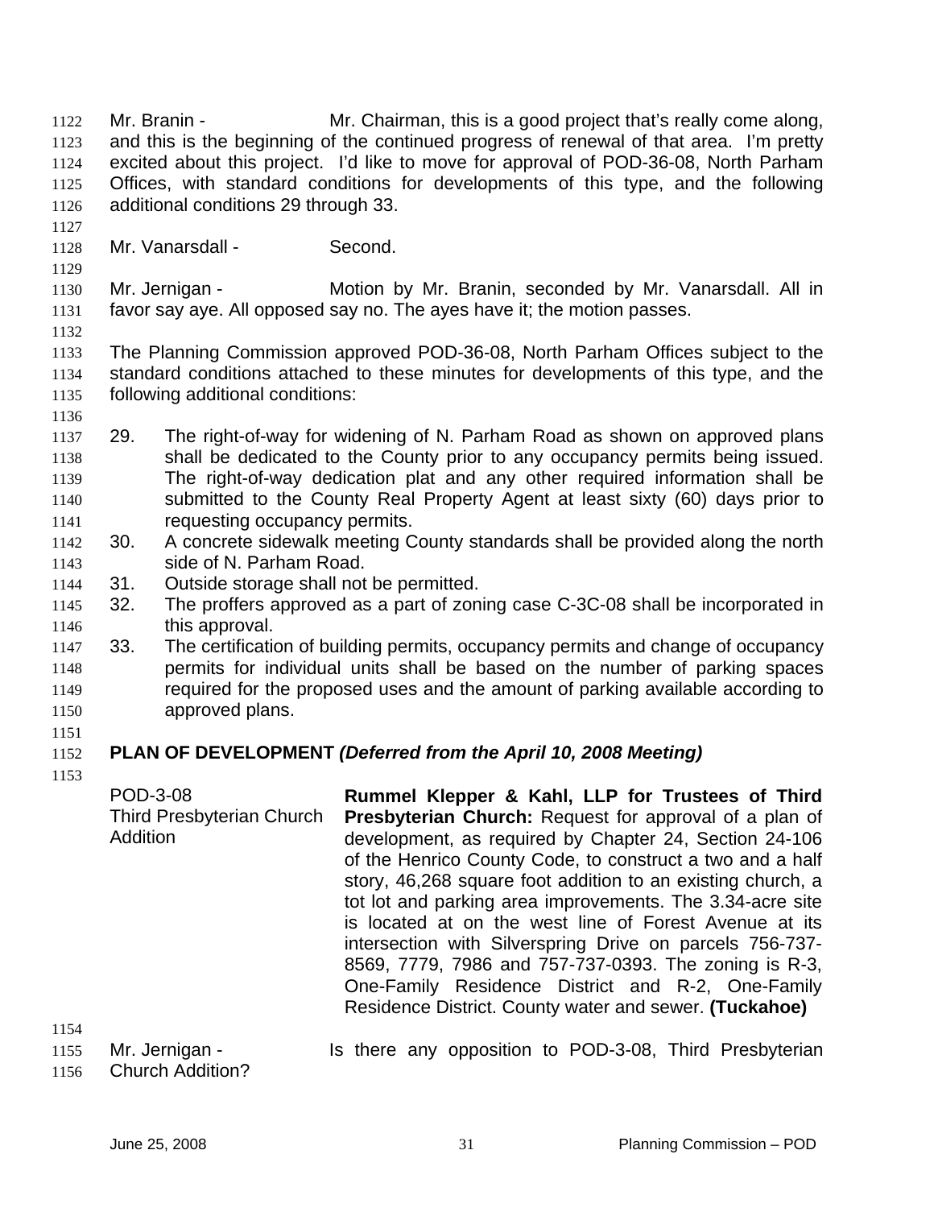Mr. Branin - Mr. Chairman, this is a good project that's really come along, and this is the beginning of the continued progress of renewal of that area. I'm pretty excited about this project. I'd like to move for approval of POD-36-08, North Parham Offices, with standard conditions for developments of this type, and the following additional conditions 29 through 33.

Mr. Vanarsdall - Second.

Mr. Jernigan - Motion by Mr. Branin, seconded by Mr. Vanarsdall. All in favor say aye. All opposed say no. The ayes have it; the motion passes.

The Planning Commission approved POD-36-08, North Parham Offices subject to the standard conditions attached to these minutes for developments of this type, and the following additional conditions:

29. The right-of-way for widening of N. Parham Road as shown on approved plans shall be dedicated to the County prior to any occupancy permits being issued. The right-of-way dedication plat and any other required information shall be submitted to the County Real Property Agent at least sixty (60) days prior to requesting occupancy permits.
30. A concrete sidewalk meeting County standards shall be provided along the north side of N. Parham Road.
31. Outside storage shall not be permitted.
32. The proffers approved as a part of zoning case C-3C-08 shall be incorporated in this approval.
33. The certification of building permits, occupancy permits and change of occupancy permits for individual units shall be based on the number of parking spaces required for the proposed uses and the amount of parking available according to approved plans.

**PLAN OF DEVELOPMENT *(Deferred from the April 10, 2008 Meeting)***

POD-3-08
Third Presbyterian Church Addition

**Rummel Klepper & Kahl, LLP for Trustees of Third Presbyterian Church:** Request for approval of a plan of development, as required by Chapter 24, Section 24-106 of the Henrico County Code, to construct a two and a half story, 46,268 square foot addition to an existing church, a tot lot and parking area improvements. The 3.34-acre site is located at on the west line of Forest Avenue at its intersection with Silverspring Drive on parcels 756-737-8569, 7779, 7986 and 757-737-0393. The zoning is R-3, One-Family Residence District and R-2, One-Family Residence District. County water and sewer. **(Tuckahoe)**

Mr. Jernigan - Is there any opposition to POD-3-08, Third Presbyterian Church Addition?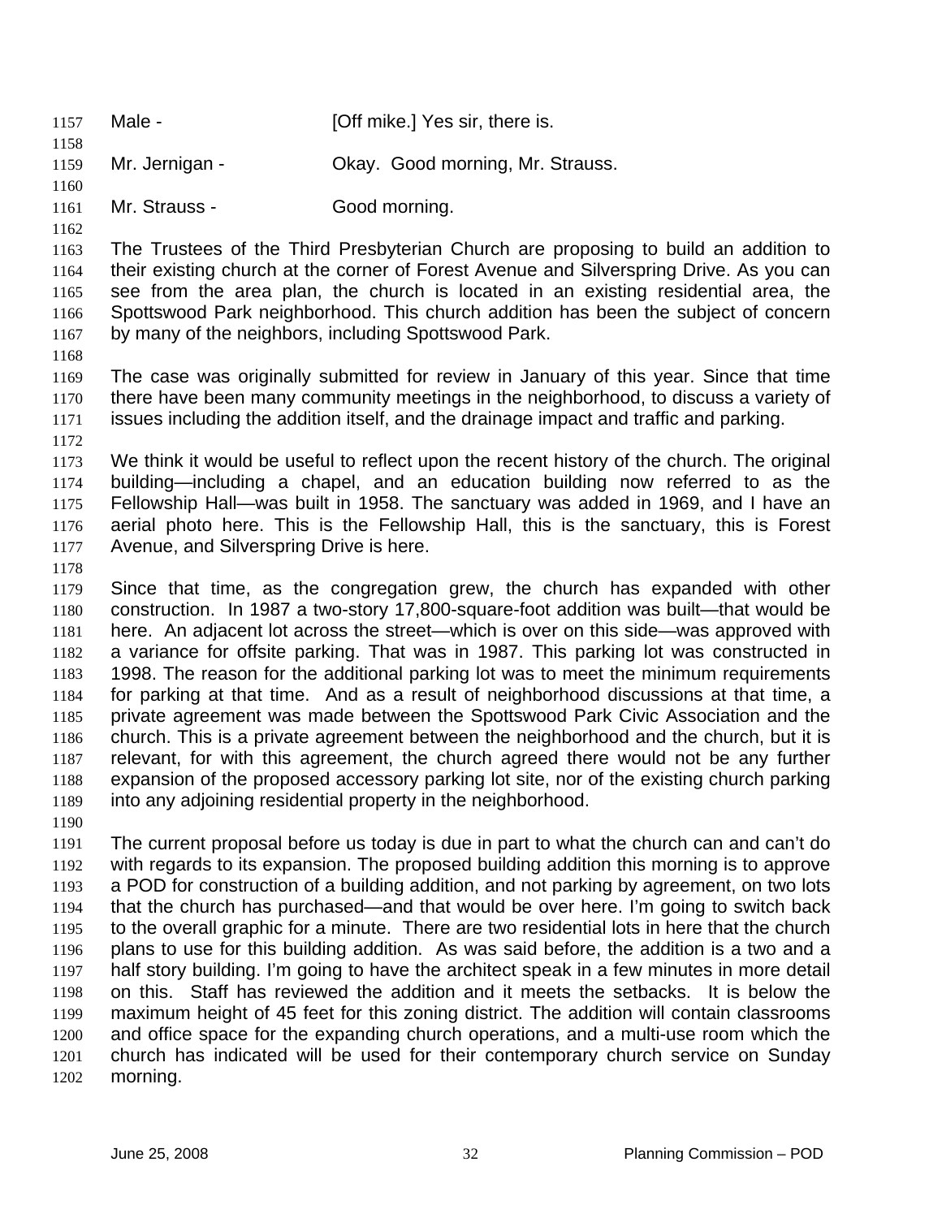Male - [Off mike.] Yes sir, there is.

Mr. Jernigan - Okay. Good morning, Mr. Strauss.

Mr. Strauss - Good morning.

The Trustees of the Third Presbyterian Church are proposing to build an addition to their existing church at the corner of Forest Avenue and Silverspring Drive. As you can see from the area plan, the church is located in an existing residential area, the Spottswood Park neighborhood. This church addition has been the subject of concern by many of the neighbors, including Spottswood Park.

The case was originally submitted for review in January of this year. Since that time there have been many community meetings in the neighborhood, to discuss a variety of issues including the addition itself, and the drainage impact and traffic and parking.

We think it would be useful to reflect upon the recent history of the church. The original building—including a chapel, and an education building now referred to as the Fellowship Hall—was built in 1958. The sanctuary was added in 1969, and I have an aerial photo here. This is the Fellowship Hall, this is the sanctuary, this is Forest Avenue, and Silverspring Drive is here.

Since that time, as the congregation grew, the church has expanded with other construction. In 1987 a two-story 17,800-square-foot addition was built—that would be here. An adjacent lot across the street—which is over on this side—was approved with a variance for offsite parking. That was in 1987. This parking lot was constructed in 1998. The reason for the additional parking lot was to meet the minimum requirements for parking at that time. And as a result of neighborhood discussions at that time, a private agreement was made between the Spottswood Park Civic Association and the church. This is a private agreement between the neighborhood and the church, but it is relevant, for with this agreement, the church agreed there would not be any further expansion of the proposed accessory parking lot site, nor of the existing church parking into any adjoining residential property in the neighborhood.

The current proposal before us today is due in part to what the church can and can't do with regards to its expansion. The proposed building addition this morning is to approve a POD for construction of a building addition, and not parking by agreement, on two lots that the church has purchased—and that would be over here. I'm going to switch back to the overall graphic for a minute. There are two residential lots in here that the church plans to use for this building addition. As was said before, the addition is a two and a half story building. I'm going to have the architect speak in a few minutes in more detail on this. Staff has reviewed the addition and it meets the setbacks. It is below the maximum height of 45 feet for this zoning district. The addition will contain classrooms and office space for the expanding church operations, and a multi-use room which the church has indicated will be used for their contemporary church service on Sunday morning.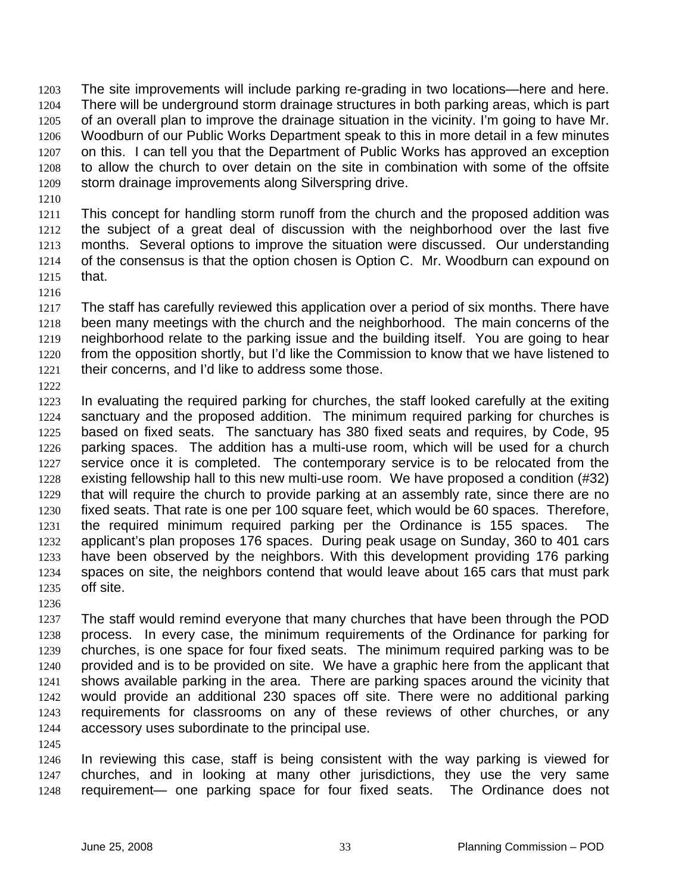The site improvements will include parking re-grading in two locations—here and here. There will be underground storm drainage structures in both parking areas, which is part of an overall plan to improve the drainage situation in the vicinity. I'm going to have Mr. Woodburn of our Public Works Department speak to this in more detail in a few minutes on this. I can tell you that the Department of Public Works has approved an exception to allow the church to over detain on the site in combination with some of the offsite storm drainage improvements along Silverspring drive.

This concept for handling storm runoff from the church and the proposed addition was the subject of a great deal of discussion with the neighborhood over the last five months. Several options to improve the situation were discussed. Our understanding of the consensus is that the option chosen is Option C. Mr. Woodburn can expound on that.

The staff has carefully reviewed this application over a period of six months. There have been many meetings with the church and the neighborhood. The main concerns of the neighborhood relate to the parking issue and the building itself. You are going to hear from the opposition shortly, but I'd like the Commission to know that we have listened to their concerns, and I'd like to address some those.

In evaluating the required parking for churches, the staff looked carefully at the exiting sanctuary and the proposed addition. The minimum required parking for churches is based on fixed seats. The sanctuary has 380 fixed seats and requires, by Code, 95 parking spaces. The addition has a multi-use room, which will be used for a church service once it is completed. The contemporary service is to be relocated from the existing fellowship hall to this new multi-use room. We have proposed a condition (#32) that will require the church to provide parking at an assembly rate, since there are no fixed seats. That rate is one per 100 square feet, which would be 60 spaces. Therefore, the required minimum required parking per the Ordinance is 155 spaces. The applicant's plan proposes 176 spaces. During peak usage on Sunday, 360 to 401 cars have been observed by the neighbors. With this development providing 176 parking spaces on site, the neighbors contend that would leave about 165 cars that must park off site.

The staff would remind everyone that many churches that have been through the POD process. In every case, the minimum requirements of the Ordinance for parking for churches, is one space for four fixed seats. The minimum required parking was to be provided and is to be provided on site. We have a graphic here from the applicant that shows available parking in the area. There are parking spaces around the vicinity that would provide an additional 230 spaces off site. There were no additional parking requirements for classrooms on any of these reviews of other churches, or any accessory uses subordinate to the principal use.

In reviewing this case, staff is being consistent with the way parking is viewed for churches, and in looking at many other jurisdictions, they use the very same requirement— one parking space for four fixed seats. The Ordinance does not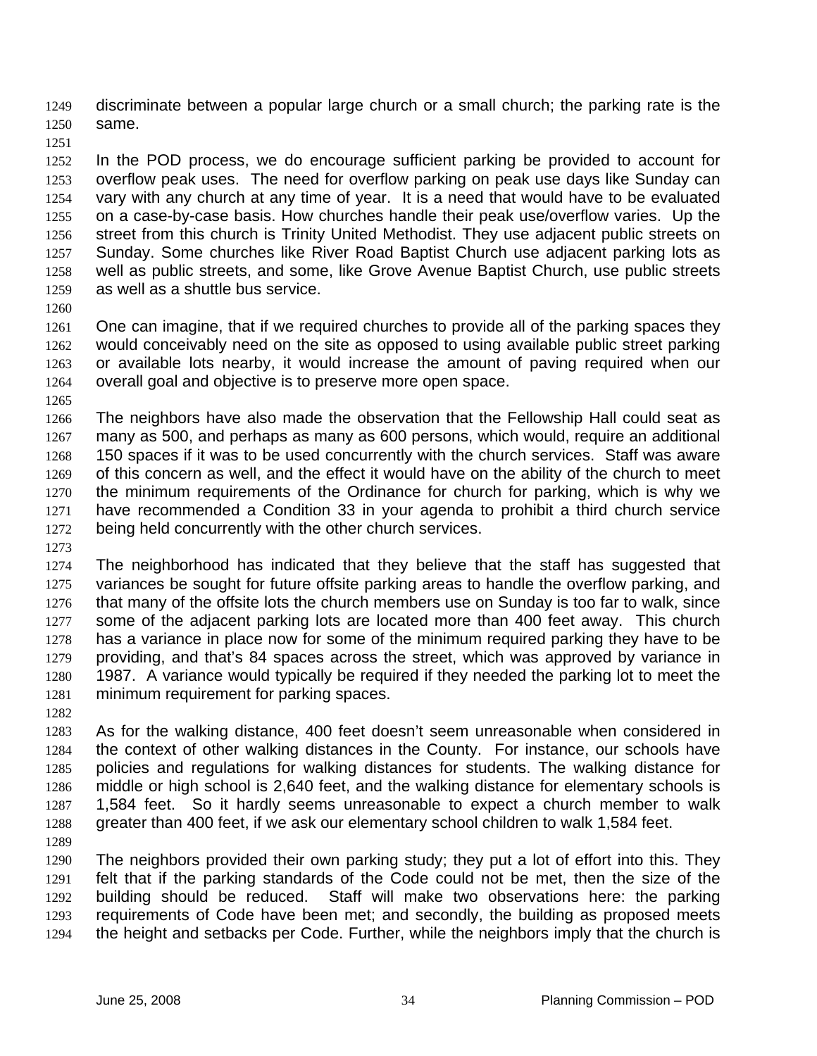discriminate between a popular large church or a small church; the parking rate is the same.

In the POD process, we do encourage sufficient parking be provided to account for overflow peak uses. The need for overflow parking on peak use days like Sunday can vary with any church at any time of year. It is a need that would have to be evaluated on a case-by-case basis. How churches handle their peak use/overflow varies. Up the street from this church is Trinity United Methodist. They use adjacent public streets on Sunday. Some churches like River Road Baptist Church use adjacent parking lots as well as public streets, and some, like Grove Avenue Baptist Church, use public streets as well as a shuttle bus service.

One can imagine, that if we required churches to provide all of the parking spaces they would conceivably need on the site as opposed to using available public street parking or available lots nearby, it would increase the amount of paving required when our overall goal and objective is to preserve more open space.

The neighbors have also made the observation that the Fellowship Hall could seat as many as 500, and perhaps as many as 600 persons, which would, require an additional 150 spaces if it was to be used concurrently with the church services. Staff was aware of this concern as well, and the effect it would have on the ability of the church to meet the minimum requirements of the Ordinance for church for parking, which is why we have recommended a Condition 33 in your agenda to prohibit a third church service being held concurrently with the other church services.

The neighborhood has indicated that they believe that the staff has suggested that variances be sought for future offsite parking areas to handle the overflow parking, and that many of the offsite lots the church members use on Sunday is too far to walk, since some of the adjacent parking lots are located more than 400 feet away. This church has a variance in place now for some of the minimum required parking they have to be providing, and that's 84 spaces across the street, which was approved by variance in 1987. A variance would typically be required if they needed the parking lot to meet the minimum requirement for parking spaces.

As for the walking distance, 400 feet doesn't seem unreasonable when considered in the context of other walking distances in the County. For instance, our schools have policies and regulations for walking distances for students. The walking distance for middle or high school is 2,640 feet, and the walking distance for elementary schools is 1,584 feet. So it hardly seems unreasonable to expect a church member to walk greater than 400 feet, if we ask our elementary school children to walk 1,584 feet.

The neighbors provided their own parking study; they put a lot of effort into this. They felt that if the parking standards of the Code could not be met, then the size of the building should be reduced. Staff will make two observations here: the parking requirements of Code have been met; and secondly, the building as proposed meets the height and setbacks per Code. Further, while the neighbors imply that the church is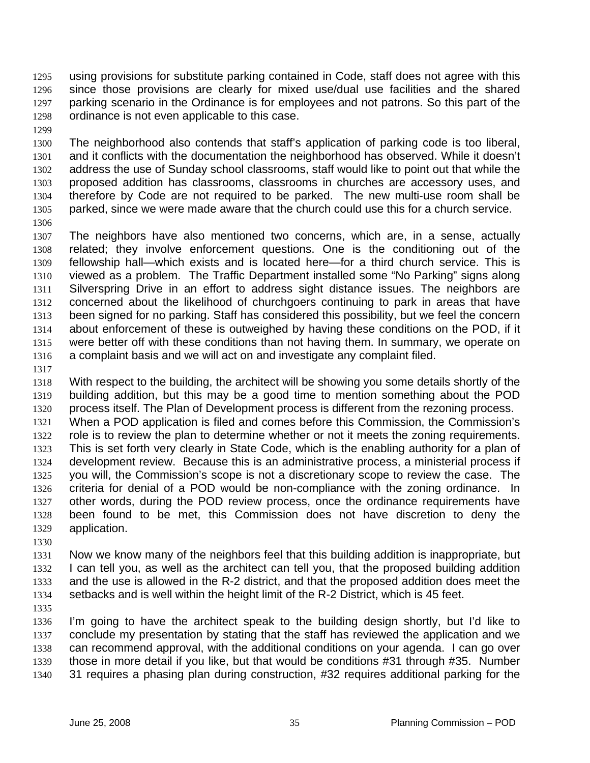using provisions for substitute parking contained in Code, staff does not agree with this since those provisions are clearly for mixed use/dual use facilities and the shared parking scenario in the Ordinance is for employees and not patrons. So this part of the ordinance is not even applicable to this case.

The neighborhood also contends that staff's application of parking code is too liberal, and it conflicts with the documentation the neighborhood has observed. While it doesn't address the use of Sunday school classrooms, staff would like to point out that while the proposed addition has classrooms, classrooms in churches are accessory uses, and therefore by Code are not required to be parked. The new multi-use room shall be parked, since we were made aware that the church could use this for a church service.

The neighbors have also mentioned two concerns, which are, in a sense, actually related; they involve enforcement questions. One is the conditioning out of the fellowship hall—which exists and is located here—for a third church service. This is viewed as a problem. The Traffic Department installed some "No Parking" signs along Silverspring Drive in an effort to address sight distance issues. The neighbors are concerned about the likelihood of churchgoers continuing to park in areas that have been signed for no parking. Staff has considered this possibility, but we feel the concern about enforcement of these is outweighed by having these conditions on the POD, if it were better off with these conditions than not having them. In summary, we operate on a complaint basis and we will act on and investigate any complaint filed.

With respect to the building, the architect will be showing you some details shortly of the building addition, but this may be a good time to mention something about the POD process itself. The Plan of Development process is different from the rezoning process. When a POD application is filed and comes before this Commission, the Commission's role is to review the plan to determine whether or not it meets the zoning requirements. This is set forth very clearly in State Code, which is the enabling authority for a plan of development review. Because this is an administrative process, a ministerial process if you will, the Commission's scope is not a discretionary scope to review the case. The criteria for denial of a POD would be non-compliance with the zoning ordinance. In other words, during the POD review process, once the ordinance requirements have been found to be met, this Commission does not have discretion to deny the application.

Now we know many of the neighbors feel that this building addition is inappropriate, but I can tell you, as well as the architect can tell you, that the proposed building addition and the use is allowed in the R-2 district, and that the proposed addition does meet the setbacks and is well within the height limit of the R-2 District, which is 45 feet.

I'm going to have the architect speak to the building design shortly, but I'd like to conclude my presentation by stating that the staff has reviewed the application and we can recommend approval, with the additional conditions on your agenda. I can go over those in more detail if you like, but that would be conditions #31 through #35. Number 31 requires a phasing plan during construction, #32 requires additional parking for the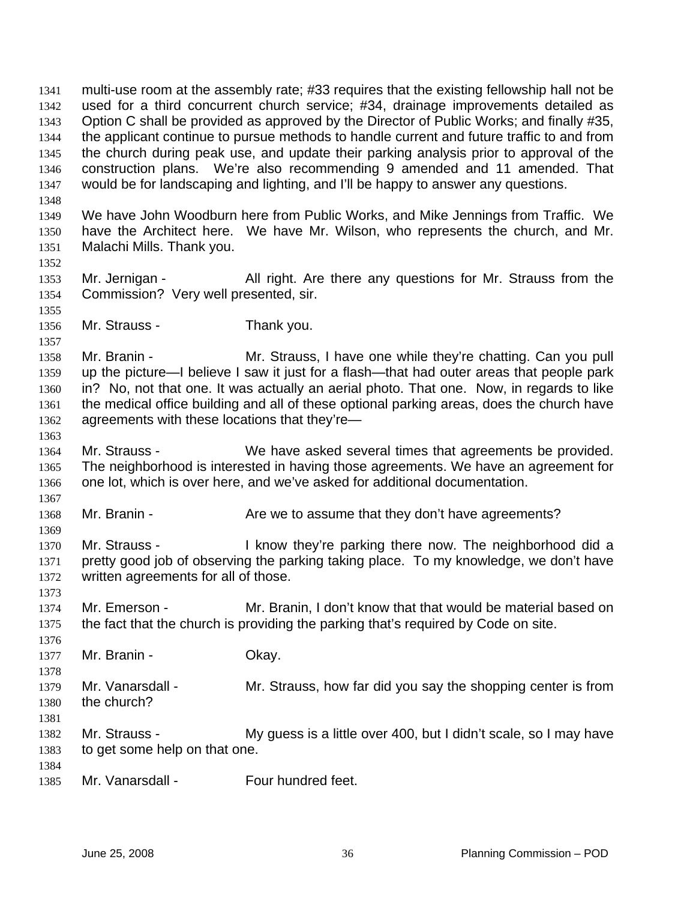multi-use room at the assembly rate; #33 requires that the existing fellowship hall not be used for a third concurrent church service; #34, drainage improvements detailed as Option C shall be provided as approved by the Director of Public Works; and finally #35, the applicant continue to pursue methods to handle current and future traffic to and from the church during peak use, and update their parking analysis prior to approval of the construction plans. We're also recommending 9 amended and 11 amended. That would be for landscaping and lighting, and I'll be happy to answer any questions.

We have John Woodburn here from Public Works, and Mike Jennings from Traffic. We have the Architect here. We have Mr. Wilson, who represents the church, and Mr. Malachi Mills. Thank you.

Mr. Jernigan - All right. Are there any questions for Mr. Strauss from the Commission? Very well presented, sir.

Mr. Strauss - Thank you.

Mr. Branin - Mr. Strauss, I have one while they're chatting. Can you pull up the picture—I believe I saw it just for a flash—that had outer areas that people park in? No, not that one. It was actually an aerial photo. That one. Now, in regards to like the medical office building and all of these optional parking areas, does the church have agreements with these locations that they're—

Mr. Strauss - We have asked several times that agreements be provided. The neighborhood is interested in having those agreements. We have an agreement for one lot, which is over here, and we've asked for additional documentation.

Mr. Branin - Are we to assume that they don't have agreements?

Mr. Strauss - I know they're parking there now. The neighborhood did a pretty good job of observing the parking taking place. To my knowledge, we don't have written agreements for all of those.

Mr. Emerson - Mr. Branin, I don't know that that would be material based on the fact that the church is providing the parking that's required by Code on site.

Mr. Branin - Okay.

Mr. Vanarsdall - Mr. Strauss, how far did you say the shopping center is from the church?

Mr. Strauss - My guess is a little over 400, but I didn't scale, so I may have to get some help on that one.

Mr. Vanarsdall - Four hundred feet.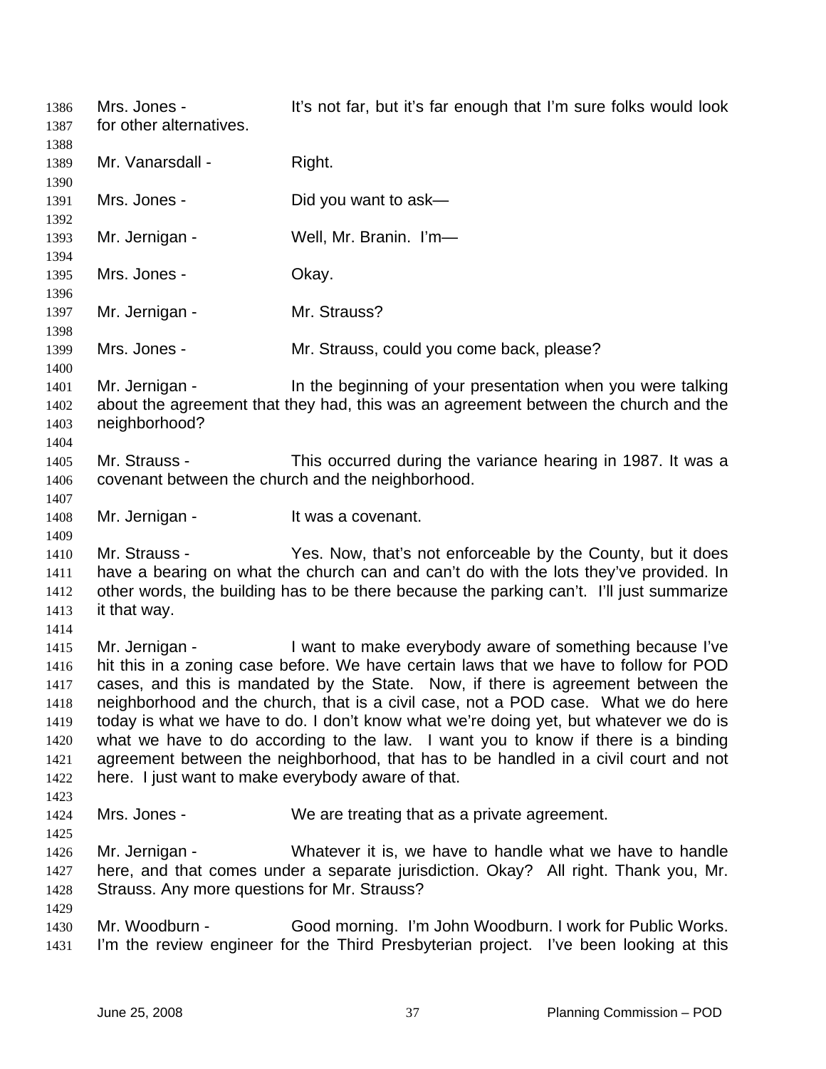Mrs. Jones - It's not far, but it's far enough that I'm sure folks would look for other alternatives.

Mr. Vanarsdall - Right.

Mrs. Jones - Did you want to ask—

Mr. Jernigan - Well, Mr. Branin. I'm—

Mrs. Jones - Okay.

Mr. Jernigan - Mr. Strauss?

Mrs. Jones - Mr. Strauss, could you come back, please?

Mr. Jernigan - In the beginning of your presentation when you were talking about the agreement that they had, this was an agreement between the church and the neighborhood?

Mr. Strauss - This occurred during the variance hearing in 1987. It was a covenant between the church and the neighborhood.

Mr. Jernigan - It was a covenant.

Mr. Strauss - Yes. Now, that's not enforceable by the County, but it does have a bearing on what the church can and can't do with the lots they've provided. In other words, the building has to be there because the parking can't. I'll just summarize it that way.

Mr. Jernigan - I want to make everybody aware of something because I've hit this in a zoning case before. We have certain laws that we have to follow for POD cases, and this is mandated by the State. Now, if there is agreement between the neighborhood and the church, that is a civil case, not a POD case. What we do here today is what we have to do. I don't know what we're doing yet, but whatever we do is what we have to do according to the law. I want you to know if there is a binding agreement between the neighborhood, that has to be handled in a civil court and not here. I just want to make everybody aware of that.

Mrs. Jones - We are treating that as a private agreement.

Mr. Jernigan - Whatever it is, we have to handle what we have to handle here, and that comes under a separate jurisdiction. Okay? All right. Thank you, Mr. Strauss. Any more questions for Mr. Strauss?

Mr. Woodburn - Good morning. I'm John Woodburn. I work for Public Works. I'm the review engineer for the Third Presbyterian project. I've been looking at this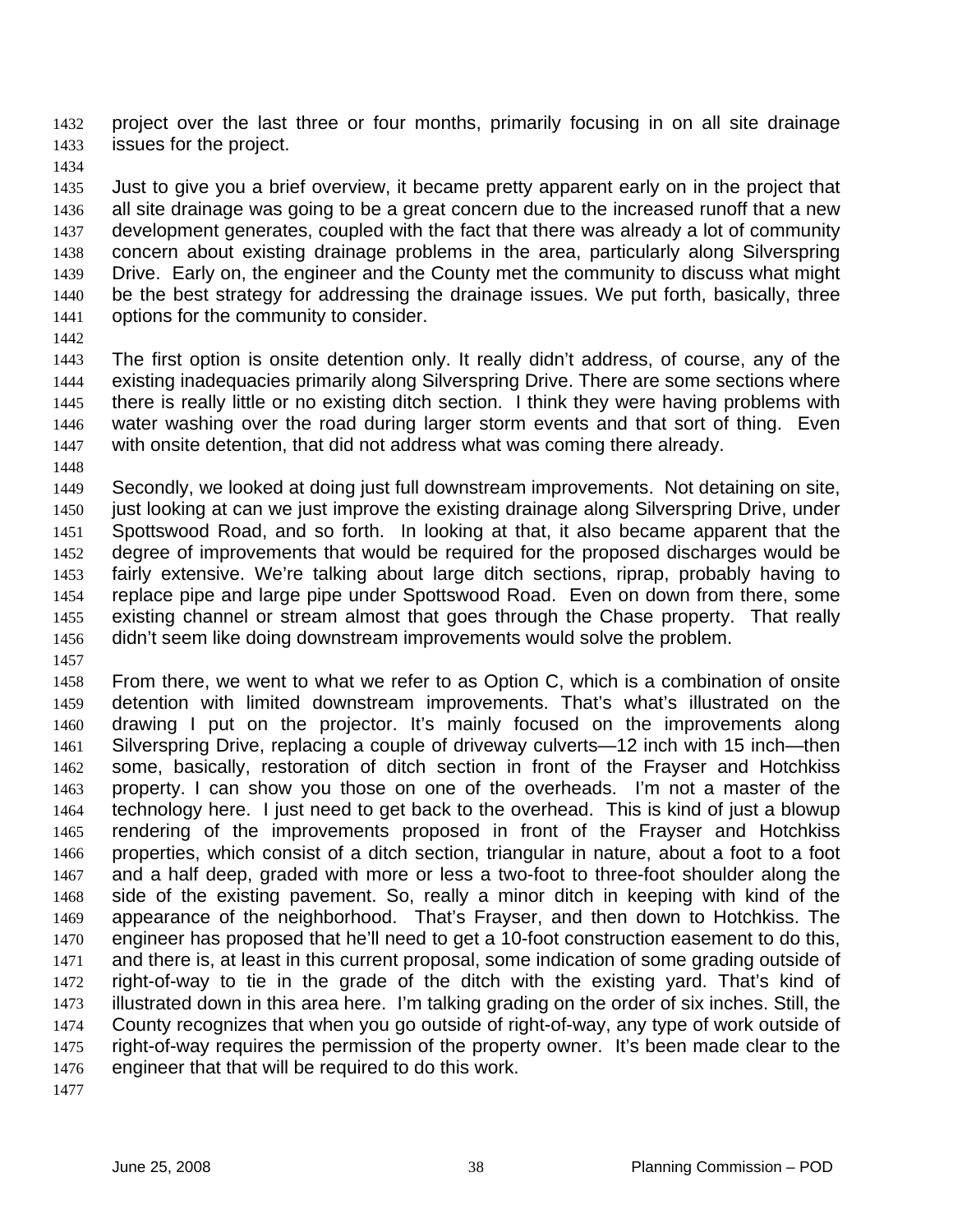project over the last three or four months, primarily focusing in on all site drainage issues for the project.

Just to give you a brief overview, it became pretty apparent early on in the project that all site drainage was going to be a great concern due to the increased runoff that a new development generates, coupled with the fact that there was already a lot of community concern about existing drainage problems in the area, particularly along Silverspring Drive. Early on, the engineer and the County met the community to discuss what might be the best strategy for addressing the drainage issues. We put forth, basically, three options for the community to consider.

The first option is onsite detention only. It really didn't address, of course, any of the existing inadequacies primarily along Silverspring Drive. There are some sections where there is really little or no existing ditch section. I think they were having problems with water washing over the road during larger storm events and that sort of thing. Even with onsite detention, that did not address what was coming there already.

Secondly, we looked at doing just full downstream improvements. Not detaining on site, just looking at can we just improve the existing drainage along Silverspring Drive, under Spottswood Road, and so forth. In looking at that, it also became apparent that the degree of improvements that would be required for the proposed discharges would be fairly extensive. We're talking about large ditch sections, riprap, probably having to replace pipe and large pipe under Spottswood Road. Even on down from there, some existing channel or stream almost that goes through the Chase property. That really didn't seem like doing downstream improvements would solve the problem.

From there, we went to what we refer to as Option C, which is a combination of onsite detention with limited downstream improvements. That's what's illustrated on the drawing I put on the projector. It's mainly focused on the improvements along Silverspring Drive, replacing a couple of driveway culverts—12 inch with 15 inch—then some, basically, restoration of ditch section in front of the Frayser and Hotchkiss property. I can show you those on one of the overheads. I'm not a master of the technology here. I just need to get back to the overhead. This is kind of just a blowup rendering of the improvements proposed in front of the Frayser and Hotchkiss properties, which consist of a ditch section, triangular in nature, about a foot to a foot and a half deep, graded with more or less a two-foot to three-foot shoulder along the side of the existing pavement. So, really a minor ditch in keeping with kind of the appearance of the neighborhood. That's Frayser, and then down to Hotchkiss. The engineer has proposed that he'll need to get a 10-foot construction easement to do this, and there is, at least in this current proposal, some indication of some grading outside of right-of-way to tie in the grade of the ditch with the existing yard. That's kind of illustrated down in this area here. I'm talking grading on the order of six inches. Still, the County recognizes that when you go outside of right-of-way, any type of work outside of right-of-way requires the permission of the property owner. It's been made clear to the engineer that that will be required to do this work.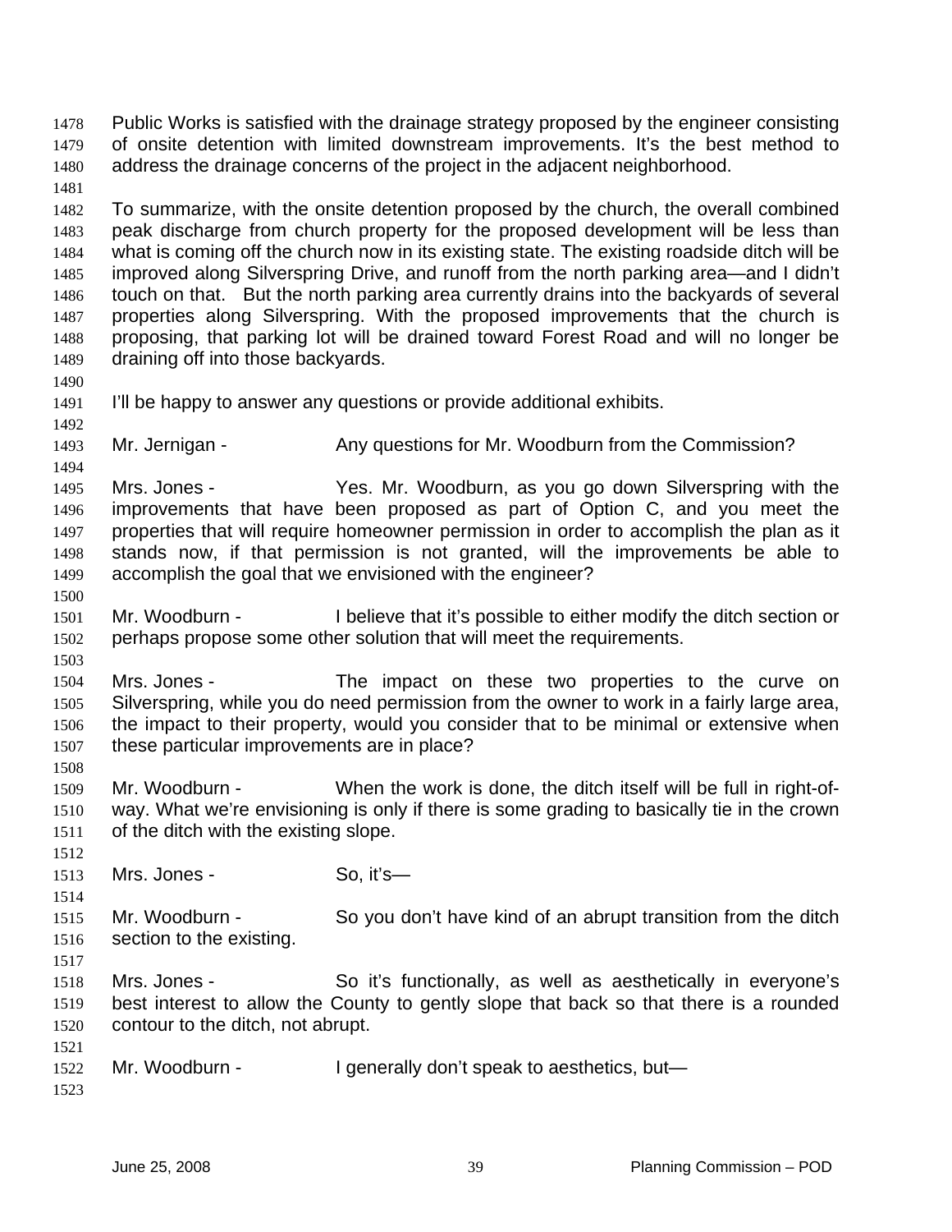Public Works is satisfied with the drainage strategy proposed by the engineer consisting of onsite detention with limited downstream improvements. It's the best method to address the drainage concerns of the project in the adjacent neighborhood.

To summarize, with the onsite detention proposed by the church, the overall combined peak discharge from church property for the proposed development will be less than what is coming off the church now in its existing state. The existing roadside ditch will be improved along Silverspring Drive, and runoff from the north parking area—and I didn't touch on that. But the north parking area currently drains into the backyards of several properties along Silverspring. With the proposed improvements that the church is proposing, that parking lot will be drained toward Forest Road and will no longer be draining off into those backyards.

I'll be happy to answer any questions or provide additional exhibits.

Mr. Jernigan - Any questions for Mr. Woodburn from the Commission?

Mrs. Jones - Yes. Mr. Woodburn, as you go down Silverspring with the improvements that have been proposed as part of Option C, and you meet the properties that will require homeowner permission in order to accomplish the plan as it stands now, if that permission is not granted, will the improvements be able to accomplish the goal that we envisioned with the engineer?

Mr. Woodburn - I believe that it's possible to either modify the ditch section or perhaps propose some other solution that will meet the requirements.

Mrs. Jones - The impact on these two properties to the curve on Silverspring, while you do need permission from the owner to work in a fairly large area, the impact to their property, would you consider that to be minimal or extensive when these particular improvements are in place?

Mr. Woodburn - When the work is done, the ditch itself will be full in right-of-way. What we're envisioning is only if there is some grading to basically tie in the crown of the ditch with the existing slope.

Mrs. Jones - So, it's—

Mr. Woodburn - So you don't have kind of an abrupt transition from the ditch section to the existing.

Mrs. Jones - So it's functionally, as well as aesthetically in everyone's best interest to allow the County to gently slope that back so that there is a rounded contour to the ditch, not abrupt.

Mr. Woodburn - I generally don't speak to aesthetics, but—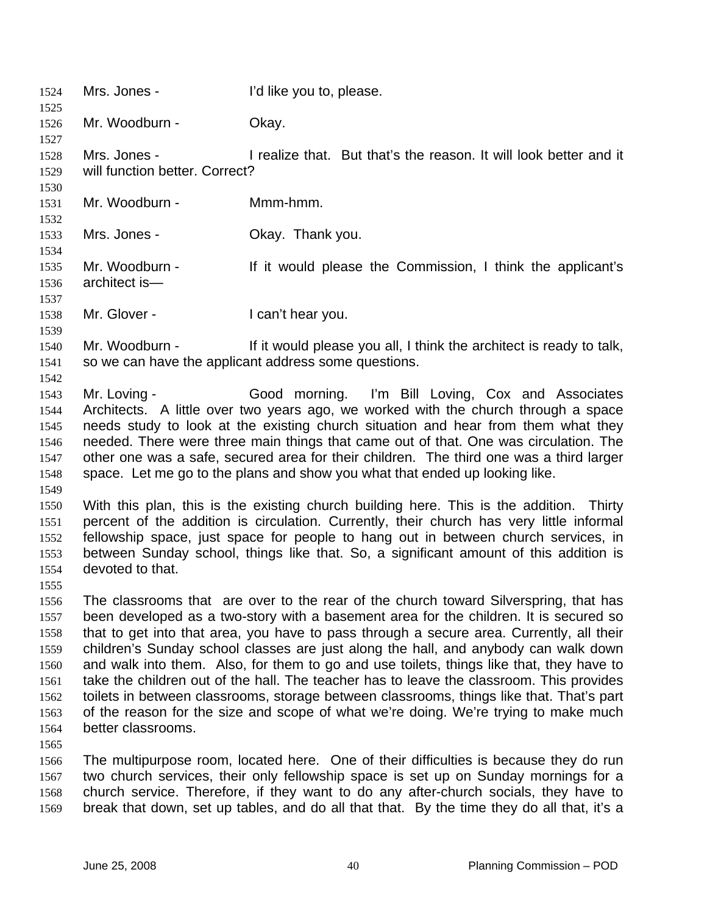Mrs. Jones - I'd like you to, please.

Mr. Woodburn - Okay.

Mrs. Jones - I realize that. But that's the reason. It will look better and it will function better. Correct?

Mr. Woodburn - Mmm-hmm.

Mrs. Jones - Okay. Thank you.

Mr. Woodburn - If it would please the Commission, I think the applicant's architect is—

Mr. Glover - I can't hear you.

Mr. Woodburn - If it would please you all, I think the architect is ready to talk, so we can have the applicant address some questions.

Mr. Loving - Good morning. I'm Bill Loving, Cox and Associates Architects. A little over two years ago, we worked with the church through a space needs study to look at the existing church situation and hear from them what they needed. There were three main things that came out of that. One was circulation. The other one was a safe, secured area for their children. The third one was a third larger space. Let me go to the plans and show you what that ended up looking like.

With this plan, this is the existing church building here. This is the addition. Thirty percent of the addition is circulation. Currently, their church has very little informal fellowship space, just space for people to hang out in between church services, in between Sunday school, things like that. So, a significant amount of this addition is devoted to that.

The classrooms that are over to the rear of the church toward Silverspring, that has been developed as a two-story with a basement area for the children. It is secured so that to get into that area, you have to pass through a secure area. Currently, all their children's Sunday school classes are just along the hall, and anybody can walk down and walk into them. Also, for them to go and use toilets, things like that, they have to take the children out of the hall. The teacher has to leave the classroom. This provides toilets in between classrooms, storage between classrooms, things like that. That's part of the reason for the size and scope of what we're doing. We're trying to make much better classrooms.

The multipurpose room, located here. One of their difficulties is because they do run two church services, their only fellowship space is set up on Sunday mornings for a church service. Therefore, if they want to do any after-church socials, they have to break that down, set up tables, and do all that that. By the time they do all that, it's a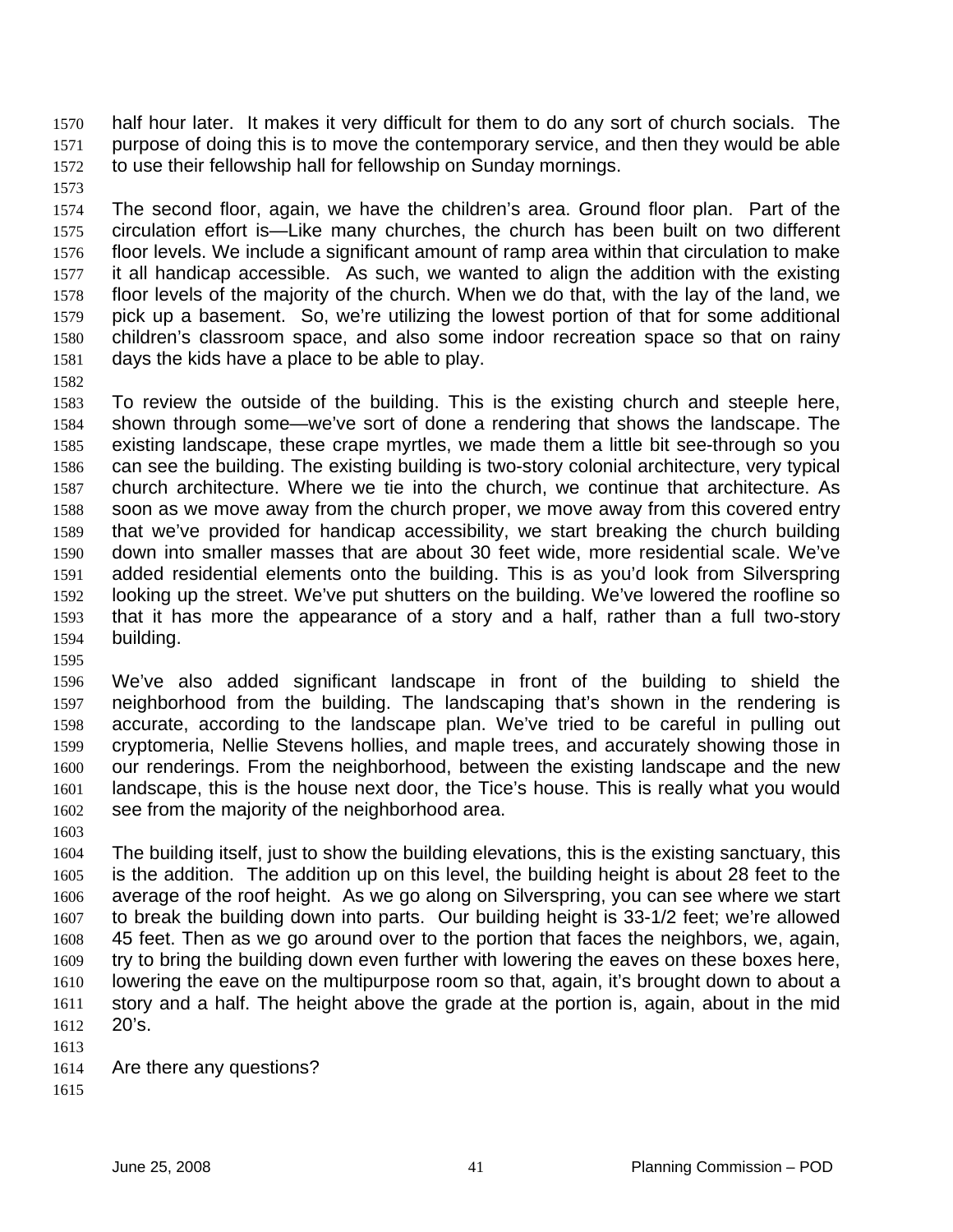half hour later. It makes it very difficult for them to do any sort of church socials. The purpose of doing this is to move the contemporary service, and then they would be able to use their fellowship hall for fellowship on Sunday mornings.

The second floor, again, we have the children's area. Ground floor plan. Part of the circulation effort is—Like many churches, the church has been built on two different floor levels. We include a significant amount of ramp area within that circulation to make it all handicap accessible. As such, we wanted to align the addition with the existing floor levels of the majority of the church. When we do that, with the lay of the land, we pick up a basement. So, we're utilizing the lowest portion of that for some additional children's classroom space, and also some indoor recreation space so that on rainy days the kids have a place to be able to play.

To review the outside of the building. This is the existing church and steeple here, shown through some—we've sort of done a rendering that shows the landscape. The existing landscape, these crape myrtles, we made them a little bit see-through so you can see the building. The existing building is two-story colonial architecture, very typical church architecture. Where we tie into the church, we continue that architecture. As soon as we move away from the church proper, we move away from this covered entry that we've provided for handicap accessibility, we start breaking the church building down into smaller masses that are about 30 feet wide, more residential scale. We've added residential elements onto the building. This is as you'd look from Silverspring looking up the street. We've put shutters on the building. We've lowered the roofline so that it has more the appearance of a story and a half, rather than a full two-story building.

We've also added significant landscape in front of the building to shield the neighborhood from the building. The landscaping that's shown in the rendering is accurate, according to the landscape plan. We've tried to be careful in pulling out cryptomeria, Nellie Stevens hollies, and maple trees, and accurately showing those in our renderings. From the neighborhood, between the existing landscape and the new landscape, this is the house next door, the Tice's house. This is really what you would see from the majority of the neighborhood area.

The building itself, just to show the building elevations, this is the existing sanctuary, this is the addition. The addition up on this level, the building height is about 28 feet to the average of the roof height. As we go along on Silverspring, you can see where we start to break the building down into parts. Our building height is 33-1/2 feet; we're allowed 45 feet. Then as we go around over to the portion that faces the neighbors, we, again, try to bring the building down even further with lowering the eaves on these boxes here, lowering the eave on the multipurpose room so that, again, it's brought down to about a story and a half. The height above the grade at the portion is, again, about in the mid 20's.

Are there any questions?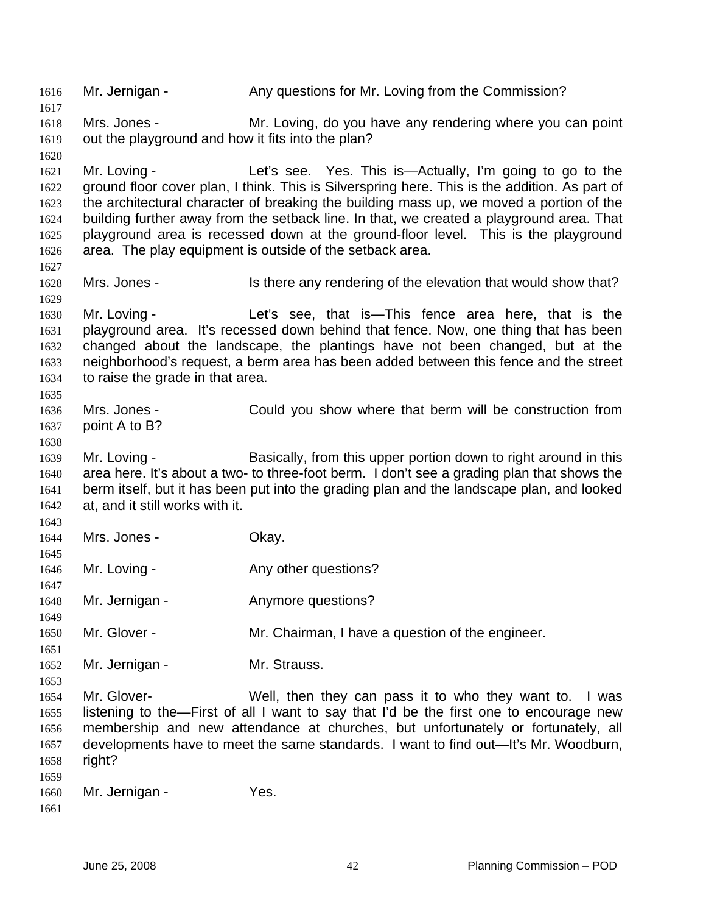Mr. Jernigan - Any questions for Mr. Loving from the Commission?

Mrs. Jones - Mr. Loving, do you have any rendering where you can point out the playground and how it fits into the plan?

Mr. Loving - Let's see. Yes. This is—Actually, I'm going to go to the ground floor cover plan, I think. This is Silverspring here. This is the addition. As part of the architectural character of breaking the building mass up, we moved a portion of the building further away from the setback line. In that, we created a playground area. That playground area is recessed down at the ground-floor level. This is the playground area. The play equipment is outside of the setback area.

Mrs. Jones - Is there any rendering of the elevation that would show that?

Mr. Loving - Let's see, that is—This fence area here, that is the playground area. It's recessed down behind that fence. Now, one thing that has been changed about the landscape, the plantings have not been changed, but at the neighborhood's request, a berm area has been added between this fence and the street to raise the grade in that area.

Mrs. Jones - Could you show where that berm will be construction from point A to B?

Mr. Loving - Basically, from this upper portion down to right around in this area here. It's about a two- to three-foot berm. I don't see a grading plan that shows the berm itself, but it has been put into the grading plan and the landscape plan, and looked at, and it still works with it.

Mrs. Jones - Okay.

Mr. Loving - Any other questions?

Mr. Jernigan - Anymore questions?

Mr. Glover - Mr. Chairman, I have a question of the engineer.

Mr. Jernigan - Mr. Strauss.

Mr. Glover- Well, then they can pass it to who they want to. I was listening to the—First of all I want to say that I'd be the first one to encourage new membership and new attendance at churches, but unfortunately or fortunately, all developments have to meet the same standards. I want to find out—It's Mr. Woodburn, right?

Mr. Jernigan - Yes.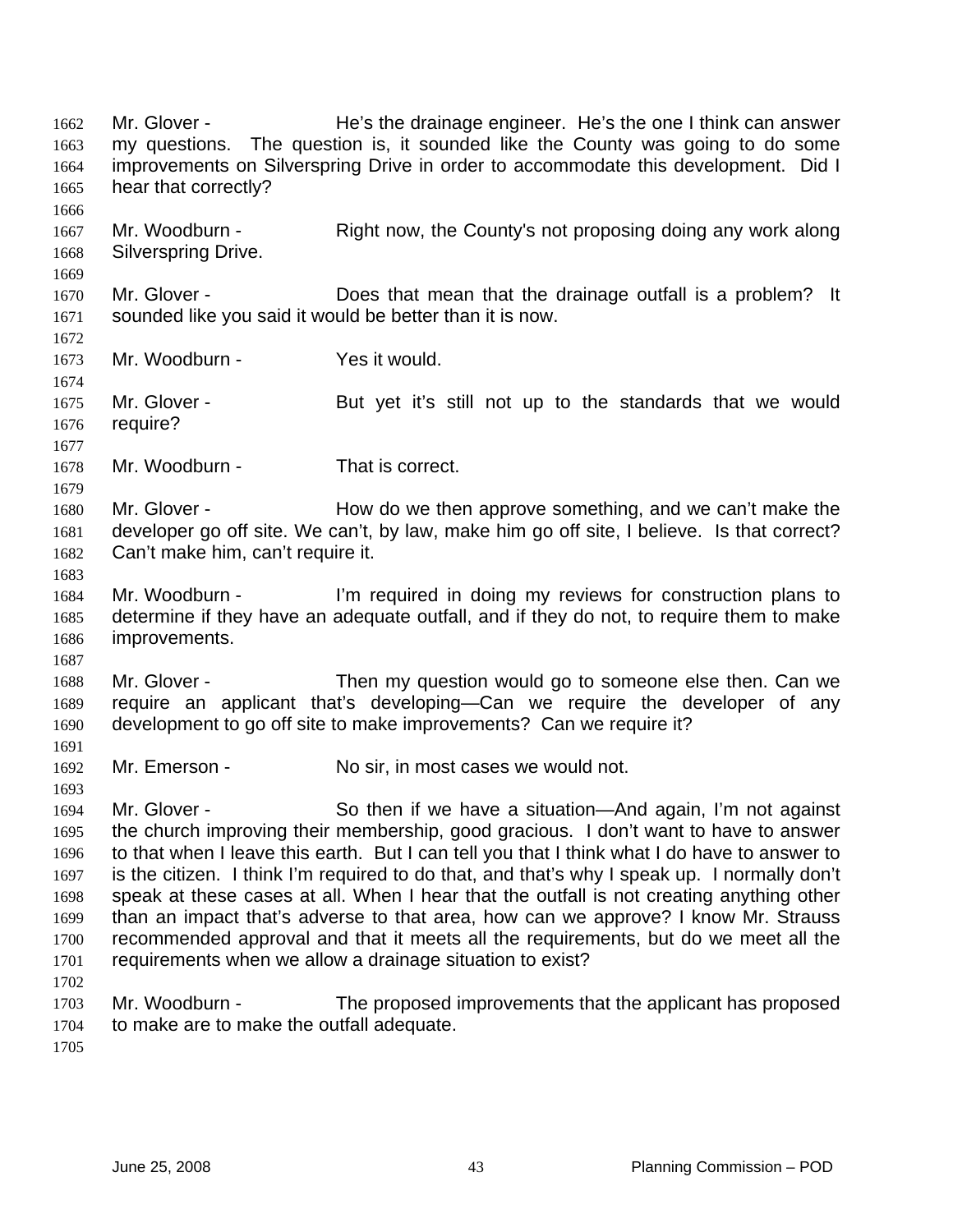Mr. Glover - He's the drainage engineer. He's the one I think can answer my questions. The question is, it sounded like the County was going to do some improvements on Silverspring Drive in order to accommodate this development. Did I hear that correctly?

Mr. Woodburn - Right now, the County's not proposing doing any work along Silverspring Drive.

Mr. Glover - Does that mean that the drainage outfall is a problem? It sounded like you said it would be better than it is now.

Mr. Woodburn - Yes it would.

Mr. Glover - But yet it's still not up to the standards that we would require?

Mr. Woodburn - That is correct.

Mr. Glover - How do we then approve something, and we can't make the developer go off site. We can't, by law, make him go off site, I believe. Is that correct? Can't make him, can't require it.

Mr. Woodburn - I'm required in doing my reviews for construction plans to determine if they have an adequate outfall, and if they do not, to require them to make improvements.

Mr. Glover - Then my question would go to someone else then. Can we require an applicant that's developing—Can we require the developer of any development to go off site to make improvements? Can we require it?

Mr. Emerson - No sir, in most cases we would not.

Mr. Glover - So then if we have a situation—And again, I'm not against the church improving their membership, good gracious. I don't want to have to answer to that when I leave this earth. But I can tell you that I think what I do have to answer to is the citizen. I think I'm required to do that, and that's why I speak up. I normally don't speak at these cases at all. When I hear that the outfall is not creating anything other than an impact that's adverse to that area, how can we approve? I know Mr. Strauss recommended approval and that it meets all the requirements, but do we meet all the requirements when we allow a drainage situation to exist?

Mr. Woodburn - The proposed improvements that the applicant has proposed to make are to make the outfall adequate.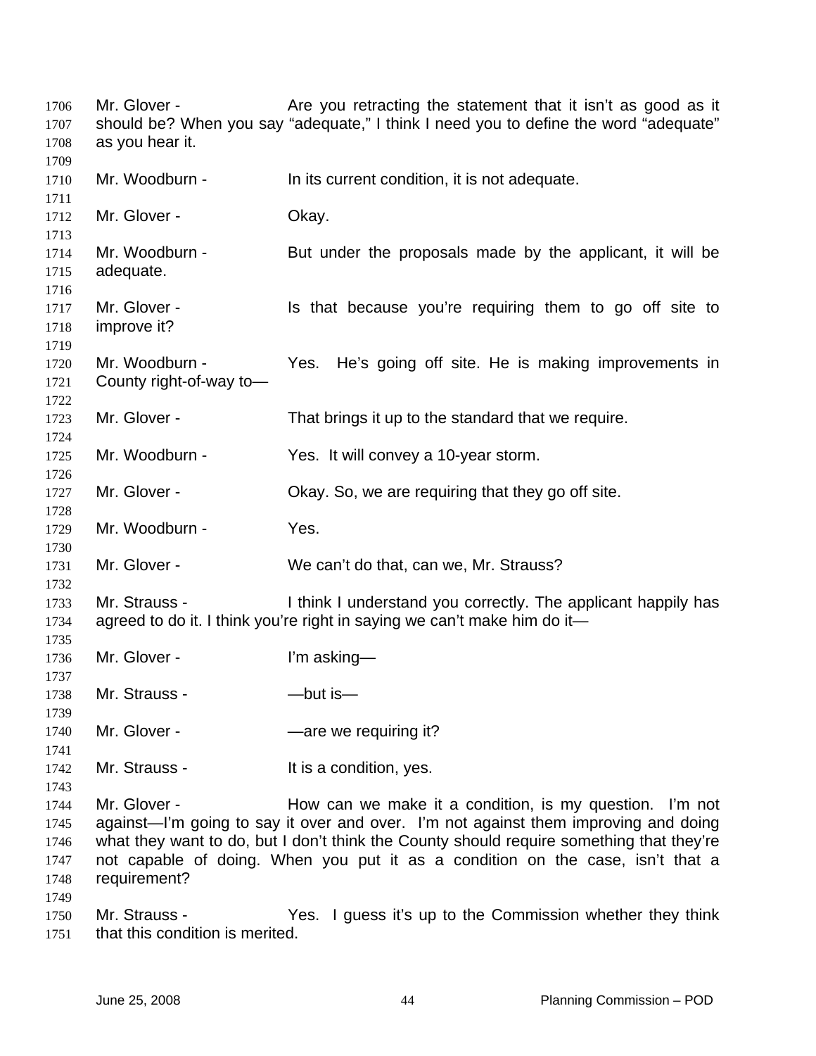Mr. Glover - Are you retracting the statement that it isn't as good as it should be? When you say "adequate," I think I need you to define the word "adequate" as you hear it.

Mr. Woodburn - In its current condition, it is not adequate.

Mr. Glover - Okay.

Mr. Woodburn - But under the proposals made by the applicant, it will be adequate.

Mr. Glover - Is that because you're requiring them to go off site to improve it?

Mr. Woodburn - Yes. He's going off site. He is making improvements in County right-of-way to—

Mr. Glover - That brings it up to the standard that we require.

Mr. Woodburn - Yes. It will convey a 10-year storm.

Mr. Glover - Okay. So, we are requiring that they go off site.

Mr. Woodburn - Yes.

Mr. Glover - We can't do that, can we, Mr. Strauss?

Mr. Strauss - I think I understand you correctly. The applicant happily has agreed to do it. I think you're right in saying we can't make him do it—

Mr. Glover - I'm asking—

Mr. Strauss - —but is—

Mr. Glover - —are we requiring it?

Mr. Strauss - It is a condition, yes.

Mr. Glover - How can we make it a condition, is my question. I'm not against—I'm going to say it over and over. I'm not against them improving and doing what they want to do, but I don't think the County should require something that they're not capable of doing. When you put it as a condition on the case, isn't that a requirement?

Mr. Strauss - Yes. I guess it's up to the Commission whether they think that this condition is merited.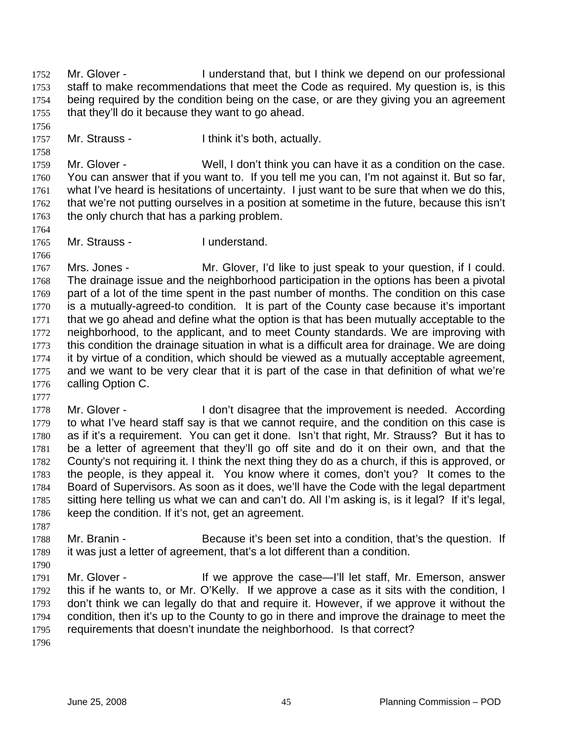Mr. Glover - I understand that, but I think we depend on our professional staff to make recommendations that meet the Code as required. My question is, is this being required by the condition being on the case, or are they giving you an agreement that they'll do it because they want to go ahead.

Mr. Strauss - I think it's both, actually.

Mr. Glover - Well, I don't think you can have it as a condition on the case. You can answer that if you want to. If you tell me you can, I'm not against it. But so far, what I've heard is hesitations of uncertainty. I just want to be sure that when we do this, that we're not putting ourselves in a position at sometime in the future, because this isn't the only church that has a parking problem.

Mr. Strauss - I understand.

Mrs. Jones - Mr. Glover, I'd like to just speak to your question, if I could. The drainage issue and the neighborhood participation in the options has been a pivotal part of a lot of the time spent in the past number of months. The condition on this case is a mutually-agreed-to condition. It is part of the County case because it's important that we go ahead and define what the option is that has been mutually acceptable to the neighborhood, to the applicant, and to meet County standards. We are improving with this condition the drainage situation in what is a difficult area for drainage. We are doing it by virtue of a condition, which should be viewed as a mutually acceptable agreement, and we want to be very clear that it is part of the case in that definition of what we're calling Option C.

Mr. Glover - I don't disagree that the improvement is needed. According to what I've heard staff say is that we cannot require, and the condition on this case is as if it's a requirement. You can get it done. Isn't that right, Mr. Strauss? But it has to be a letter of agreement that they'll go off site and do it on their own, and that the County's not requiring it. I think the next thing they do as a church, if this is approved, or the people, is they appeal it. You know where it comes, don't you? It comes to the Board of Supervisors. As soon as it does, we'll have the Code with the legal department sitting here telling us what we can and can't do. All I'm asking is, is it legal? If it's legal, keep the condition. If it's not, get an agreement.

Mr. Branin - Because it's been set into a condition, that's the question. If it was just a letter of agreement, that's a lot different than a condition.

Mr. Glover - If we approve the case—I'll let staff, Mr. Emerson, answer this if he wants to, or Mr. O'Kelly. If we approve a case as it sits with the condition, I don't think we can legally do that and require it. However, if we approve it without the condition, then it's up to the County to go in there and improve the drainage to meet the requirements that doesn't inundate the neighborhood. Is that correct?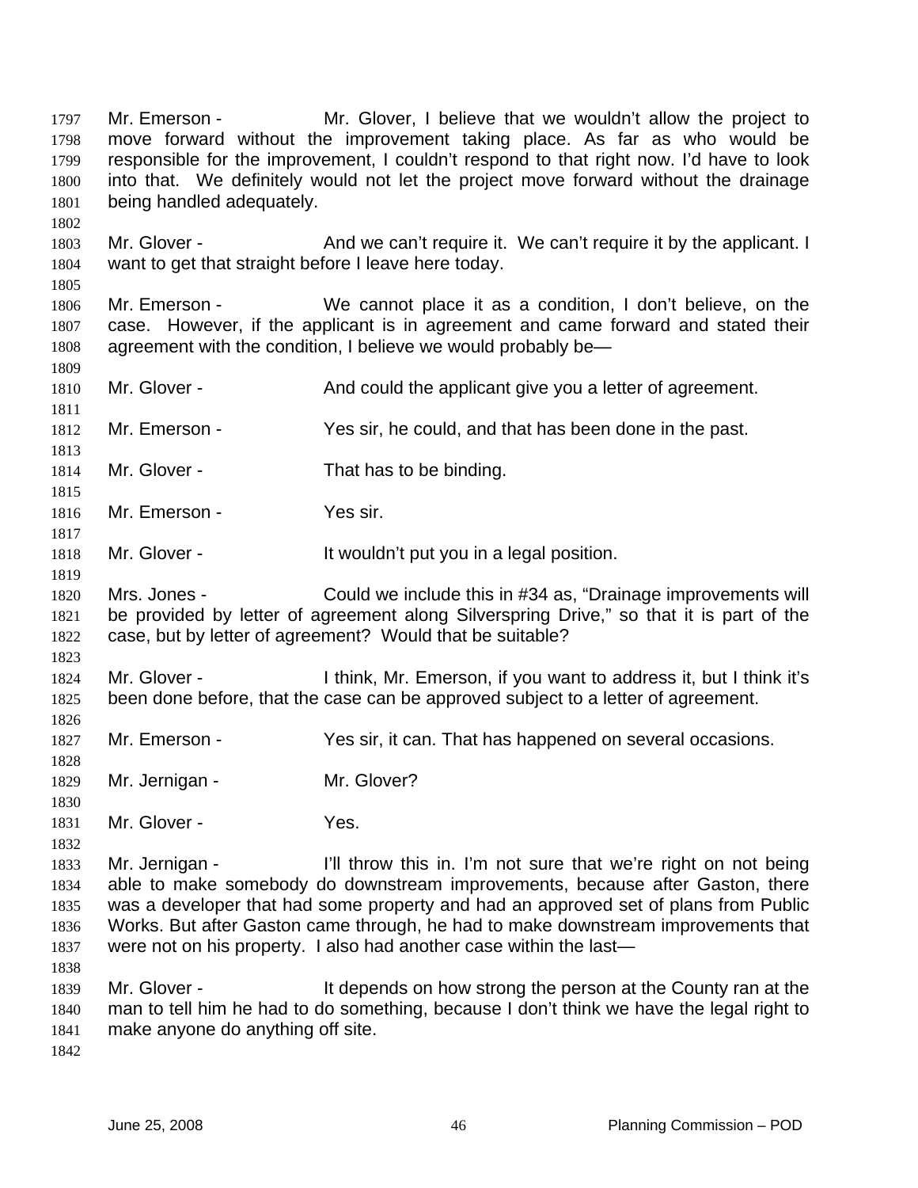Mr. Emerson - Mr. Glover, I believe that we wouldn't allow the project to move forward without the improvement taking place. As far as who would be responsible for the improvement, I couldn't respond to that right now. I'd have to look into that. We definitely would not let the project move forward without the drainage being handled adequately.

Mr. Glover - And we can't require it. We can't require it by the applicant. I want to get that straight before I leave here today.

Mr. Emerson - We cannot place it as a condition, I don't believe, on the case. However, if the applicant is in agreement and came forward and stated their agreement with the condition, I believe we would probably be—

Mr. Glover - And could the applicant give you a letter of agreement.

Mr. Emerson - Yes sir, he could, and that has been done in the past.

Mr. Glover - That has to be binding.

Mr. Emerson - Yes sir.

Mr. Glover - It wouldn't put you in a legal position.

Mrs. Jones - Could we include this in #34 as, "Drainage improvements will be provided by letter of agreement along Silverspring Drive," so that it is part of the case, but by letter of agreement? Would that be suitable?

Mr. Glover - I think, Mr. Emerson, if you want to address it, but I think it's been done before, that the case can be approved subject to a letter of agreement.

Mr. Emerson - Yes sir, it can. That has happened on several occasions.

Mr. Jernigan - Mr. Glover?

Mr. Glover - Yes.

Mr. Jernigan - I'll throw this in. I'm not sure that we're right on not being able to make somebody do downstream improvements, because after Gaston, there was a developer that had some property and had an approved set of plans from Public Works. But after Gaston came through, he had to make downstream improvements that were not on his property. I also had another case within the last—

Mr. Glover - It depends on how strong the person at the County ran at the man to tell him he had to do something, because I don't think we have the legal right to make anyone do anything off site.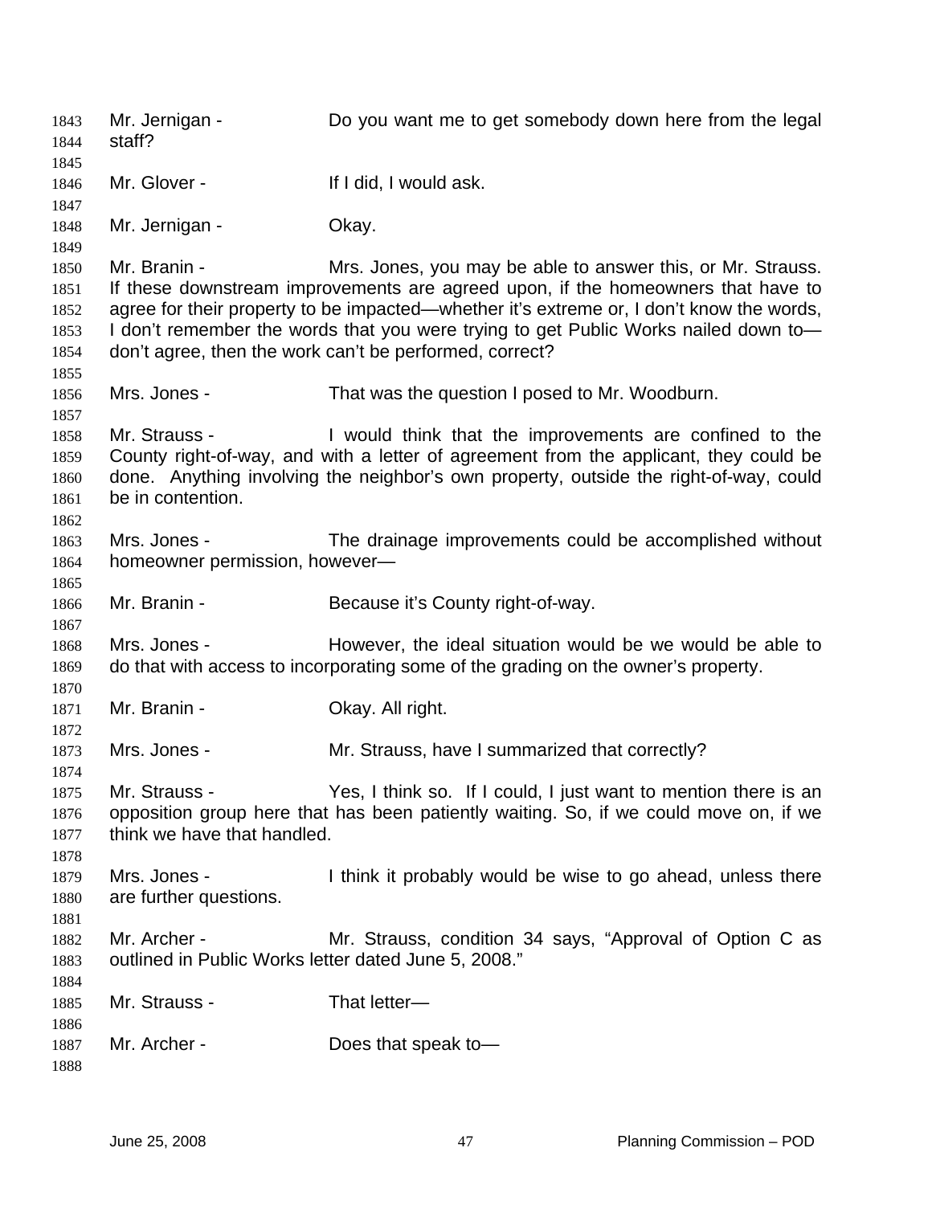Mr. Jernigan - Do you want me to get somebody down here from the legal staff?

Mr. Glover - If I did, I would ask.

Mr. Jernigan - Okay.

Mr. Branin - Mrs. Jones, you may be able to answer this, or Mr. Strauss. If these downstream improvements are agreed upon, if the homeowners that have to agree for their property to be impacted—whether it's extreme or, I don't know the words, I don't remember the words that you were trying to get Public Works nailed down to—don't agree, then the work can't be performed, correct?

Mrs. Jones - That was the question I posed to Mr. Woodburn.

Mr. Strauss - I would think that the improvements are confined to the County right-of-way, and with a letter of agreement from the applicant, they could be done. Anything involving the neighbor's own property, outside the right-of-way, could be in contention.

Mrs. Jones - The drainage improvements could be accomplished without homeowner permission, however—

Mr. Branin - Because it's County right-of-way.

Mrs. Jones - However, the ideal situation would be we would be able to do that with access to incorporating some of the grading on the owner's property.

Mr. Branin - Okay. All right.

Mrs. Jones - Mr. Strauss, have I summarized that correctly?

Mr. Strauss - Yes, I think so. If I could, I just want to mention there is an opposition group here that has been patiently waiting. So, if we could move on, if we think we have that handled.

Mrs. Jones - I think it probably would be wise to go ahead, unless there are further questions.

Mr. Archer - Mr. Strauss, condition 34 says, "Approval of Option C as outlined in Public Works letter dated June 5, 2008."

Mr. Strauss - That letter—

Mr. Archer - Does that speak to—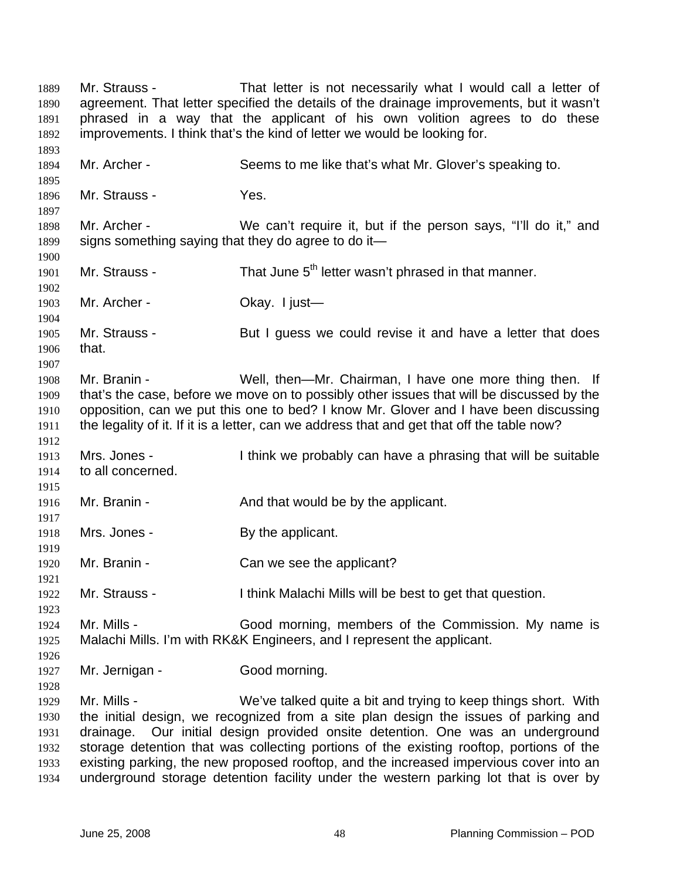Mr. Strauss - That letter is not necessarily what I would call a letter of agreement. That letter specified the details of the drainage improvements, but it wasn't phrased in a way that the applicant of his own volition agrees to do these improvements. I think that's the kind of letter we would be looking for.

Mr. Archer - Seems to me like that's what Mr. Glover's speaking to.

Mr. Strauss - Yes.

Mr. Archer - We can't require it, but if the person says, "I'll do it," and signs something saying that they do agree to do it—

Mr. Strauss - That June 5th letter wasn't phrased in that manner.

Mr. Archer - Okay. I just—

Mr. Strauss - But I guess we could revise it and have a letter that does that.

Mr. Branin - Well, then—Mr. Chairman, I have one more thing then. If that's the case, before we move on to possibly other issues that will be discussed by the opposition, can we put this one to bed? I know Mr. Glover and I have been discussing the legality of it. If it is a letter, can we address that and get that off the table now?

Mrs. Jones - I think we probably can have a phrasing that will be suitable to all concerned.

Mr. Branin - And that would be by the applicant.

Mrs. Jones - By the applicant.

Mr. Branin - Can we see the applicant?

Mr. Strauss - I think Malachi Mills will be best to get that question.

Mr. Mills - Good morning, members of the Commission. My name is Malachi Mills. I'm with RK&K Engineers, and I represent the applicant.

Mr. Jernigan - Good morning.

Mr. Mills - We've talked quite a bit and trying to keep things short. With the initial design, we recognized from a site plan design the issues of parking and drainage. Our initial design provided onsite detention. One was an underground storage detention that was collecting portions of the existing rooftop, portions of the existing parking, the new proposed rooftop, and the increased impervious cover into an underground storage detention facility under the western parking lot that is over by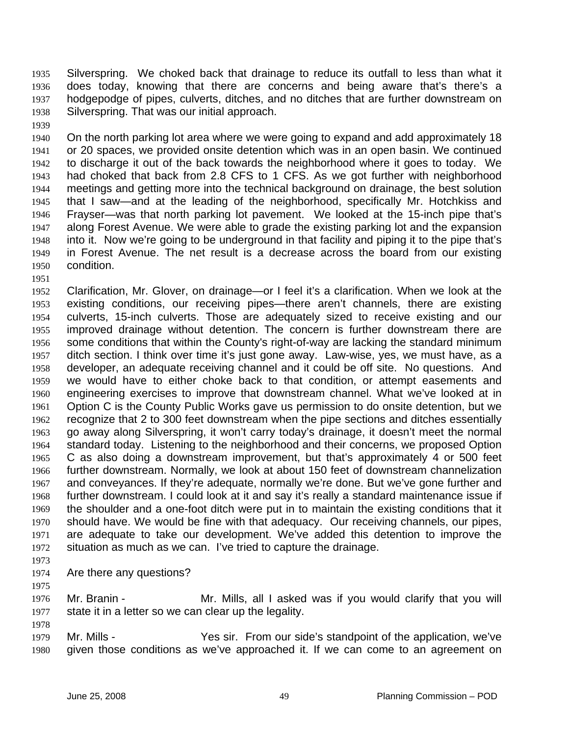Silverspring. We choked back that drainage to reduce its outfall to less than what it does today, knowing that there are concerns and being aware that's there's a hodgepodge of pipes, culverts, ditches, and no ditches that are further downstream on Silverspring. That was our initial approach.

On the north parking lot area where we were going to expand and add approximately 18 or 20 spaces, we provided onsite detention which was in an open basin. We continued to discharge it out of the back towards the neighborhood where it goes to today. We had choked that back from 2.8 CFS to 1 CFS. As we got further with neighborhood meetings and getting more into the technical background on drainage, the best solution that I saw—and at the leading of the neighborhood, specifically Mr. Hotchkiss and Frayser—was that north parking lot pavement. We looked at the 15-inch pipe that's along Forest Avenue. We were able to grade the existing parking lot and the expansion into it. Now we're going to be underground in that facility and piping it to the pipe that's in Forest Avenue. The net result is a decrease across the board from our existing condition.

Clarification, Mr. Glover, on drainage—or I feel it's a clarification. When we look at the existing conditions, our receiving pipes—there aren't channels, there are existing culverts, 15-inch culverts. Those are adequately sized to receive existing and our improved drainage without detention. The concern is further downstream there are some conditions that within the County's right-of-way are lacking the standard minimum ditch section. I think over time it's just gone away. Law-wise, yes, we must have, as a developer, an adequate receiving channel and it could be off site. No questions. And we would have to either choke back to that condition, or attempt easements and engineering exercises to improve that downstream channel. What we've looked at in Option C is the County Public Works gave us permission to do onsite detention, but we recognize that 2 to 300 feet downstream when the pipe sections and ditches essentially go away along Silverspring, it won't carry today's drainage, it doesn't meet the normal standard today. Listening to the neighborhood and their concerns, we proposed Option C as also doing a downstream improvement, but that's approximately 4 or 500 feet further downstream. Normally, we look at about 150 feet of downstream channelization and conveyances. If they're adequate, normally we're done. But we've gone further and further downstream. I could look at it and say it's really a standard maintenance issue if the shoulder and a one-foot ditch were put in to maintain the existing conditions that it should have. We would be fine with that adequacy. Our receiving channels, our pipes, are adequate to take our development. We've added this detention to improve the situation as much as we can. I've tried to capture the drainage.

Are there any questions?

Mr. Branin - Mr. Mills, all I asked was if you would clarify that you will state it in a letter so we can clear up the legality.

Mr. Mills - Yes sir. From our side's standpoint of the application, we've given those conditions as we've approached it. If we can come to an agreement on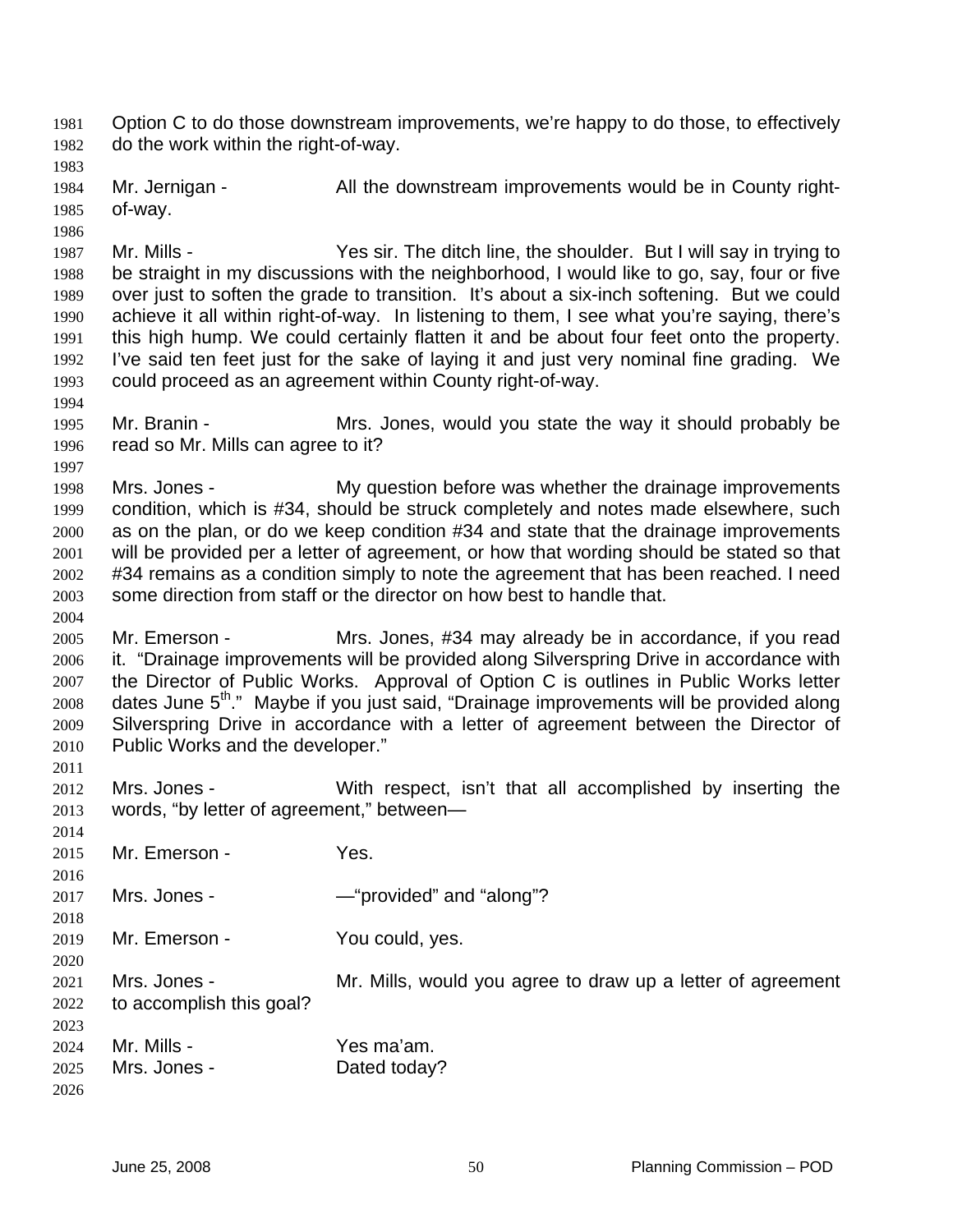Option C to do those downstream improvements, we're happy to do those, to effectively do the work within the right-of-way.

Mr. Jernigan - All the downstream improvements would be in County right-of-way.

Mr. Mills - Yes sir. The ditch line, the shoulder. But I will say in trying to be straight in my discussions with the neighborhood, I would like to go, say, four or five over just to soften the grade to transition. It's about a six-inch softening. But we could achieve it all within right-of-way. In listening to them, I see what you're saying, there's this high hump. We could certainly flatten it and be about four feet onto the property. I've said ten feet just for the sake of laying it and just very nominal fine grading. We could proceed as an agreement within County right-of-way.

Mr. Branin - Mrs. Jones, would you state the way it should probably be read so Mr. Mills can agree to it?

Mrs. Jones - My question before was whether the drainage improvements condition, which is #34, should be struck completely and notes made elsewhere, such as on the plan, or do we keep condition #34 and state that the drainage improvements will be provided per a letter of agreement, or how that wording should be stated so that #34 remains as a condition simply to note the agreement that has been reached. I need some direction from staff or the director on how best to handle that.

Mr. Emerson - Mrs. Jones, #34 may already be in accordance, if you read it. "Drainage improvements will be provided along Silverspring Drive in accordance with the Director of Public Works. Approval of Option C is outlines in Public Works letter dates June 5th." Maybe if you just said, "Drainage improvements will be provided along Silverspring Drive in accordance with a letter of agreement between the Director of Public Works and the developer."

Mrs. Jones - With respect, isn't that all accomplished by inserting the words, "by letter of agreement," between—

Mr. Emerson - Yes.

Mrs. Jones - —"provided" and "along"?

Mr. Emerson - You could, yes.

Mrs. Jones - Mr. Mills, would you agree to draw up a letter of agreement to accomplish this goal?

Mr. Mills - Yes ma'am.

Mrs. Jones - Dated today?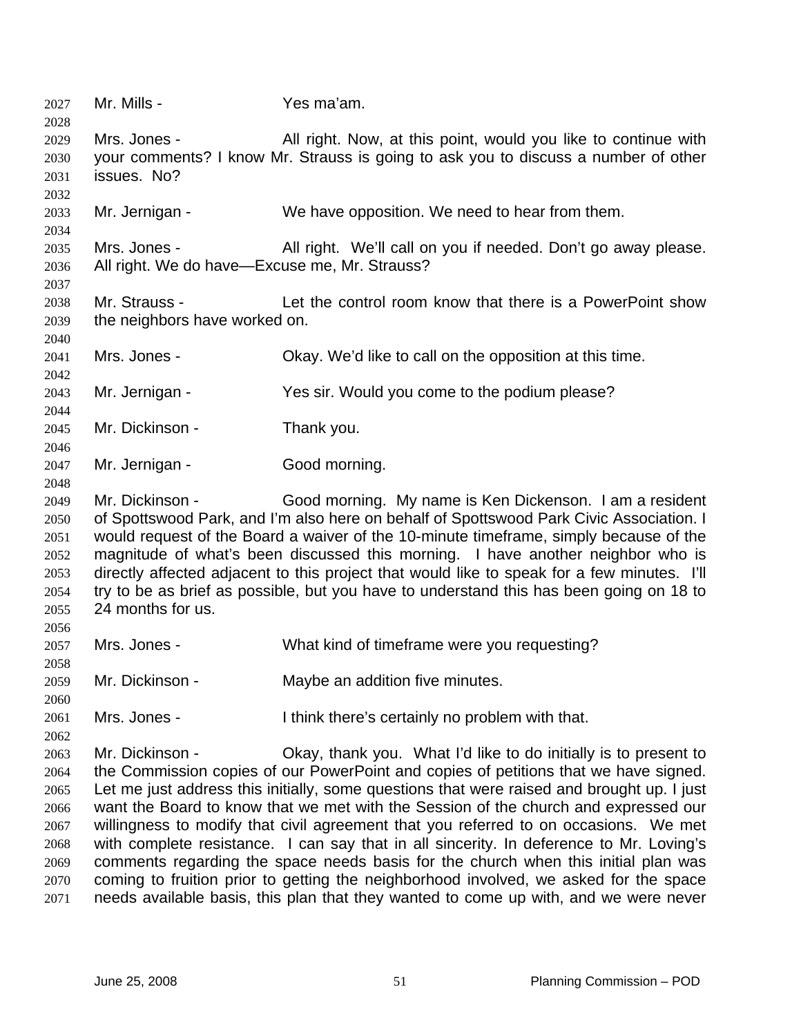Mr. Mills - Yes ma'am.

Mrs. Jones - All right. Now, at this point, would you like to continue with your comments? I know Mr. Strauss is going to ask you to discuss a number of other issues. No?

Mr. Jernigan - We have opposition. We need to hear from them.

Mrs. Jones - All right. We'll call on you if needed. Don't go away please. All right. We do have—Excuse me, Mr. Strauss?

Mr. Strauss - Let the control room know that there is a PowerPoint show the neighbors have worked on.

Mrs. Jones - Okay. We'd like to call on the opposition at this time.

Mr. Jernigan - Yes sir. Would you come to the podium please?

Mr. Dickinson - Thank you.

Mr. Jernigan - Good morning.

Mr. Dickinson - Good morning. My name is Ken Dickenson. I am a resident of Spottswood Park, and I'm also here on behalf of Spottswood Park Civic Association. I would request of the Board a waiver of the 10-minute timeframe, simply because of the magnitude of what's been discussed this morning. I have another neighbor who is directly affected adjacent to this project that would like to speak for a few minutes. I'll try to be as brief as possible, but you have to understand this has been going on 18 to 24 months for us.

Mrs. Jones - What kind of timeframe were you requesting?

Mr. Dickinson - Maybe an addition five minutes.

Mrs. Jones - I think there's certainly no problem with that.

Mr. Dickinson - Okay, thank you. What I'd like to do initially is to present to the Commission copies of our PowerPoint and copies of petitions that we have signed. Let me just address this initially, some questions that were raised and brought up. I just want the Board to know that we met with the Session of the church and expressed our willingness to modify that civil agreement that you referred to on occasions. We met with complete resistance. I can say that in all sincerity. In deference to Mr. Loving's comments regarding the space needs basis for the church when this initial plan was coming to fruition prior to getting the neighborhood involved, we asked for the space needs available basis, this plan that they wanted to come up with, and we were never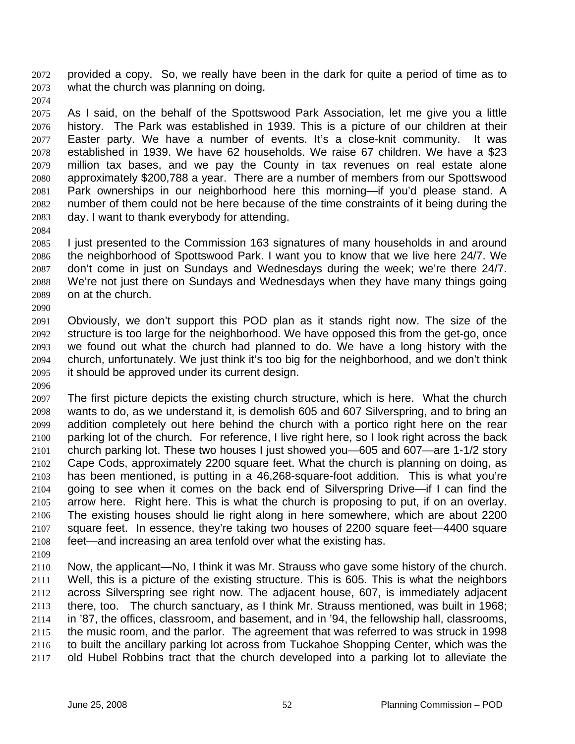provided a copy. So, we really have been in the dark for quite a period of time as to what the church was planning on doing.

As I said, on the behalf of the Spottswood Park Association, let me give you a little history. The Park was established in 1939. This is a picture of our children at their Easter party. We have a number of events. It's a close-knit community. It was established in 1939. We have 62 households. We raise 67 children. We have a $23 million tax bases, and we pay the County in tax revenues on real estate alone approximately $200,788 a year. There are a number of members from our Spottswood Park ownerships in our neighborhood here this morning—if you'd please stand. A number of them could not be here because of the time constraints of it being during the day. I want to thank everybody for attending.

I just presented to the Commission 163 signatures of many households in and around the neighborhood of Spottswood Park. I want you to know that we live here 24/7. We don't come in just on Sundays and Wednesdays during the week; we're there 24/7. We're not just there on Sundays and Wednesdays when they have many things going on at the church.

Obviously, we don't support this POD plan as it stands right now. The size of the structure is too large for the neighborhood. We have opposed this from the get-go, once we found out what the church had planned to do. We have a long history with the church, unfortunately. We just think it's too big for the neighborhood, and we don't think it should be approved under its current design.

The first picture depicts the existing church structure, which is here. What the church wants to do, as we understand it, is demolish 605 and 607 Silverspring, and to bring an addition completely out here behind the church with a portico right here on the rear parking lot of the church. For reference, I live right here, so I look right across the back church parking lot. These two houses I just showed you—605 and 607—are 1-1/2 story Cape Cods, approximately 2200 square feet. What the church is planning on doing, as has been mentioned, is putting in a 46,268-square-foot addition. This is what you're going to see when it comes on the back end of Silverspring Drive—if I can find the arrow here. Right here. This is what the church is proposing to put, if on an overlay. The existing houses should lie right along in here somewhere, which are about 2200 square feet. In essence, they're taking two houses of 2200 square feet—4400 square feet—and increasing an area tenfold over what the existing has.

Now, the applicant—No, I think it was Mr. Strauss who gave some history of the church. Well, this is a picture of the existing structure. This is 605. This is what the neighbors across Silverspring see right now. The adjacent house, 607, is immediately adjacent there, too. The church sanctuary, as I think Mr. Strauss mentioned, was built in 1968; in '87, the offices, classroom, and basement, and in '94, the fellowship hall, classrooms, the music room, and the parlor. The agreement that was referred to was struck in 1998 to built the ancillary parking lot across from Tuckahoe Shopping Center, which was the old Hubel Robbins tract that the church developed into a parking lot to alleviate the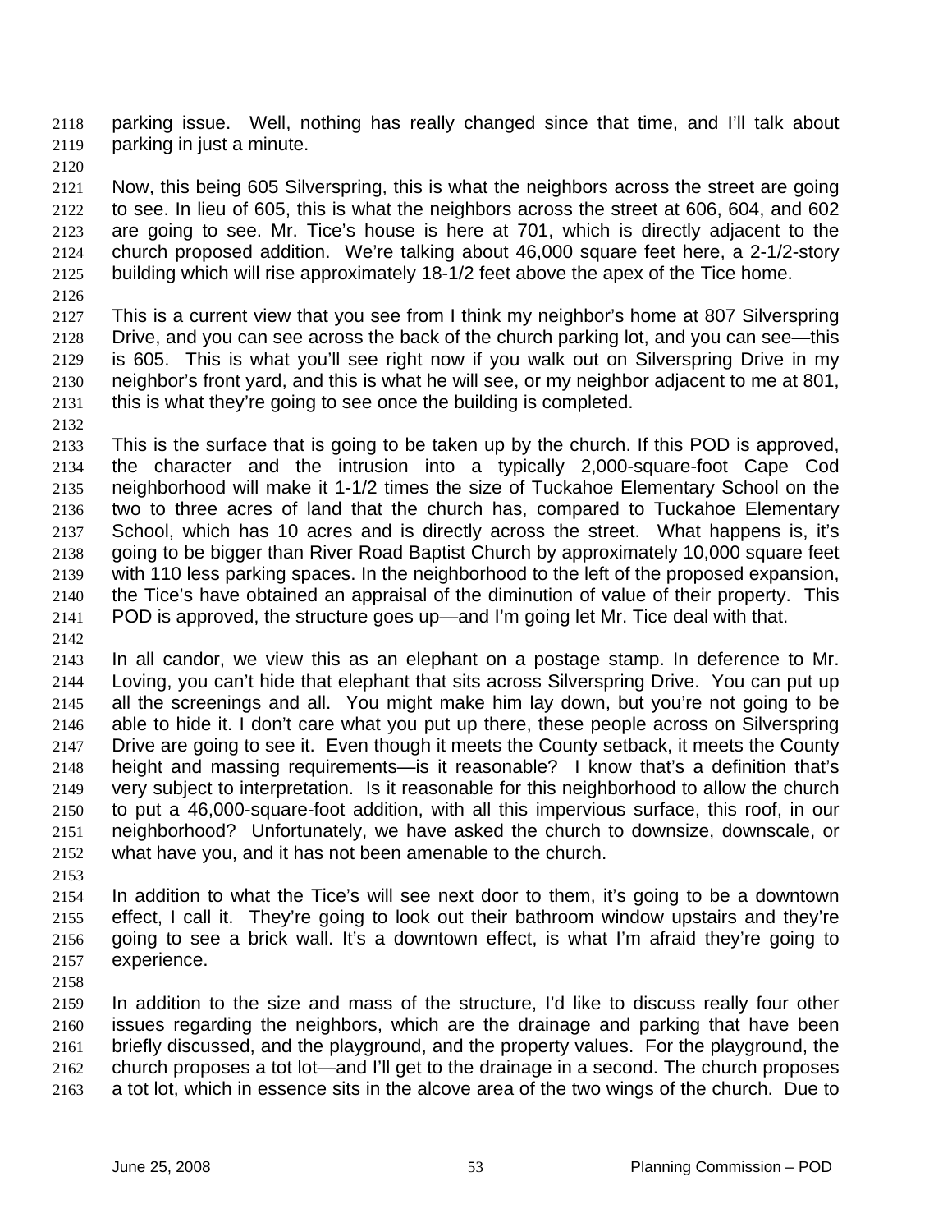parking issue. Well, nothing has really changed since that time, and I'll talk about parking in just a minute.

Now, this being 605 Silverspring, this is what the neighbors across the street are going to see. In lieu of 605, this is what the neighbors across the street at 606, 604, and 602 are going to see. Mr. Tice's house is here at 701, which is directly adjacent to the church proposed addition. We're talking about 46,000 square feet here, a 2-1/2-story building which will rise approximately 18-1/2 feet above the apex of the Tice home.

This is a current view that you see from I think my neighbor's home at 807 Silverspring Drive, and you can see across the back of the church parking lot, and you can see—this is 605. This is what you'll see right now if you walk out on Silverspring Drive in my neighbor's front yard, and this is what he will see, or my neighbor adjacent to me at 801, this is what they're going to see once the building is completed.

This is the surface that is going to be taken up by the church. If this POD is approved, the character and the intrusion into a typically 2,000-square-foot Cape Cod neighborhood will make it 1-1/2 times the size of Tuckahoe Elementary School on the two to three acres of land that the church has, compared to Tuckahoe Elementary School, which has 10 acres and is directly across the street. What happens is, it's going to be bigger than River Road Baptist Church by approximately 10,000 square feet with 110 less parking spaces. In the neighborhood to the left of the proposed expansion, the Tice's have obtained an appraisal of the diminution of value of their property. This POD is approved, the structure goes up—and I'm going let Mr. Tice deal with that.

In all candor, we view this as an elephant on a postage stamp. In deference to Mr. Loving, you can't hide that elephant that sits across Silverspring Drive. You can put up all the screenings and all. You might make him lay down, but you're not going to be able to hide it. I don't care what you put up there, these people across on Silverspring Drive are going to see it. Even though it meets the County setback, it meets the County height and massing requirements—is it reasonable? I know that's a definition that's very subject to interpretation. Is it reasonable for this neighborhood to allow the church to put a 46,000-square-foot addition, with all this impervious surface, this roof, in our neighborhood? Unfortunately, we have asked the church to downsize, downscale, or what have you, and it has not been amenable to the church.

In addition to what the Tice's will see next door to them, it's going to be a downtown effect, I call it. They're going to look out their bathroom window upstairs and they're going to see a brick wall. It's a downtown effect, is what I'm afraid they're going to experience.

In addition to the size and mass of the structure, I'd like to discuss really four other issues regarding the neighbors, which are the drainage and parking that have been briefly discussed, and the playground, and the property values. For the playground, the church proposes a tot lot—and I'll get to the drainage in a second. The church proposes a tot lot, which in essence sits in the alcove area of the two wings of the church. Due to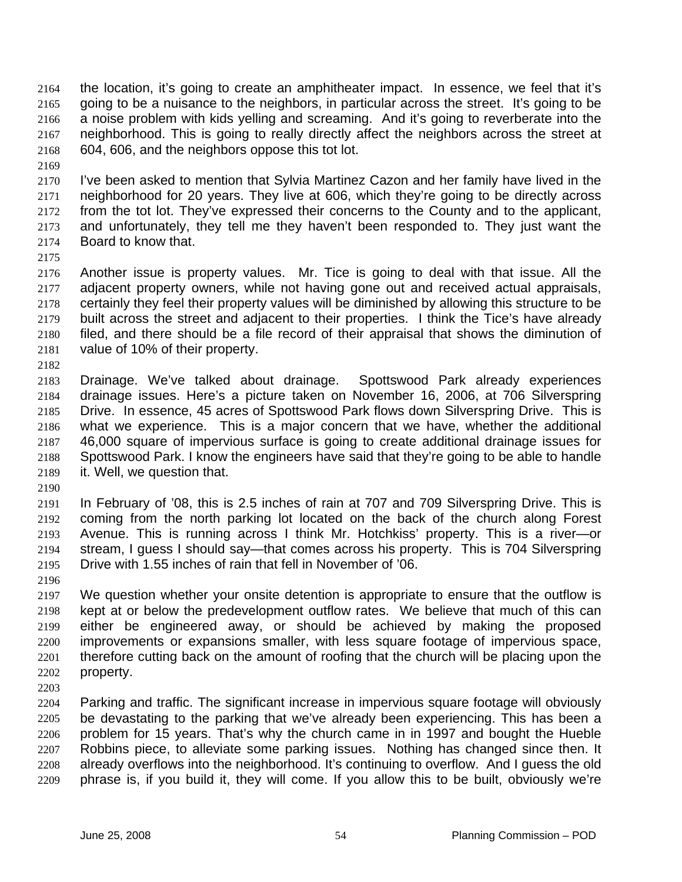the location, it's going to create an amphitheater impact. In essence, we feel that it's going to be a nuisance to the neighbors, in particular across the street. It's going to be a noise problem with kids yelling and screaming. And it's going to reverberate into the neighborhood. This is going to really directly affect the neighbors across the street at 604, 606, and the neighbors oppose this tot lot.

I've been asked to mention that Sylvia Martinez Cazon and her family have lived in the neighborhood for 20 years. They live at 606, which they're going to be directly across from the tot lot. They've expressed their concerns to the County and to the applicant, and unfortunately, they tell me they haven't been responded to. They just want the Board to know that.

Another issue is property values. Mr. Tice is going to deal with that issue. All the adjacent property owners, while not having gone out and received actual appraisals, certainly they feel their property values will be diminished by allowing this structure to be built across the street and adjacent to their properties. I think the Tice's have already filed, and there should be a file record of their appraisal that shows the diminution of value of 10% of their property.

Drainage. We've talked about drainage. Spottswood Park already experiences drainage issues. Here's a picture taken on November 16, 2006, at 706 Silverspring Drive. In essence, 45 acres of Spottswood Park flows down Silverspring Drive. This is what we experience. This is a major concern that we have, whether the additional 46,000 square of impervious surface is going to create additional drainage issues for Spottswood Park. I know the engineers have said that they're going to be able to handle it. Well, we question that.

In February of '08, this is 2.5 inches of rain at 707 and 709 Silverspring Drive. This is coming from the north parking lot located on the back of the church along Forest Avenue. This is running across I think Mr. Hotchkiss' property. This is a river—or stream, I guess I should say—that comes across his property. This is 704 Silverspring Drive with 1.55 inches of rain that fell in November of '06.

We question whether your onsite detention is appropriate to ensure that the outflow is kept at or below the predevelopment outflow rates. We believe that much of this can either be engineered away, or should be achieved by making the proposed improvements or expansions smaller, with less square footage of impervious space, therefore cutting back on the amount of roofing that the church will be placing upon the property.

Parking and traffic. The significant increase in impervious square footage will obviously be devastating to the parking that we've already been experiencing. This has been a problem for 15 years. That's why the church came in in 1997 and bought the Hueble Robbins piece, to alleviate some parking issues. Nothing has changed since then. It already overflows into the neighborhood. It's continuing to overflow. And I guess the old phrase is, if you build it, they will come. If you allow this to be built, obviously we're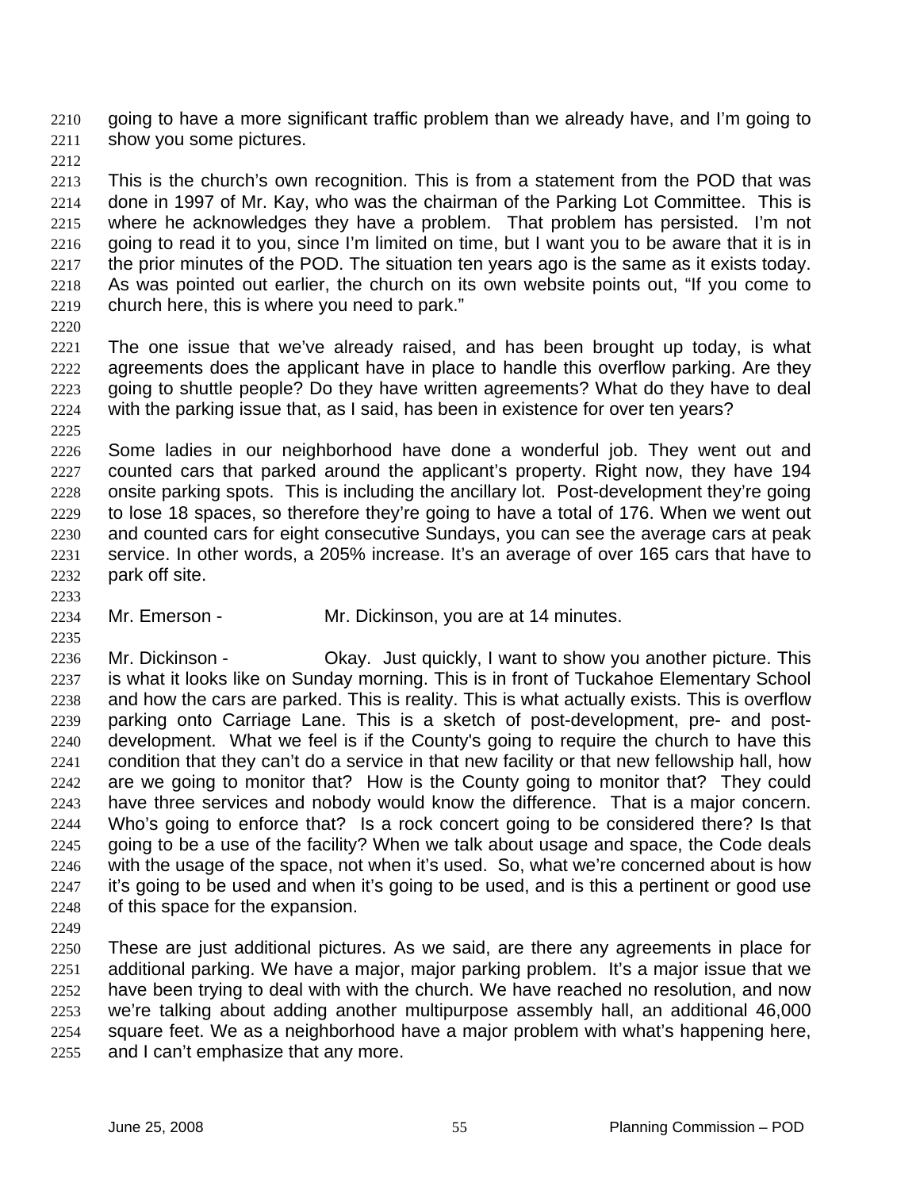going to have a more significant traffic problem than we already have, and I'm going to show you some pictures.

This is the church's own recognition. This is from a statement from the POD that was done in 1997 of Mr. Kay, who was the chairman of the Parking Lot Committee. This is where he acknowledges they have a problem. That problem has persisted. I'm not going to read it to you, since I'm limited on time, but I want you to be aware that it is in the prior minutes of the POD. The situation ten years ago is the same as it exists today. As was pointed out earlier, the church on its own website points out, "If you come to church here, this is where you need to park."

The one issue that we've already raised, and has been brought up today, is what agreements does the applicant have in place to handle this overflow parking. Are they going to shuttle people? Do they have written agreements? What do they have to deal with the parking issue that, as I said, has been in existence for over ten years?

Some ladies in our neighborhood have done a wonderful job. They went out and counted cars that parked around the applicant's property. Right now, they have 194 onsite parking spots. This is including the ancillary lot. Post-development they're going to lose 18 spaces, so therefore they're going to have a total of 176. When we went out and counted cars for eight consecutive Sundays, you can see the average cars at peak service. In other words, a 205% increase. It's an average of over 165 cars that have to park off site.

Mr. Emerson - Mr. Dickinson, you are at 14 minutes.

Mr. Dickinson - Okay. Just quickly, I want to show you another picture. This is what it looks like on Sunday morning. This is in front of Tuckahoe Elementary School and how the cars are parked. This is reality. This is what actually exists. This is overflow parking onto Carriage Lane. This is a sketch of post-development, pre- and post-development. What we feel is if the County's going to require the church to have this condition that they can't do a service in that new facility or that new fellowship hall, how are we going to monitor that? How is the County going to monitor that? They could have three services and nobody would know the difference. That is a major concern. Who's going to enforce that? Is a rock concert going to be considered there? Is that going to be a use of the facility? When we talk about usage and space, the Code deals with the usage of the space, not when it's used. So, what we're concerned about is how it's going to be used and when it's going to be used, and is this a pertinent or good use of this space for the expansion.

These are just additional pictures. As we said, are there any agreements in place for additional parking. We have a major, major parking problem. It's a major issue that we have been trying to deal with with the church. We have reached no resolution, and now we're talking about adding another multipurpose assembly hall, an additional 46,000 square feet. We as a neighborhood have a major problem with what's happening here, and I can't emphasize that any more.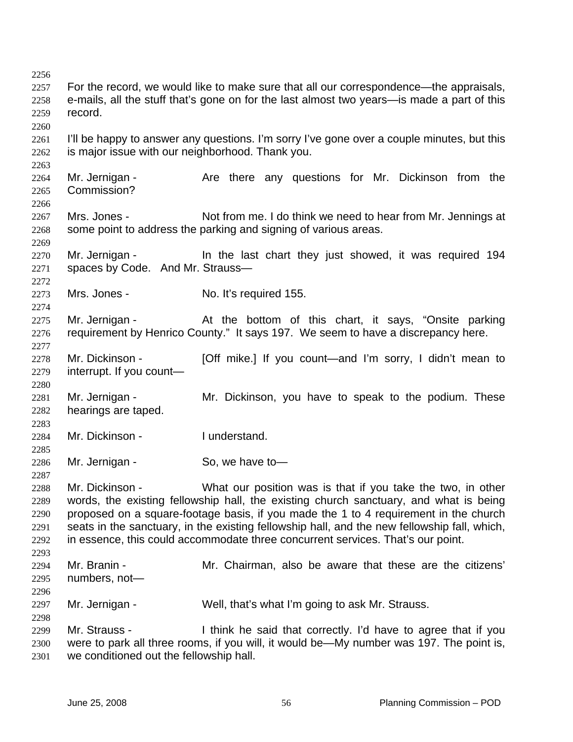For the record, we would like to make sure that all our correspondence—the appraisals, e-mails, all the stuff that's gone on for the last almost two years—is made a part of this record.

I'll be happy to answer any questions. I'm sorry I've gone over a couple minutes, but this is major issue with our neighborhood. Thank you.

Mr. Jernigan - Are there any questions for Mr. Dickinson from the Commission?

Mrs. Jones - Not from me. I do think we need to hear from Mr. Jennings at some point to address the parking and signing of various areas.

Mr. Jernigan - In the last chart they just showed, it was required 194 spaces by Code. And Mr. Strauss—

Mrs. Jones - No. It's required 155.

Mr. Jernigan - At the bottom of this chart, it says, "Onsite parking requirement by Henrico County." It says 197. We seem to have a discrepancy here.

Mr. Dickinson - [Off mike.] If you count—and I'm sorry, I didn't mean to interrupt. If you count—

Mr. Jernigan - Mr. Dickinson, you have to speak to the podium. These hearings are taped.

Mr. Dickinson - I understand.

Mr. Jernigan - So, we have to—

Mr. Dickinson - What our position was is that if you take the two, in other words, the existing fellowship hall, the existing church sanctuary, and what is being proposed on a square-footage basis, if you made the 1 to 4 requirement in the church seats in the sanctuary, in the existing fellowship hall, and the new fellowship fall, which, in essence, this could accommodate three concurrent services. That's our point.

Mr. Branin - Mr. Chairman, also be aware that these are the citizens' numbers, not—

Mr. Jernigan - Well, that's what I'm going to ask Mr. Strauss.

Mr. Strauss - I think he said that correctly. I'd have to agree that if you were to park all three rooms, if you will, it would be—My number was 197. The point is, we conditioned out the fellowship hall.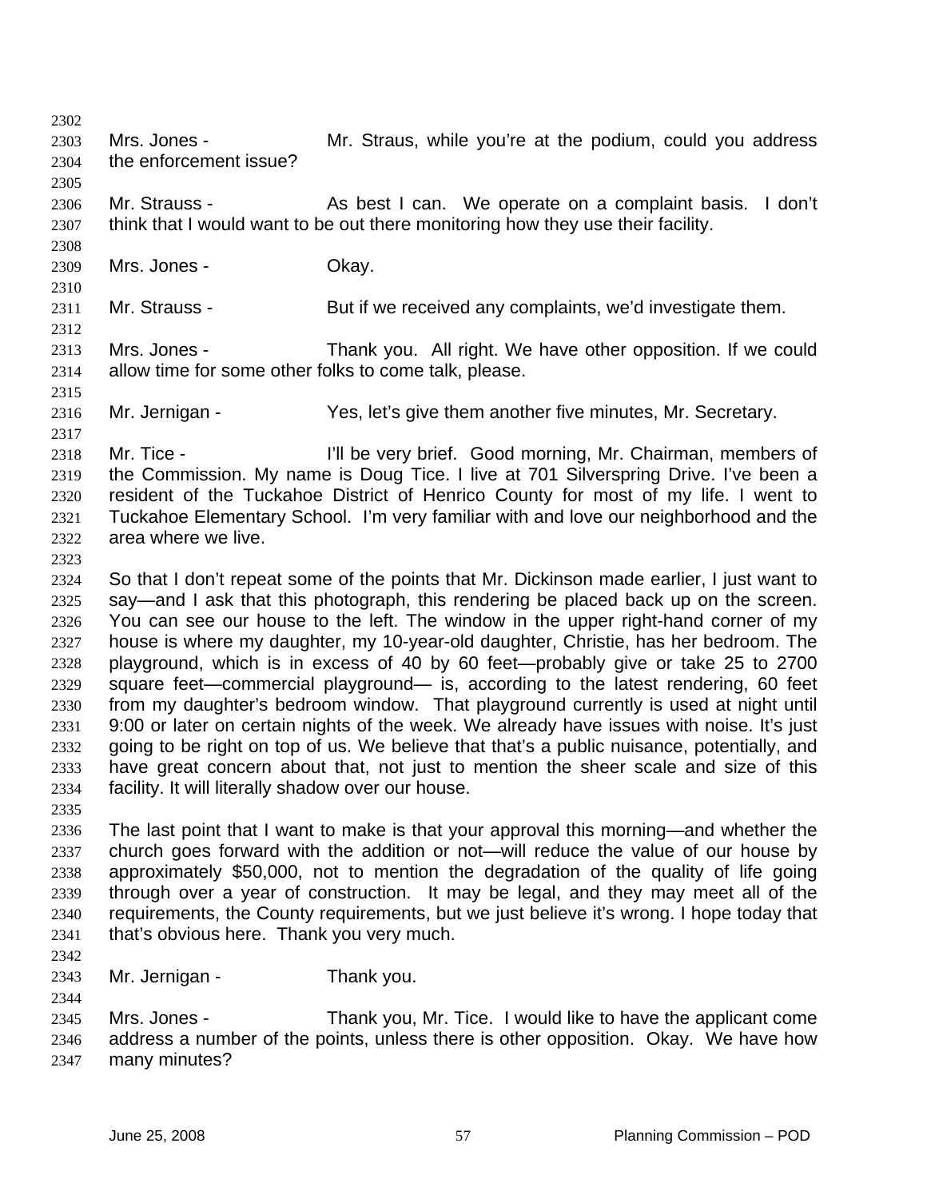Mrs. Jones - Mr. Straus, while you're at the podium, could you address the enforcement issue?

Mr. Strauss - As best I can. We operate on a complaint basis. I don't think that I would want to be out there monitoring how they use their facility.

Mrs. Jones - Okay.

Mr. Strauss - But if we received any complaints, we'd investigate them.

Mrs. Jones - Thank you. All right. We have other opposition. If we could allow time for some other folks to come talk, please.

Mr. Jernigan - Yes, let's give them another five minutes, Mr. Secretary.

Mr. Tice - I'll be very brief. Good morning, Mr. Chairman, members of the Commission. My name is Doug Tice. I live at 701 Silverspring Drive. I've been a resident of the Tuckahoe District of Henrico County for most of my life. I went to Tuckahoe Elementary School. I'm very familiar with and love our neighborhood and the area where we live.

So that I don't repeat some of the points that Mr. Dickinson made earlier, I just want to say—and I ask that this photograph, this rendering be placed back up on the screen. You can see our house to the left. The window in the upper right-hand corner of my house is where my daughter, my 10-year-old daughter, Christie, has her bedroom. The playground, which is in excess of 40 by 60 feet—probably give or take 25 to 2700 square feet—commercial playground— is, according to the latest rendering, 60 feet from my daughter's bedroom window. That playground currently is used at night until 9:00 or later on certain nights of the week. We already have issues with noise. It's just going to be right on top of us. We believe that that's a public nuisance, potentially, and have great concern about that, not just to mention the sheer scale and size of this facility. It will literally shadow over our house.

The last point that I want to make is that your approval this morning—and whether the church goes forward with the addition or not—will reduce the value of our house by approximately $50,000, not to mention the degradation of the quality of life going through over a year of construction. It may be legal, and they may meet all of the requirements, the County requirements, but we just believe it's wrong. I hope today that that's obvious here. Thank you very much.

Mr. Jernigan - Thank you.

Mrs. Jones - Thank you, Mr. Tice. I would like to have the applicant come address a number of the points, unless there is other opposition. Okay. We have how many minutes?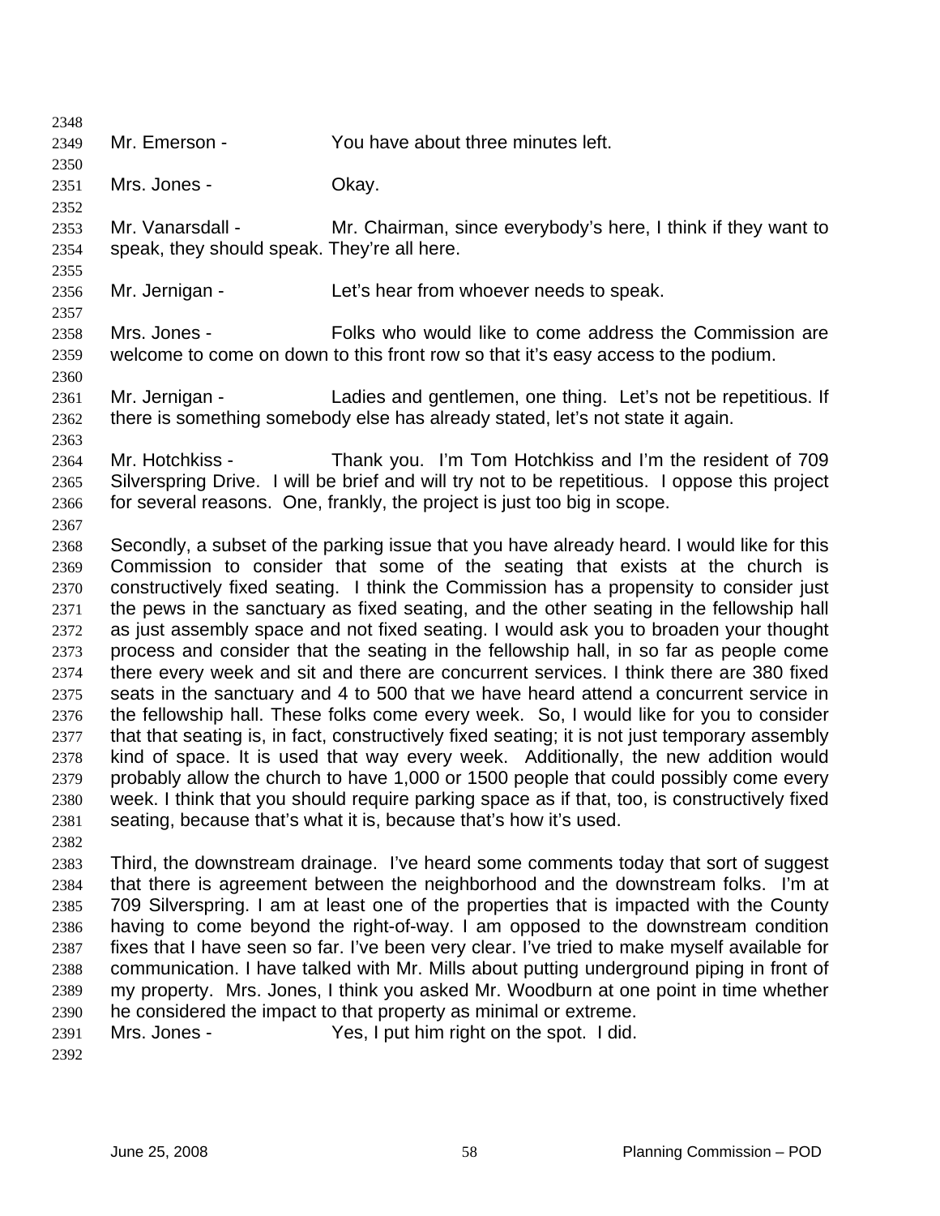Mr. Emerson - You have about three minutes left.

Mrs. Jones - Okay.

Mr. Vanarsdall - Mr. Chairman, since everybody's here, I think if they want to speak, they should speak. They're all here.

Mr. Jernigan - Let's hear from whoever needs to speak.

Mrs. Jones - Folks who would like to come address the Commission are welcome to come on down to this front row so that it's easy access to the podium.

Mr. Jernigan - Ladies and gentlemen, one thing. Let's not be repetitious. If there is something somebody else has already stated, let's not state it again.

Mr. Hotchkiss - Thank you. I'm Tom Hotchkiss and I'm the resident of 709 Silverspring Drive. I will be brief and will try not to be repetitious. I oppose this project for several reasons. One, frankly, the project is just too big in scope.

Secondly, a subset of the parking issue that you have already heard. I would like for this Commission to consider that some of the seating that exists at the church is constructively fixed seating. I think the Commission has a propensity to consider just the pews in the sanctuary as fixed seating, and the other seating in the fellowship hall as just assembly space and not fixed seating. I would ask you to broaden your thought process and consider that the seating in the fellowship hall, in so far as people come there every week and sit and there are concurrent services. I think there are 380 fixed seats in the sanctuary and 4 to 500 that we have heard attend a concurrent service in the fellowship hall. These folks come every week. So, I would like for you to consider that that seating is, in fact, constructively fixed seating; it is not just temporary assembly kind of space. It is used that way every week. Additionally, the new addition would probably allow the church to have 1,000 or 1500 people that could possibly come every week. I think that you should require parking space as if that, too, is constructively fixed seating, because that's what it is, because that's how it's used.

Third, the downstream drainage. I've heard some comments today that sort of suggest that there is agreement between the neighborhood and the downstream folks. I'm at 709 Silverspring. I am at least one of the properties that is impacted with the County having to come beyond the right-of-way. I am opposed to the downstream condition fixes that I have seen so far. I've been very clear. I've tried to make myself available for communication. I have talked with Mr. Mills about putting underground piping in front of my property. Mrs. Jones, I think you asked Mr. Woodburn at one point in time whether he considered the impact to that property as minimal or extreme.

Mrs. Jones - Yes, I put him right on the spot. I did.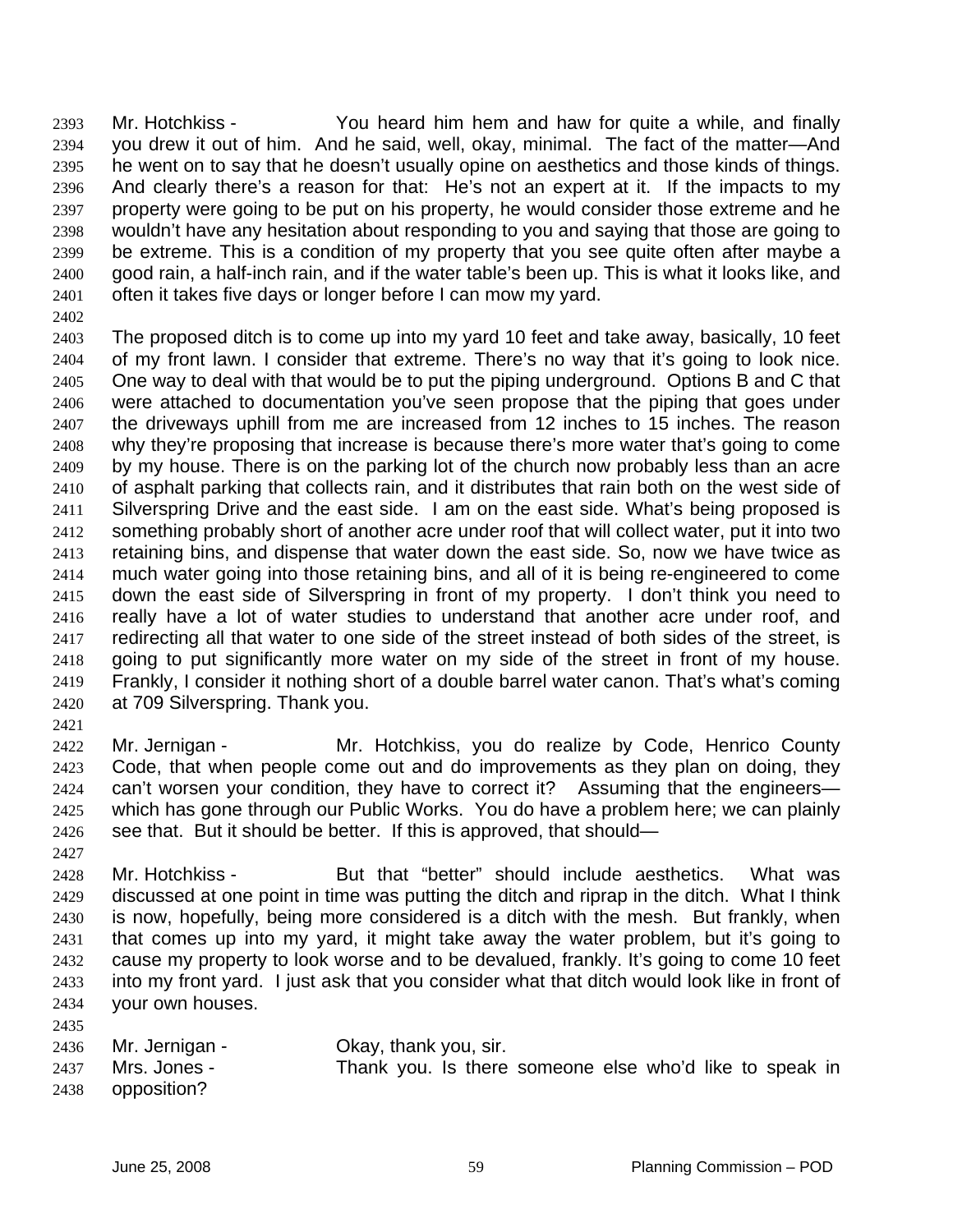Mr. Hotchkiss - You heard him hem and haw for quite a while, and finally you drew it out of him. And he said, well, okay, minimal. The fact of the matter—And he went on to say that he doesn't usually opine on aesthetics and those kinds of things. And clearly there's a reason for that: He's not an expert at it. If the impacts to my property were going to be put on his property, he would consider those extreme and he wouldn't have any hesitation about responding to you and saying that those are going to be extreme. This is a condition of my property that you see quite often after maybe a good rain, a half-inch rain, and if the water table's been up. This is what it looks like, and often it takes five days or longer before I can mow my yard.

The proposed ditch is to come up into my yard 10 feet and take away, basically, 10 feet of my front lawn. I consider that extreme. There's no way that it's going to look nice. One way to deal with that would be to put the piping underground. Options B and C that were attached to documentation you've seen propose that the piping that goes under the driveways uphill from me are increased from 12 inches to 15 inches. The reason why they're proposing that increase is because there's more water that's going to come by my house. There is on the parking lot of the church now probably less than an acre of asphalt parking that collects rain, and it distributes that rain both on the west side of Silverspring Drive and the east side. I am on the east side. What's being proposed is something probably short of another acre under roof that will collect water, put it into two retaining bins, and dispense that water down the east side. So, now we have twice as much water going into those retaining bins, and all of it is being re-engineered to come down the east side of Silverspring in front of my property. I don't think you need to really have a lot of water studies to understand that another acre under roof, and redirecting all that water to one side of the street instead of both sides of the street, is going to put significantly more water on my side of the street in front of my house. Frankly, I consider it nothing short of a double barrel water canon. That's what's coming at 709 Silverspring. Thank you.

Mr. Jernigan - Mr. Hotchkiss, you do realize by Code, Henrico County Code, that when people come out and do improvements as they plan on doing, they can't worsen your condition, they have to correct it? Assuming that the engineers—which has gone through our Public Works. You do have a problem here; we can plainly see that. But it should be better. If this is approved, that should—

Mr. Hotchkiss - But that "better" should include aesthetics. What was discussed at one point in time was putting the ditch and riprap in the ditch. What I think is now, hopefully, being more considered is a ditch with the mesh. But frankly, when that comes up into my yard, it might take away the water problem, but it's going to cause my property to look worse and to be devalued, frankly. It's going to come 10 feet into my front yard. I just ask that you consider what that ditch would look like in front of your own houses.

Mr. Jernigan - Okay, thank you, sir.

Mrs. Jones - Thank you. Is there someone else who'd like to speak in opposition?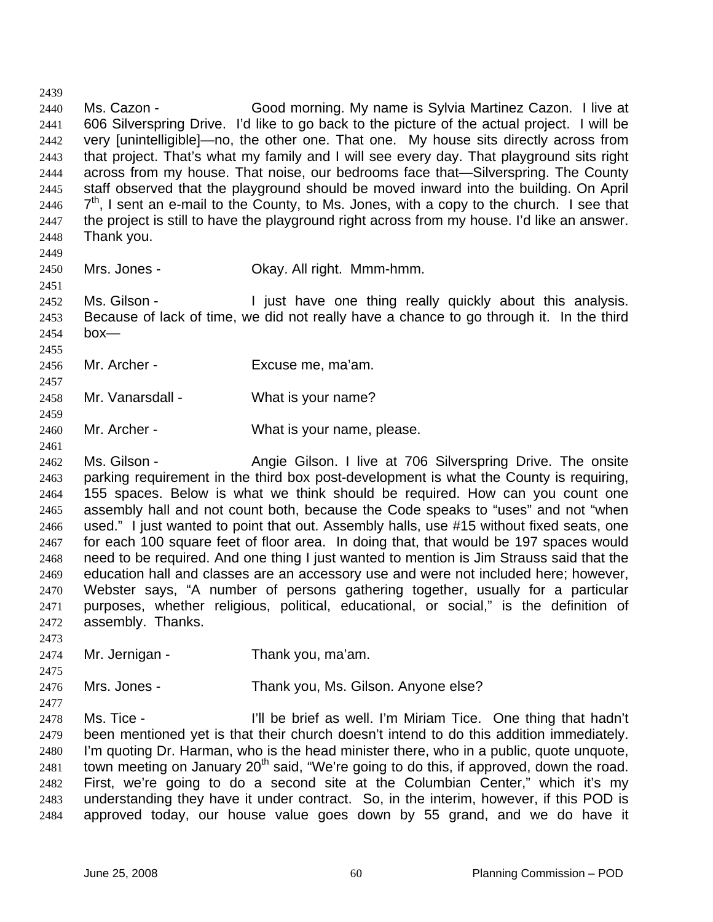Ms. Cazon - Good morning. My name is Sylvia Martinez Cazon. I live at 606 Silverspring Drive. I'd like to go back to the picture of the actual project. I will be very [unintelligible]—no, the other one. That one. My house sits directly across from that project. That's what my family and I will see every day. That playground sits right across from my house. That noise, our bedrooms face that—Silverspring. The County staff observed that the playground should be moved inward into the building. On April 7th, I sent an e-mail to the County, to Ms. Jones, with a copy to the church. I see that the project is still to have the playground right across from my house. I'd like an answer. Thank you.

Mrs. Jones - Okay. All right. Mmm-hmm.

Ms. Gilson - I just have one thing really quickly about this analysis. Because of lack of time, we did not really have a chance to go through it. In the third box—

Mr. Archer - Excuse me, ma'am.

Mr. Vanarsdall - What is your name?

Mr. Archer - What is your name, please.

Ms. Gilson - Angie Gilson. I live at 706 Silverspring Drive. The onsite parking requirement in the third box post-development is what the County is requiring, 155 spaces. Below is what we think should be required. How can you count one assembly hall and not count both, because the Code speaks to "uses" and not "when used." I just wanted to point that out. Assembly halls, use #15 without fixed seats, one for each 100 square feet of floor area. In doing that, that would be 197 spaces would need to be required. And one thing I just wanted to mention is Jim Strauss said that the education hall and classes are an accessory use and were not included here; however, Webster says, "A number of persons gathering together, usually for a particular purposes, whether religious, political, educational, or social," is the definition of assembly. Thanks.

Mr. Jernigan - Thank you, ma'am.

Mrs. Jones - Thank you, Ms. Gilson. Anyone else?

Ms. Tice - I'll be brief as well. I'm Miriam Tice. One thing that hadn't been mentioned yet is that their church doesn't intend to do this addition immediately. I'm quoting Dr. Harman, who is the head minister there, who in a public, quote unquote, town meeting on January 20th said, "We're going to do this, if approved, down the road. First, we're going to do a second site at the Columbian Center," which it's my understanding they have it under contract. So, in the interim, however, if this POD is approved today, our house value goes down by 55 grand, and we do have it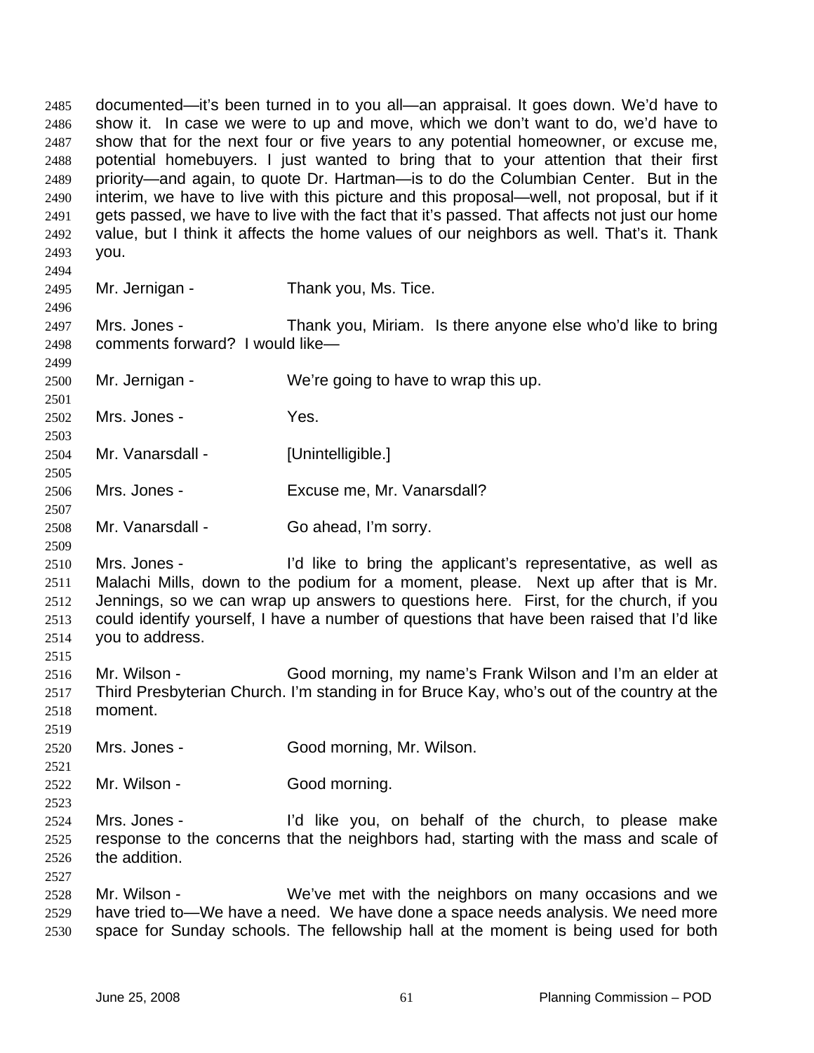documented—it's been turned in to you all—an appraisal. It goes down. We'd have to show it. In case we were to up and move, which we don't want to do, we'd have to show that for the next four or five years to any potential homeowner, or excuse me, potential homebuyers. I just wanted to bring that to your attention that their first priority—and again, to quote Dr. Hartman—is to do the Columbian Center. But in the interim, we have to live with this picture and this proposal—well, not proposal, but if it gets passed, we have to live with the fact that it's passed. That affects not just our home value, but I think it affects the home values of our neighbors as well. That's it. Thank you.

Mr. Jernigan - Thank you, Ms. Tice.

Mrs. Jones - Thank you, Miriam. Is there anyone else who'd like to bring comments forward? I would like—

Mr. Jernigan - We're going to have to wrap this up.

Mrs. Jones - Yes.

Mr. Vanarsdall - [Unintelligible.]

Mrs. Jones - Excuse me, Mr. Vanarsdall?

Mr. Vanarsdall - Go ahead, I'm sorry.

Mrs. Jones - I'd like to bring the applicant's representative, as well as Malachi Mills, down to the podium for a moment, please. Next up after that is Mr. Jennings, so we can wrap up answers to questions here. First, for the church, if you could identify yourself, I have a number of questions that have been raised that I'd like you to address.

Mr. Wilson - Good morning, my name's Frank Wilson and I'm an elder at Third Presbyterian Church. I'm standing in for Bruce Kay, who's out of the country at the moment.

Mrs. Jones - Good morning, Mr. Wilson.

Mr. Wilson - Good morning.

Mrs. Jones - I'd like you, on behalf of the church, to please make response to the concerns that the neighbors had, starting with the mass and scale of the addition.

Mr. Wilson - We've met with the neighbors on many occasions and we have tried to—We have a need. We have done a space needs analysis. We need more space for Sunday schools. The fellowship hall at the moment is being used for both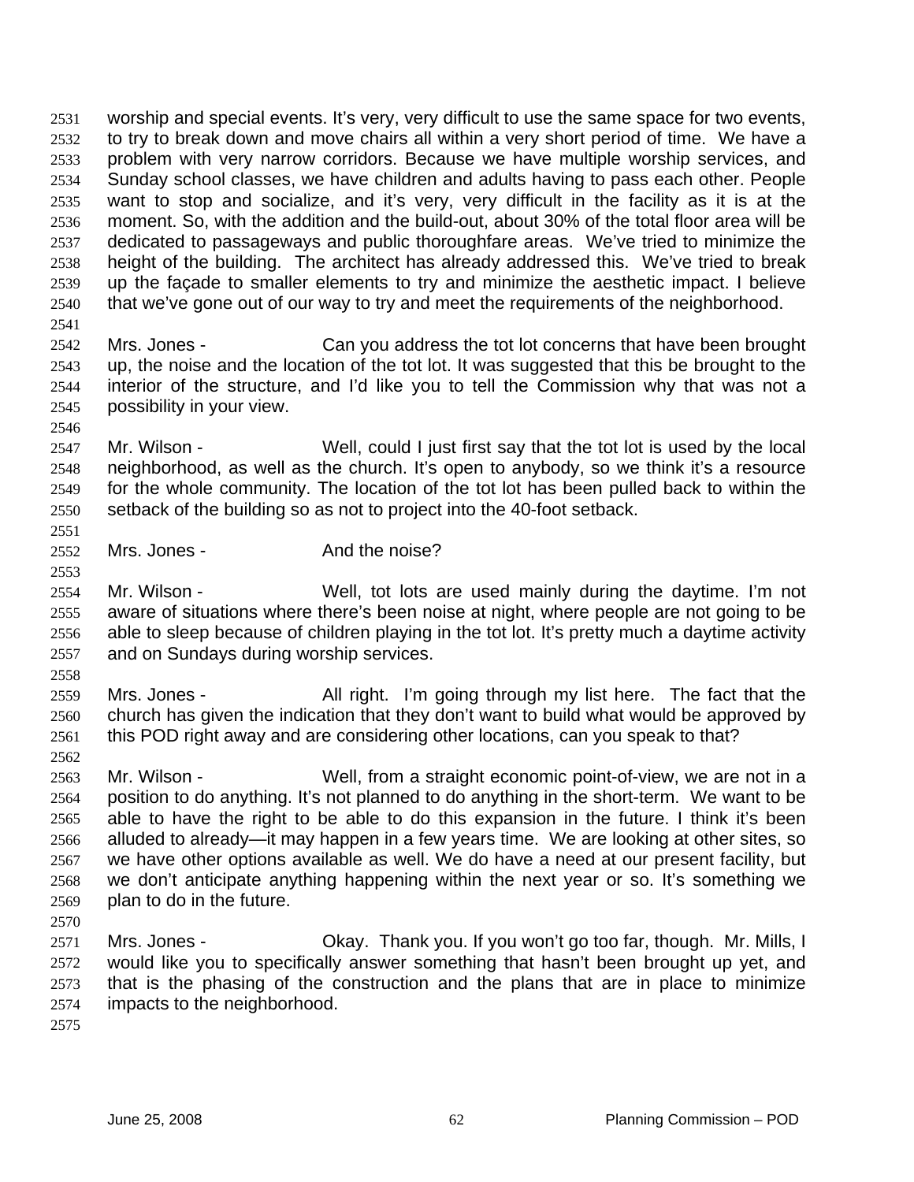worship and special events. It's very, very difficult to use the same space for two events, to try to break down and move chairs all within a very short period of time. We have a problem with very narrow corridors. Because we have multiple worship services, and Sunday school classes, we have children and adults having to pass each other. People want to stop and socialize, and it's very, very difficult in the facility as it is at the moment. So, with the addition and the build-out, about 30% of the total floor area will be dedicated to passageways and public thoroughfare areas. We've tried to minimize the height of the building. The architect has already addressed this. We've tried to break up the façade to smaller elements to try and minimize the aesthetic impact. I believe that we've gone out of our way to try and meet the requirements of the neighborhood.

Mrs. Jones - Can you address the tot lot concerns that have been brought up, the noise and the location of the tot lot. It was suggested that this be brought to the interior of the structure, and I'd like you to tell the Commission why that was not a possibility in your view.

Mr. Wilson - Well, could I just first say that the tot lot is used by the local neighborhood, as well as the church. It's open to anybody, so we think it's a resource for the whole community. The location of the tot lot has been pulled back to within the setback of the building so as not to project into the 40-foot setback.

Mrs. Jones - And the noise?

Mr. Wilson - Well, tot lots are used mainly during the daytime. I'm not aware of situations where there's been noise at night, where people are not going to be able to sleep because of children playing in the tot lot. It's pretty much a daytime activity and on Sundays during worship services.

Mrs. Jones - All right. I'm going through my list here. The fact that the church has given the indication that they don't want to build what would be approved by this POD right away and are considering other locations, can you speak to that?

Mr. Wilson - Well, from a straight economic point-of-view, we are not in a position to do anything. It's not planned to do anything in the short-term. We want to be able to have the right to be able to do this expansion in the future. I think it's been alluded to already—it may happen in a few years time. We are looking at other sites, so we have other options available as well. We do have a need at our present facility, but we don't anticipate anything happening within the next year or so. It's something we plan to do in the future.

Mrs. Jones - Okay. Thank you. If you won't go too far, though. Mr. Mills, I would like you to specifically answer something that hasn't been brought up yet, and that is the phasing of the construction and the plans that are in place to minimize impacts to the neighborhood.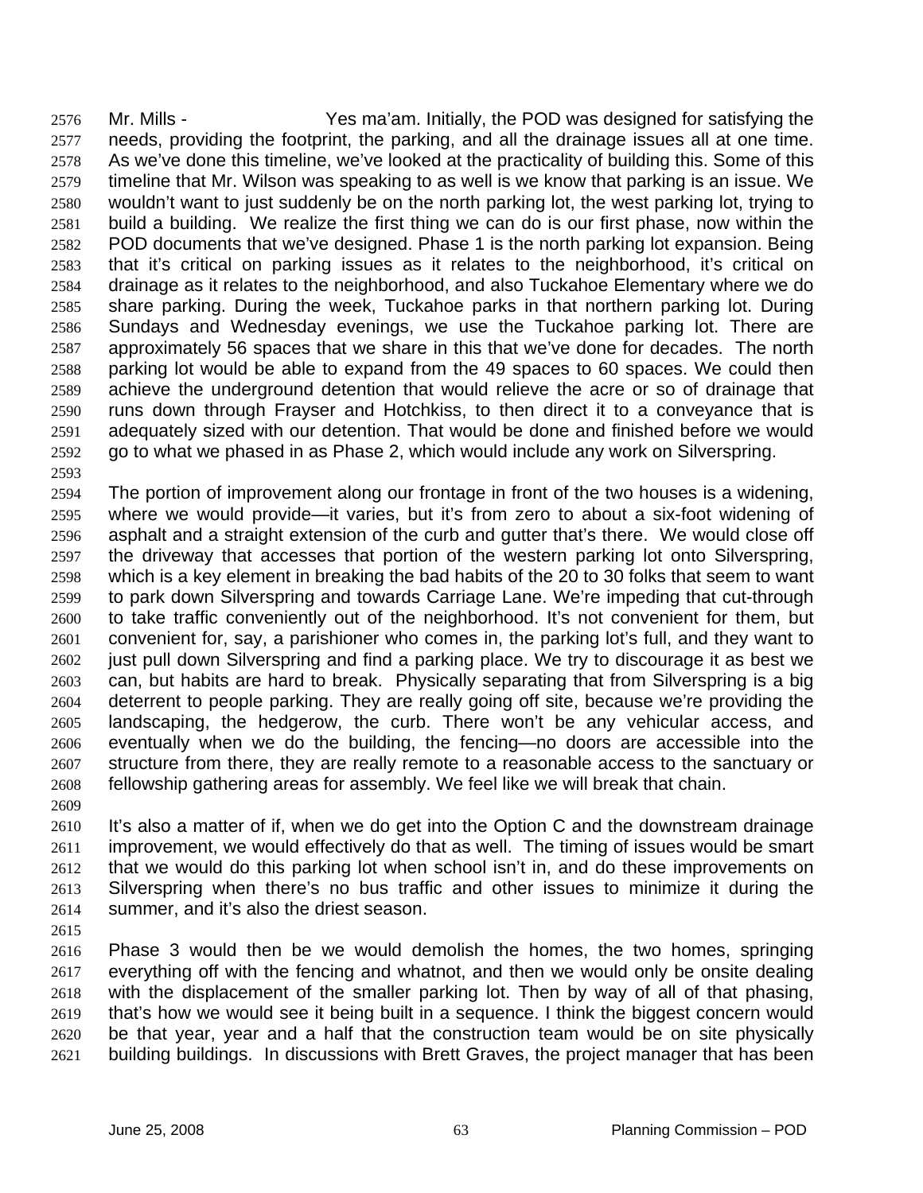Mr. Mills - Yes ma'am. Initially, the POD was designed for satisfying the needs, providing the footprint, the parking, and all the drainage issues all at one time. As we've done this timeline, we've looked at the practicality of building this. Some of this timeline that Mr. Wilson was speaking to as well is we know that parking is an issue. We wouldn't want to just suddenly be on the north parking lot, the west parking lot, trying to build a building. We realize the first thing we can do is our first phase, now within the POD documents that we've designed. Phase 1 is the north parking lot expansion. Being that it's critical on parking issues as it relates to the neighborhood, it's critical on drainage as it relates to the neighborhood, and also Tuckahoe Elementary where we do share parking. During the week, Tuckahoe parks in that northern parking lot. During Sundays and Wednesday evenings, we use the Tuckahoe parking lot. There are approximately 56 spaces that we share in this that we've done for decades. The north parking lot would be able to expand from the 49 spaces to 60 spaces. We could then achieve the underground detention that would relieve the acre or so of drainage that runs down through Frayser and Hotchkiss, to then direct it to a conveyance that is adequately sized with our detention. That would be done and finished before we would go to what we phased in as Phase 2, which would include any work on Silverspring.

The portion of improvement along our frontage in front of the two houses is a widening, where we would provide—it varies, but it's from zero to about a six-foot widening of asphalt and a straight extension of the curb and gutter that's there. We would close off the driveway that accesses that portion of the western parking lot onto Silverspring, which is a key element in breaking the bad habits of the 20 to 30 folks that seem to want to park down Silverspring and towards Carriage Lane. We're impeding that cut-through to take traffic conveniently out of the neighborhood. It's not convenient for them, but convenient for, say, a parishioner who comes in, the parking lot's full, and they want to just pull down Silverspring and find a parking place. We try to discourage it as best we can, but habits are hard to break. Physically separating that from Silverspring is a big deterrent to people parking. They are really going off site, because we're providing the landscaping, the hedgerow, the curb. There won't be any vehicular access, and eventually when we do the building, the fencing—no doors are accessible into the structure from there, they are really remote to a reasonable access to the sanctuary or fellowship gathering areas for assembly. We feel like we will break that chain.

It's also a matter of if, when we do get into the Option C and the downstream drainage improvement, we would effectively do that as well. The timing of issues would be smart that we would do this parking lot when school isn't in, and do these improvements on Silverspring when there's no bus traffic and other issues to minimize it during the summer, and it's also the driest season.

Phase 3 would then be we would demolish the homes, the two homes, springing everything off with the fencing and whatnot, and then we would only be onsite dealing with the displacement of the smaller parking lot. Then by way of all of that phasing, that's how we would see it being built in a sequence. I think the biggest concern would be that year, year and a half that the construction team would be on site physically building buildings. In discussions with Brett Graves, the project manager that has been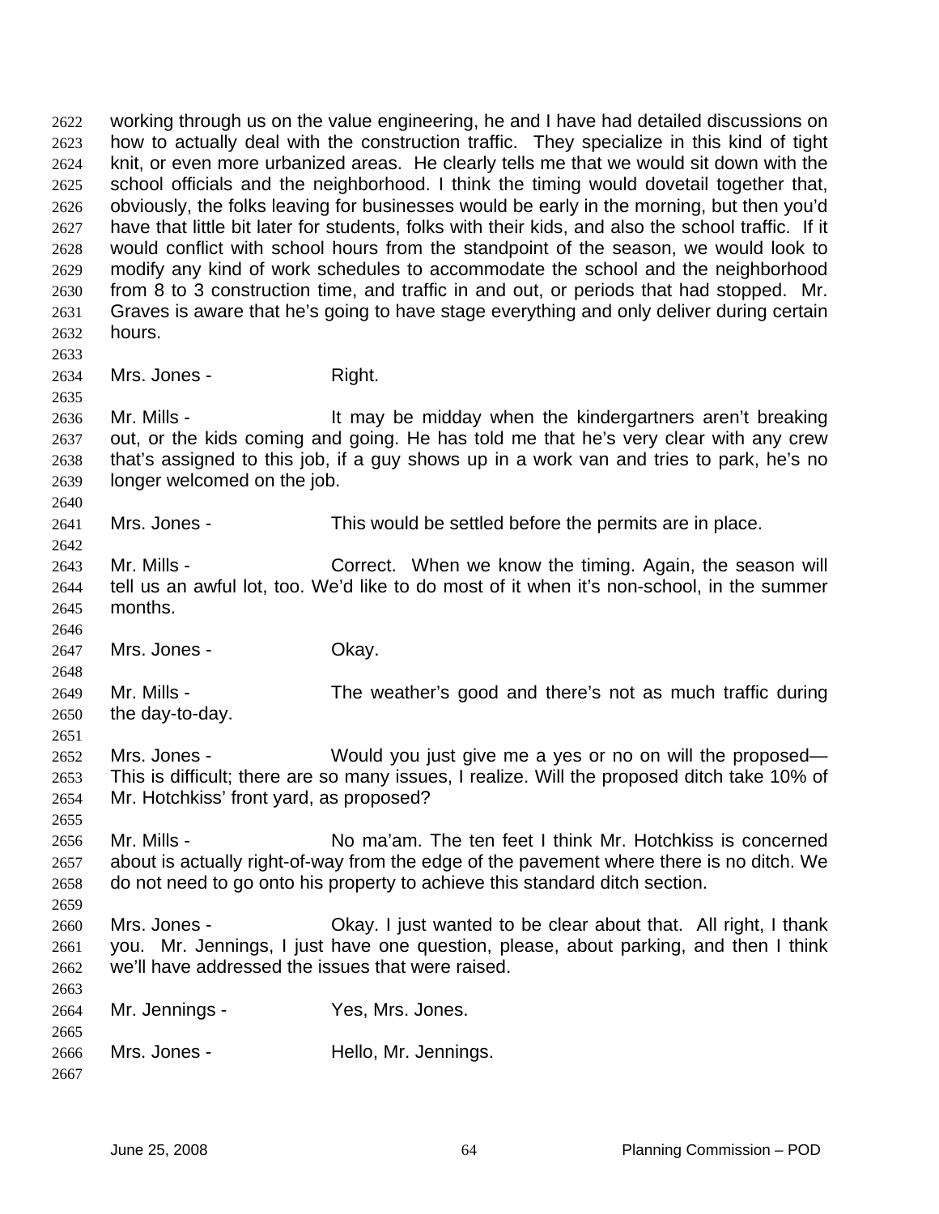working through us on the value engineering, he and I have had detailed discussions on how to actually deal with the construction traffic. They specialize in this kind of tight knit, or even more urbanized areas. He clearly tells me that we would sit down with the school officials and the neighborhood. I think the timing would dovetail together that, obviously, the folks leaving for businesses would be early in the morning, but then you'd have that little bit later for students, folks with their kids, and also the school traffic. If it would conflict with school hours from the standpoint of the season, we would look to modify any kind of work schedules to accommodate the school and the neighborhood from 8 to 3 construction time, and traffic in and out, or periods that had stopped. Mr. Graves is aware that he's going to have stage everything and only deliver during certain hours.

Mrs. Jones - Right.

Mr. Mills - It may be midday when the kindergartners aren't breaking out, or the kids coming and going. He has told me that he's very clear with any crew that's assigned to this job, if a guy shows up in a work van and tries to park, he's no longer welcomed on the job.

Mrs. Jones - This would be settled before the permits are in place.

Mr. Mills - Correct. When we know the timing. Again, the season will tell us an awful lot, too. We'd like to do most of it when it's non-school, in the summer months.

Mrs. Jones - Okay.

Mr. Mills - The weather's good and there's not as much traffic during the day-to-day.

Mrs. Jones - Would you just give me a yes or no on will the proposed— This is difficult; there are so many issues, I realize. Will the proposed ditch take 10% of Mr. Hotchkiss' front yard, as proposed?

Mr. Mills - No ma'am. The ten feet I think Mr. Hotchkiss is concerned about is actually right-of-way from the edge of the pavement where there is no ditch. We do not need to go onto his property to achieve this standard ditch section.

Mrs. Jones - Okay. I just wanted to be clear about that. All right, I thank you. Mr. Jennings, I just have one question, please, about parking, and then I think we'll have addressed the issues that were raised.

Mr. Jennings - Yes, Mrs. Jones.

Mrs. Jones - Hello, Mr. Jennings.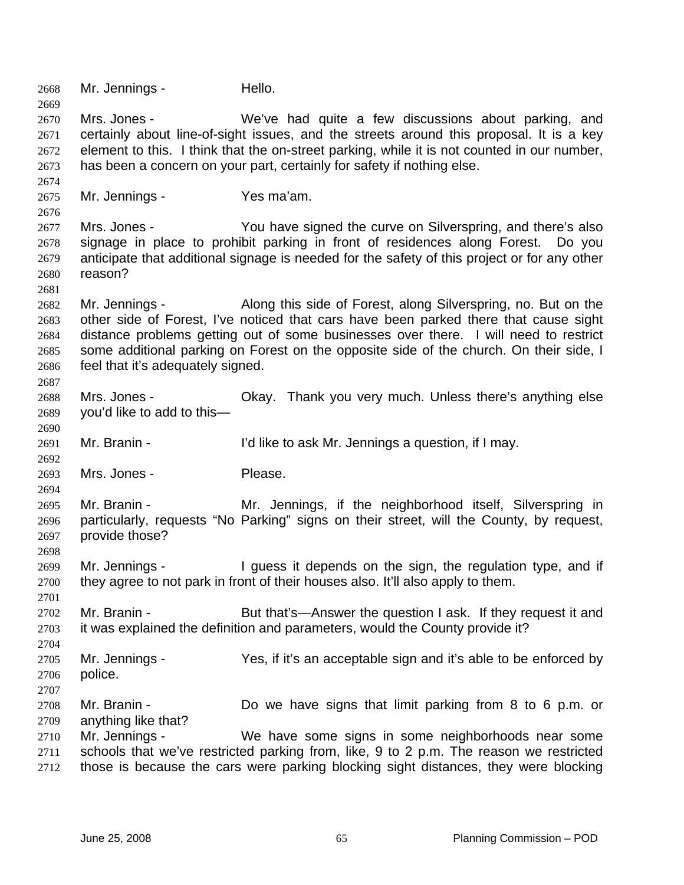Mr. Jennings - Hello.

Mrs. Jones - We've had quite a few discussions about parking, and certainly about line-of-sight issues, and the streets around this proposal. It is a key element to this. I think that the on-street parking, while it is not counted in our number, has been a concern on your part, certainly for safety if nothing else.

Mr. Jennings - Yes ma'am.

Mrs. Jones - You have signed the curve on Silverspring, and there's also signage in place to prohibit parking in front of residences along Forest. Do you anticipate that additional signage is needed for the safety of this project or for any other reason?

Mr. Jennings - Along this side of Forest, along Silverspring, no. But on the other side of Forest, I've noticed that cars have been parked there that cause sight distance problems getting out of some businesses over there. I will need to restrict some additional parking on Forest on the opposite side of the church. On their side, I feel that it's adequately signed.

Mrs. Jones - Okay. Thank you very much. Unless there's anything else you'd like to add to this—

Mr. Branin - I'd like to ask Mr. Jennings a question, if I may.

Mrs. Jones - Please.

Mr. Branin - Mr. Jennings, if the neighborhood itself, Silverspring in particularly, requests "No Parking" signs on their street, will the County, by request, provide those?

Mr. Jennings - I guess it depends on the sign, the regulation type, and if they agree to not park in front of their houses also. It'll also apply to them.

Mr. Branin - But that's—Answer the question I ask. If they request it and it was explained the definition and parameters, would the County provide it?

Mr. Jennings - Yes, if it's an acceptable sign and it's able to be enforced by police.

Mr. Branin - Do we have signs that limit parking from 8 to 6 p.m. or anything like that?

Mr. Jennings - We have some signs in some neighborhoods near some schools that we've restricted parking from, like, 9 to 2 p.m. The reason we restricted those is because the cars were parking blocking sight distances, they were blocking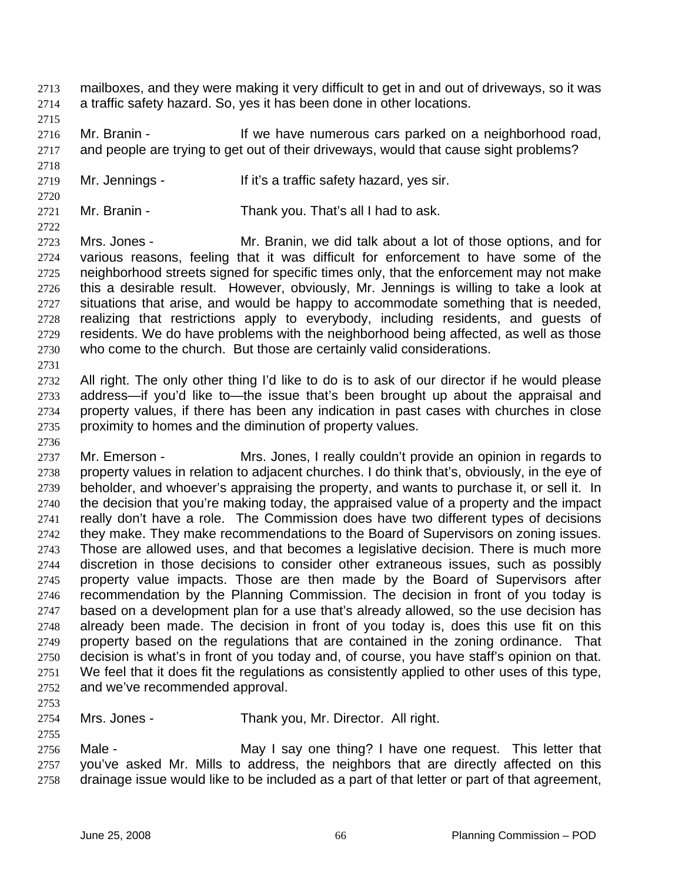mailboxes, and they were making it very difficult to get in and out of driveways, so it was a traffic safety hazard. So, yes it has been done in other locations.

Mr. Branin - If we have numerous cars parked on a neighborhood road, and people are trying to get out of their driveways, would that cause sight problems?

Mr. Jennings - If it's a traffic safety hazard, yes sir.

Mr. Branin - Thank you. That's all I had to ask.

Mrs. Jones - Mr. Branin, we did talk about a lot of those options, and for various reasons, feeling that it was difficult for enforcement to have some of the neighborhood streets signed for specific times only, that the enforcement may not make this a desirable result. However, obviously, Mr. Jennings is willing to take a look at situations that arise, and would be happy to accommodate something that is needed, realizing that restrictions apply to everybody, including residents, and guests of residents. We do have problems with the neighborhood being affected, as well as those who come to the church. But those are certainly valid considerations.

All right. The only other thing I'd like to do is to ask of our director if he would please address—if you'd like to—the issue that's been brought up about the appraisal and property values, if there has been any indication in past cases with churches in close proximity to homes and the diminution of property values.

Mr. Emerson - Mrs. Jones, I really couldn't provide an opinion in regards to property values in relation to adjacent churches. I do think that's, obviously, in the eye of beholder, and whoever's appraising the property, and wants to purchase it, or sell it. In the decision that you're making today, the appraised value of a property and the impact really don't have a role. The Commission does have two different types of decisions they make. They make recommendations to the Board of Supervisors on zoning issues. Those are allowed uses, and that becomes a legislative decision. There is much more discretion in those decisions to consider other extraneous issues, such as possibly property value impacts. Those are then made by the Board of Supervisors after recommendation by the Planning Commission. The decision in front of you today is based on a development plan for a use that's already allowed, so the use decision has already been made. The decision in front of you today is, does this use fit on this property based on the regulations that are contained in the zoning ordinance. That decision is what's in front of you today and, of course, you have staff's opinion on that. We feel that it does fit the regulations as consistently applied to other uses of this type, and we've recommended approval.

Mrs. Jones - Thank you, Mr. Director. All right.

Male - May I say one thing? I have one request. This letter that you've asked Mr. Mills to address, the neighbors that are directly affected on this drainage issue would like to be included as a part of that letter or part of that agreement,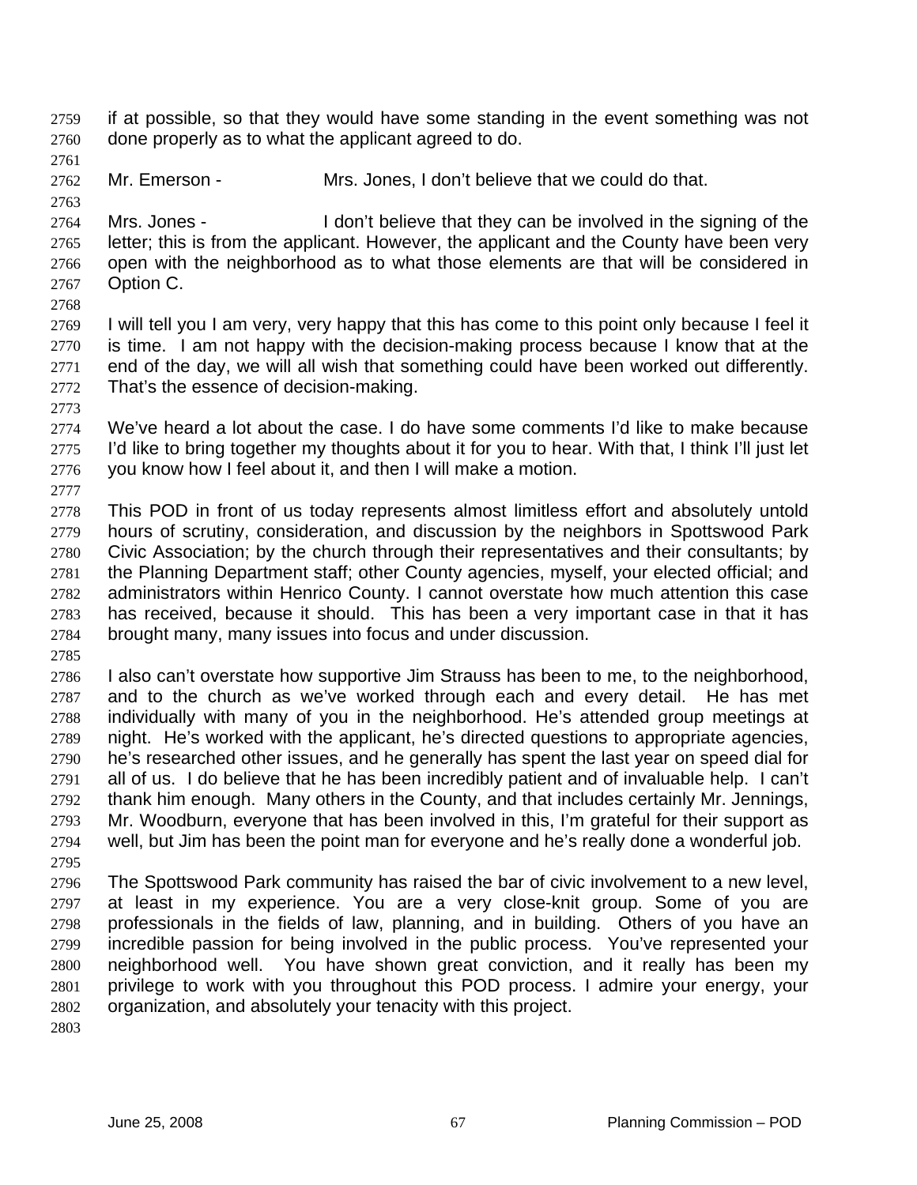if at possible, so that they would have some standing in the event something was not done properly as to what the applicant agreed to do.

Mr. Emerson - Mrs. Jones, I don't believe that we could do that.

Mrs. Jones - I don't believe that they can be involved in the signing of the letter; this is from the applicant. However, the applicant and the County have been very open with the neighborhood as to what those elements are that will be considered in Option C.

I will tell you I am very, very happy that this has come to this point only because I feel it is time. I am not happy with the decision-making process because I know that at the end of the day, we will all wish that something could have been worked out differently. That's the essence of decision-making.

We've heard a lot about the case. I do have some comments I'd like to make because I'd like to bring together my thoughts about it for you to hear. With that, I think I'll just let you know how I feel about it, and then I will make a motion.

This POD in front of us today represents almost limitless effort and absolutely untold hours of scrutiny, consideration, and discussion by the neighbors in Spottswood Park Civic Association; by the church through their representatives and their consultants; by the Planning Department staff; other County agencies, myself, your elected official; and administrators within Henrico County. I cannot overstate how much attention this case has received, because it should. This has been a very important case in that it has brought many, many issues into focus and under discussion.

I also can't overstate how supportive Jim Strauss has been to me, to the neighborhood, and to the church as we've worked through each and every detail. He has met individually with many of you in the neighborhood. He's attended group meetings at night. He's worked with the applicant, he's directed questions to appropriate agencies, he's researched other issues, and he generally has spent the last year on speed dial for all of us. I do believe that he has been incredibly patient and of invaluable help. I can't thank him enough. Many others in the County, and that includes certainly Mr. Jennings, Mr. Woodburn, everyone that has been involved in this, I'm grateful for their support as well, but Jim has been the point man for everyone and he's really done a wonderful job.

The Spottswood Park community has raised the bar of civic involvement to a new level, at least in my experience. You are a very close-knit group. Some of you are professionals in the fields of law, planning, and in building. Others of you have an incredible passion for being involved in the public process. You've represented your neighborhood well. You have shown great conviction, and it really has been my privilege to work with you throughout this POD process. I admire your energy, your organization, and absolutely your tenacity with this project.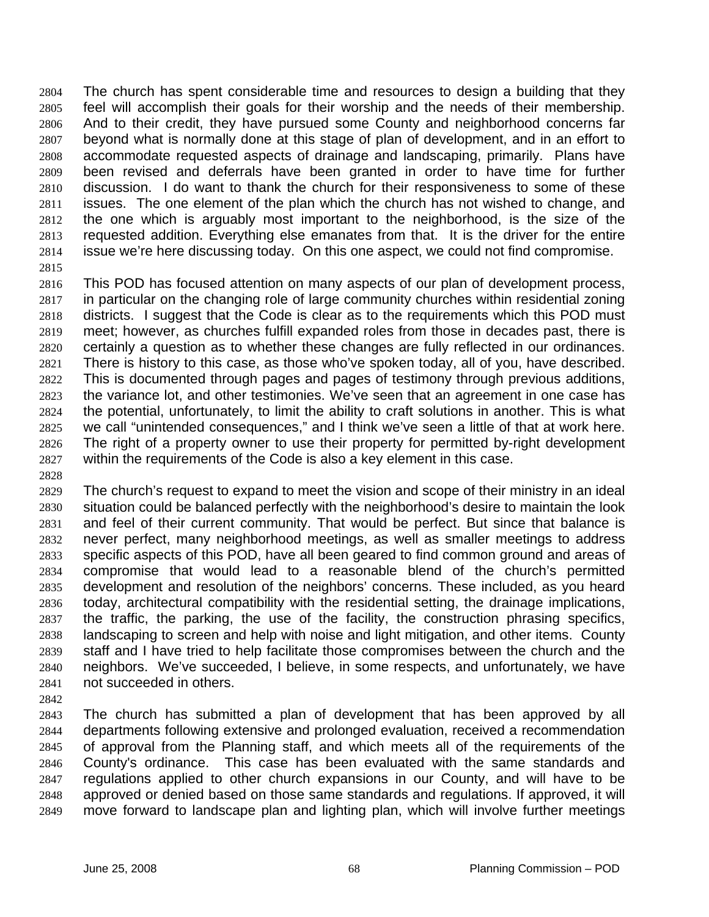The church has spent considerable time and resources to design a building that they feel will accomplish their goals for their worship and the needs of their membership. And to their credit, they have pursued some County and neighborhood concerns far beyond what is normally done at this stage of plan of development, and in an effort to accommodate requested aspects of drainage and landscaping, primarily. Plans have been revised and deferrals have been granted in order to have time for further discussion. I do want to thank the church for their responsiveness to some of these issues. The one element of the plan which the church has not wished to change, and the one which is arguably most important to the neighborhood, is the size of the requested addition. Everything else emanates from that. It is the driver for the entire issue we're here discussing today. On this one aspect, we could not find compromise.

This POD has focused attention on many aspects of our plan of development process, in particular on the changing role of large community churches within residential zoning districts. I suggest that the Code is clear as to the requirements which this POD must meet; however, as churches fulfill expanded roles from those in decades past, there is certainly a question as to whether these changes are fully reflected in our ordinances. There is history to this case, as those who've spoken today, all of you, have described. This is documented through pages and pages of testimony through previous additions, the variance lot, and other testimonies. We've seen that an agreement in one case has the potential, unfortunately, to limit the ability to craft solutions in another. This is what we call "unintended consequences," and I think we've seen a little of that at work here. The right of a property owner to use their property for permitted by-right development within the requirements of the Code is also a key element in this case.

The church's request to expand to meet the vision and scope of their ministry in an ideal situation could be balanced perfectly with the neighborhood's desire to maintain the look and feel of their current community. That would be perfect. But since that balance is never perfect, many neighborhood meetings, as well as smaller meetings to address specific aspects of this POD, have all been geared to find common ground and areas of compromise that would lead to a reasonable blend of the church's permitted development and resolution of the neighbors' concerns. These included, as you heard today, architectural compatibility with the residential setting, the drainage implications, the traffic, the parking, the use of the facility, the construction phrasing specifics, landscaping to screen and help with noise and light mitigation, and other items. County staff and I have tried to help facilitate those compromises between the church and the neighbors. We've succeeded, I believe, in some respects, and unfortunately, we have not succeeded in others.

The church has submitted a plan of development that has been approved by all departments following extensive and prolonged evaluation, received a recommendation of approval from the Planning staff, and which meets all of the requirements of the County's ordinance. This case has been evaluated with the same standards and regulations applied to other church expansions in our County, and will have to be approved or denied based on those same standards and regulations. If approved, it will move forward to landscape plan and lighting plan, which will involve further meetings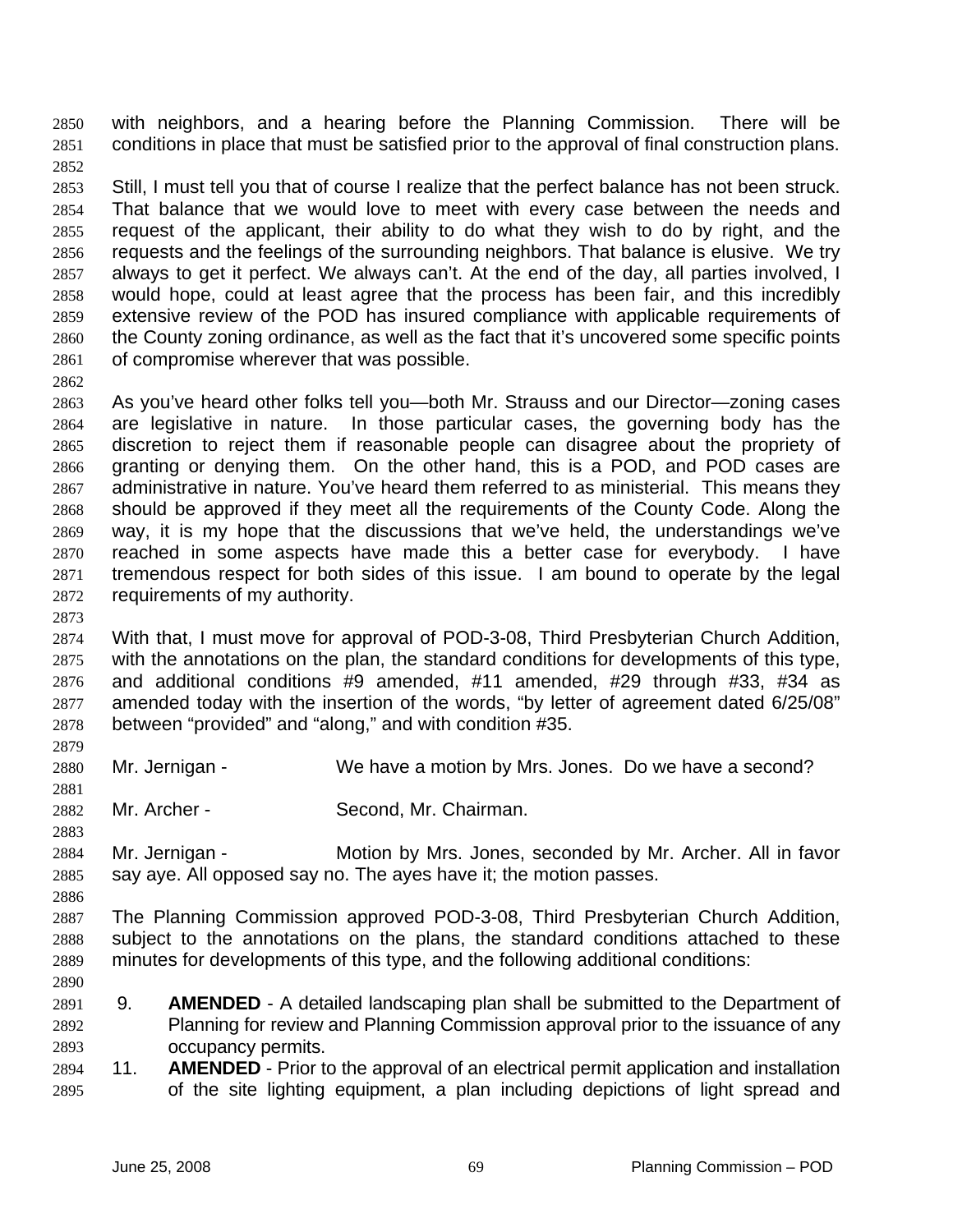with neighbors, and a hearing before the Planning Commission. There will be conditions in place that must be satisfied prior to the approval of final construction plans.

Still, I must tell you that of course I realize that the perfect balance has not been struck. That balance that we would love to meet with every case between the needs and request of the applicant, their ability to do what they wish to do by right, and the requests and the feelings of the surrounding neighbors. That balance is elusive. We try always to get it perfect. We always can't. At the end of the day, all parties involved, I would hope, could at least agree that the process has been fair, and this incredibly extensive review of the POD has insured compliance with applicable requirements of the County zoning ordinance, as well as the fact that it's uncovered some specific points of compromise wherever that was possible.

As you've heard other folks tell you—both Mr. Strauss and our Director—zoning cases are legislative in nature. In those particular cases, the governing body has the discretion to reject them if reasonable people can disagree about the propriety of granting or denying them. On the other hand, this is a POD, and POD cases are administrative in nature. You've heard them referred to as ministerial. This means they should be approved if they meet all the requirements of the County Code. Along the way, it is my hope that the discussions that we've held, the understandings we've reached in some aspects have made this a better case for everybody. I have tremendous respect for both sides of this issue. I am bound to operate by the legal requirements of my authority.

With that, I must move for approval of POD-3-08, Third Presbyterian Church Addition, with the annotations on the plan, the standard conditions for developments of this type, and additional conditions #9 amended, #11 amended, #29 through #33, #34 as amended today with the insertion of the words, "by letter of agreement dated 6/25/08" between "provided" and "along," and with condition #35.

Mr. Jernigan - We have a motion by Mrs. Jones. Do we have a second?

Mr. Archer - Second, Mr. Chairman.

Mr. Jernigan - Motion by Mrs. Jones, seconded by Mr. Archer. All in favor say aye. All opposed say no. The ayes have it; the motion passes.

The Planning Commission approved POD-3-08, Third Presbyterian Church Addition, subject to the annotations on the plans, the standard conditions attached to these minutes for developments of this type, and the following additional conditions:

9. **AMENDED** - A detailed landscaping plan shall be submitted to the Department of Planning for review and Planning Commission approval prior to the issuance of any occupancy permits.
11. **AMENDED** - Prior to the approval of an electrical permit application and installation of the site lighting equipment, a plan including depictions of light spread and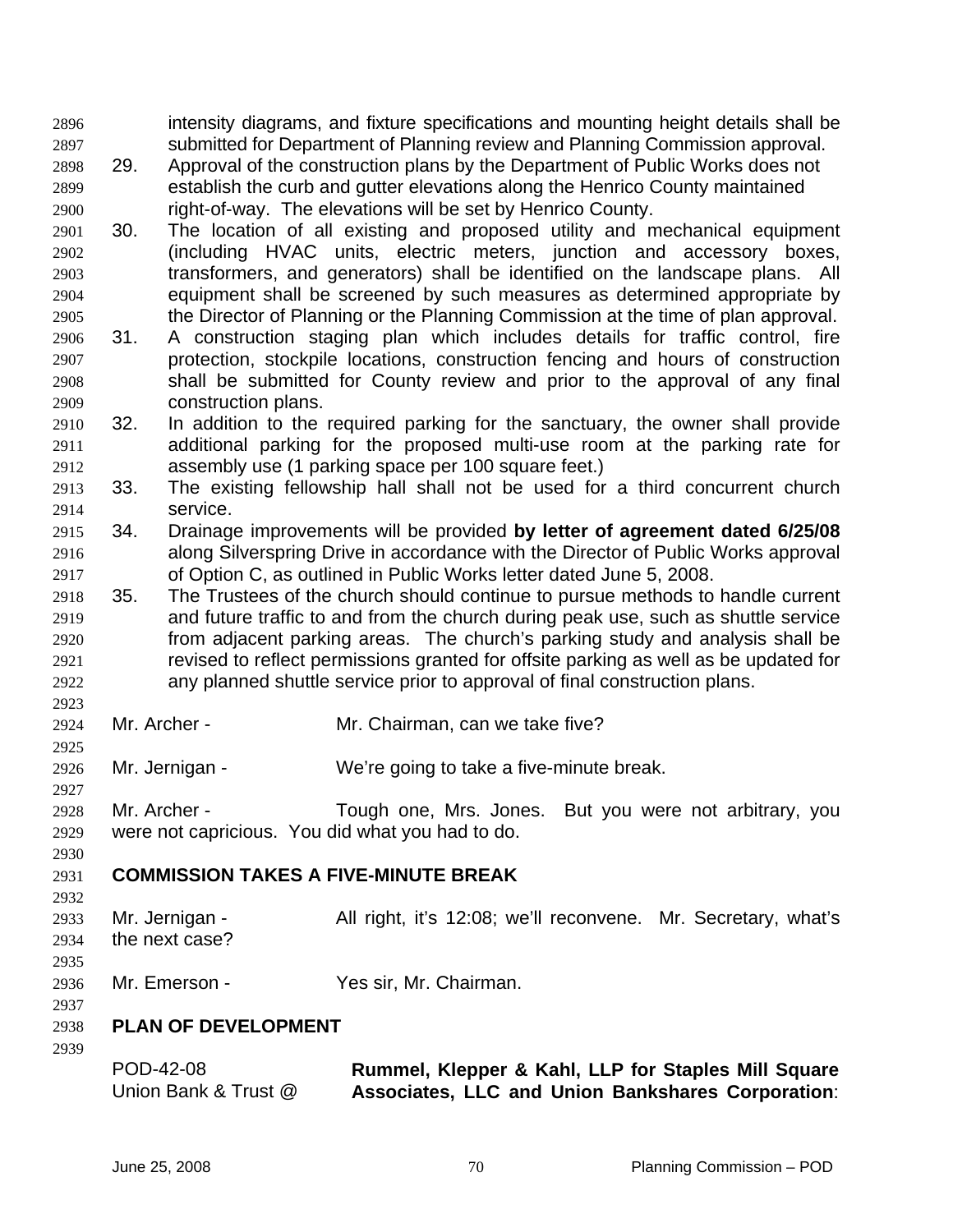intensity diagrams, and fixture specifications and mounting height details shall be submitted for Department of Planning review and Planning Commission approval.

29. Approval of the construction plans by the Department of Public Works does not establish the curb and gutter elevations along the Henrico County maintained right-of-way. The elevations will be set by Henrico County.
30. The location of all existing and proposed utility and mechanical equipment (including HVAC units, electric meters, junction and accessory boxes, transformers, and generators) shall be identified on the landscape plans. All equipment shall be screened by such measures as determined appropriate by the Director of Planning or the Planning Commission at the time of plan approval.
31. A construction staging plan which includes details for traffic control, fire protection, stockpile locations, construction fencing and hours of construction shall be submitted for County review and prior to the approval of any final construction plans.
32. In addition to the required parking for the sanctuary, the owner shall provide additional parking for the proposed multi-use room at the parking rate for assembly use (1 parking space per 100 square feet.)
33. The existing fellowship hall shall not be used for a third concurrent church service.
34. Drainage improvements will be provided **by letter of agreement dated 6/25/08** along Silverspring Drive in accordance with the Director of Public Works approval of Option C, as outlined in Public Works letter dated June 5, 2008.
35. The Trustees of the church should continue to pursue methods to handle current and future traffic to and from the church during peak use, such as shuttle service from adjacent parking areas. The church's parking study and analysis shall be revised to reflect permissions granted for offsite parking as well as be updated for any planned shuttle service prior to approval of final construction plans.

Mr. Archer - Mr. Chairman, can we take five?

Mr. Jernigan - We're going to take a five-minute break.

Mr. Archer - Tough one, Mrs. Jones. But you were not arbitrary, you were not capricious. You did what you had to do.

**COMMISSION TAKES A FIVE-MINUTE BREAK**

Mr. Jernigan - All right, it's 12:08; we'll reconvene. Mr. Secretary, what's the next case?

Mr. Emerson - Yes sir, Mr. Chairman.

**PLAN OF DEVELOPMENT**

POD-42-08
Union Bank & Trust @

**Rummel, Klepper & Kahl, LLP for Staples Mill Square Associates, LLC and Union Bankshares Corporation**: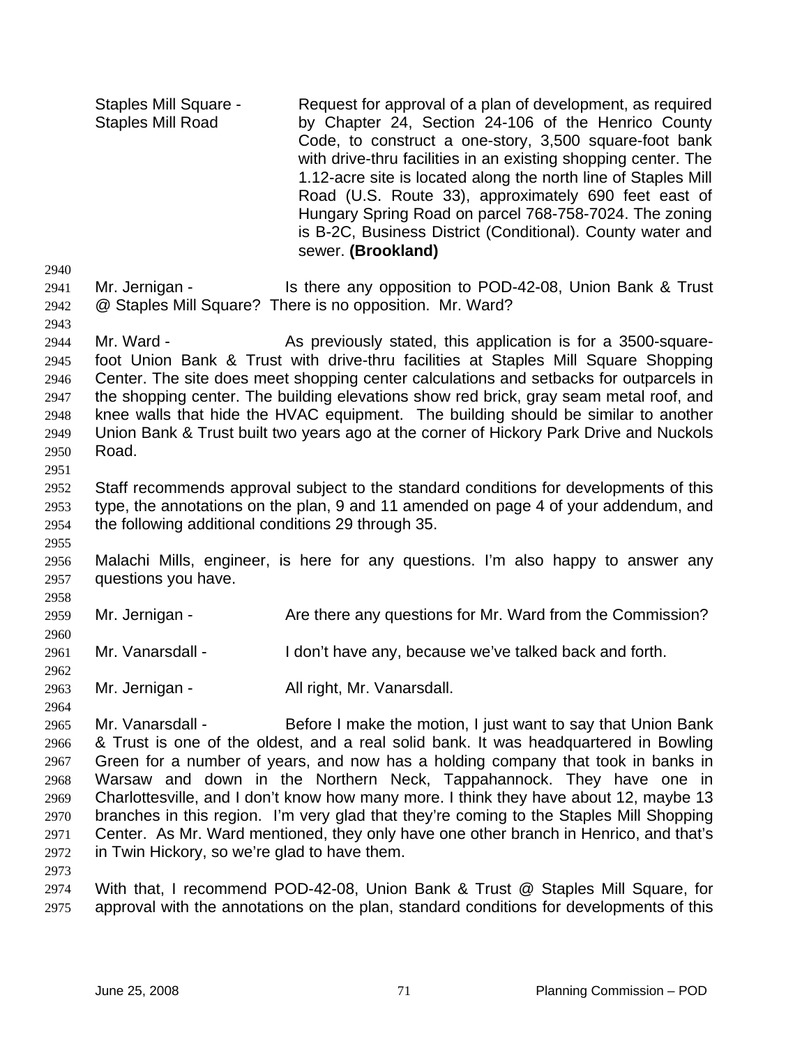Staples Mill Square - Staples Mill Road

Request for approval of a plan of development, as required by Chapter 24, Section 24-106 of the Henrico County Code, to construct a one-story, 3,500 square-foot bank with drive-thru facilities in an existing shopping center. The 1.12-acre site is located along the north line of Staples Mill Road (U.S. Route 33), approximately 690 feet east of Hungary Spring Road on parcel 768-758-7024. The zoning is B-2C, Business District (Conditional). County water and sewer. **(Brookland)**

Mr. Jernigan - Is there any opposition to POD-42-08, Union Bank & Trust @ Staples Mill Square? There is no opposition. Mr. Ward?

Mr. Ward - As previously stated, this application is for a 3500-square-foot Union Bank & Trust with drive-thru facilities at Staples Mill Square Shopping Center. The site does meet shopping center calculations and setbacks for outparcels in the shopping center. The building elevations show red brick, gray seam metal roof, and knee walls that hide the HVAC equipment. The building should be similar to another Union Bank & Trust built two years ago at the corner of Hickory Park Drive and Nuckols Road.

Staff recommends approval subject to the standard conditions for developments of this type, the annotations on the plan, 9 and 11 amended on page 4 of your addendum, and the following additional conditions 29 through 35.

Malachi Mills, engineer, is here for any questions. I'm also happy to answer any questions you have.

Mr. Jernigan - Are there any questions for Mr. Ward from the Commission?

Mr. Vanarsdall - I don't have any, because we've talked back and forth.

Mr. Jernigan - All right, Mr. Vanarsdall.

Mr. Vanarsdall - Before I make the motion, I just want to say that Union Bank & Trust is one of the oldest, and a real solid bank. It was headquartered in Bowling Green for a number of years, and now has a holding company that took in banks in Warsaw and down in the Northern Neck, Tappahannock. They have one in Charlottesville, and I don't know how many more. I think they have about 12, maybe 13 branches in this region. I'm very glad that they're coming to the Staples Mill Shopping Center. As Mr. Ward mentioned, they only have one other branch in Henrico, and that's in Twin Hickory, so we're glad to have them.

With that, I recommend POD-42-08, Union Bank & Trust @ Staples Mill Square, for approval with the annotations on the plan, standard conditions for developments of this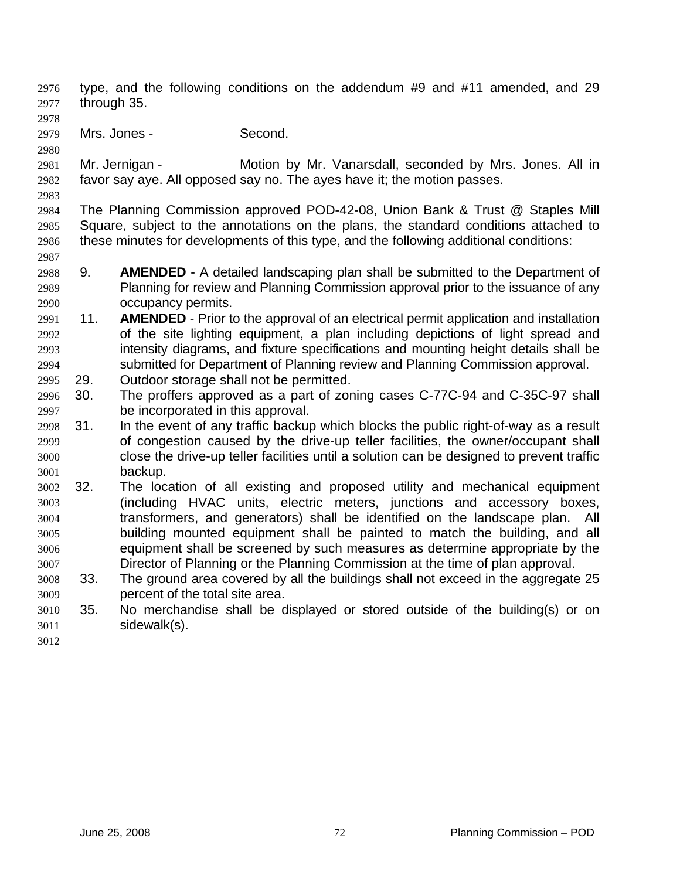type, and the following conditions on the addendum #9 and #11 amended, and 29 through 35.

Mrs. Jones - Second.

Mr. Jernigan - Motion by Mr. Vanarsdall, seconded by Mrs. Jones. All in favor say aye. All opposed say no. The ayes have it; the motion passes.

The Planning Commission approved POD-42-08, Union Bank & Trust @ Staples Mill Square, subject to the annotations on the plans, the standard conditions attached to these minutes for developments of this type, and the following additional conditions:

9. **AMENDED** - A detailed landscaping plan shall be submitted to the Department of Planning for review and Planning Commission approval prior to the issuance of any occupancy permits.
11. **AMENDED** - Prior to the approval of an electrical permit application and installation of the site lighting equipment, a plan including depictions of light spread and intensity diagrams, and fixture specifications and mounting height details shall be submitted for Department of Planning review and Planning Commission approval.
29. Outdoor storage shall not be permitted.
30. The proffers approved as a part of zoning cases C-77C-94 and C-35C-97 shall be incorporated in this approval.
31. In the event of any traffic backup which blocks the public right-of-way as a result of congestion caused by the drive-up teller facilities, the owner/occupant shall close the drive-up teller facilities until a solution can be designed to prevent traffic backup.
32. The location of all existing and proposed utility and mechanical equipment (including HVAC units, electric meters, junctions and accessory boxes, transformers, and generators) shall be identified on the landscape plan. All building mounted equipment shall be painted to match the building, and all equipment shall be screened by such measures as determine appropriate by the Director of Planning or the Planning Commission at the time of plan approval.
33. The ground area covered by all the buildings shall not exceed in the aggregate 25 percent of the total site area.
35. No merchandise shall be displayed or stored outside of the building(s) or on sidewalk(s).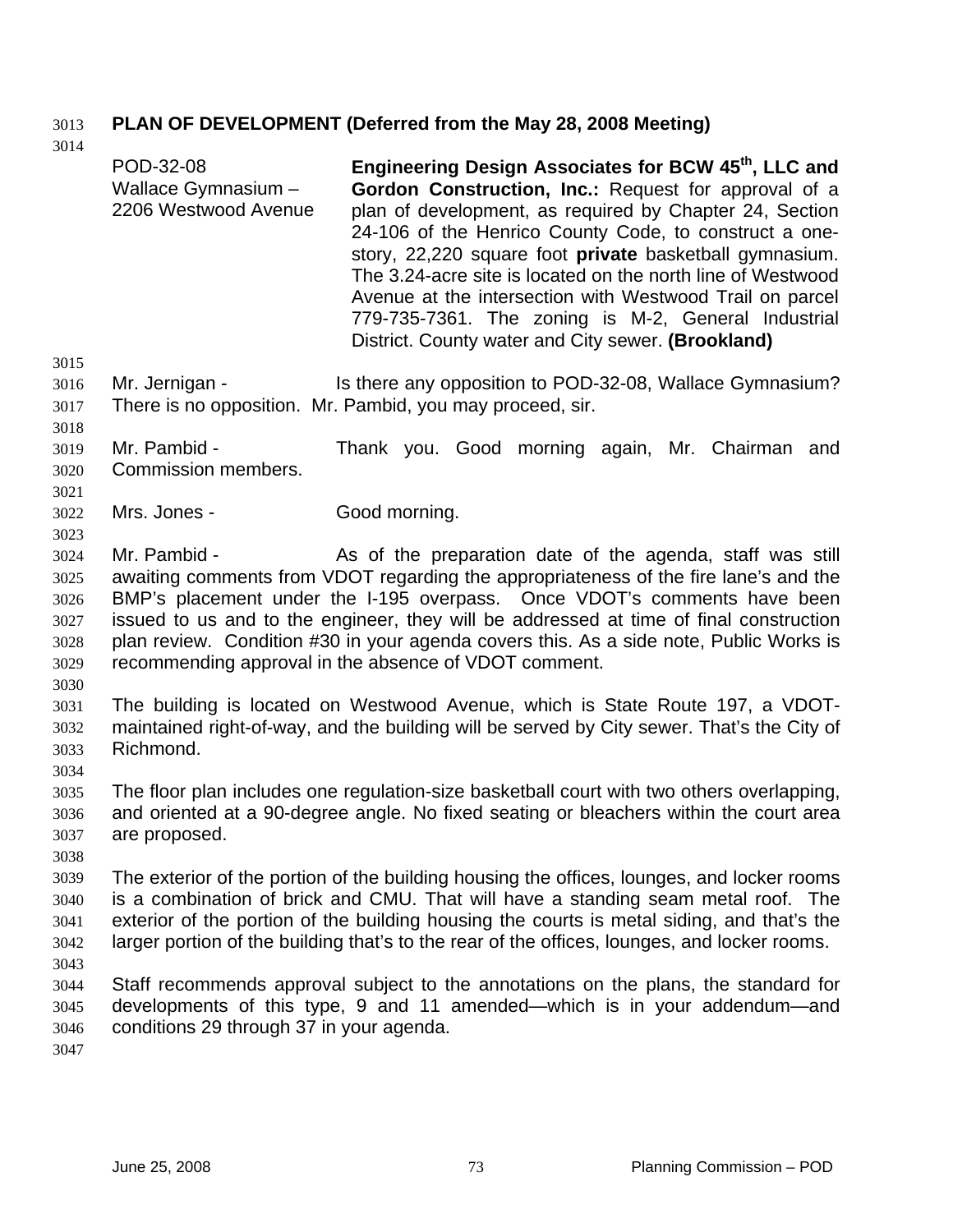**PLAN OF DEVELOPMENT (Deferred from the May 28, 2008 Meeting)**

| | |
|---|---|
| POD-32-08<br>Wallace Gymnasium – 2206 Westwood Avenue | **Engineering Design Associates for BCW 45th, LLC and Gordon Construction, Inc.:** Request for approval of a plan of development, as required by Chapter 24, Section 24-106 of the Henrico County Code, to construct a one-story, 22,220 square foot **private** basketball gymnasium. The 3.24-acre site is located on the north line of Westwood Avenue at the intersection with Westwood Trail on parcel 779-735-7361. The zoning is M-2, General Industrial District. County water and City sewer. **(Brookland)** |

Mr. Jernigan - Is there any opposition to POD-32-08, Wallace Gymnasium? There is no opposition. Mr. Pambid, you may proceed, sir.

Mr. Pambid - Thank you. Good morning again, Mr. Chairman and Commission members.

Mrs. Jones - Good morning.

Mr. Pambid - As of the preparation date of the agenda, staff was still awaiting comments from VDOT regarding the appropriateness of the fire lane's and the BMP's placement under the I-195 overpass. Once VDOT's comments have been issued to us and to the engineer, they will be addressed at time of final construction plan review. Condition #30 in your agenda covers this. As a side note, Public Works is recommending approval in the absence of VDOT comment.

The building is located on Westwood Avenue, which is State Route 197, a VDOT-maintained right-of-way, and the building will be served by City sewer. That's the City of Richmond.

The floor plan includes one regulation-size basketball court with two others overlapping, and oriented at a 90-degree angle. No fixed seating or bleachers within the court area are proposed.

The exterior of the portion of the building housing the offices, lounges, and locker rooms is a combination of brick and CMU. That will have a standing seam metal roof. The exterior of the portion of the building housing the courts is metal siding, and that's the larger portion of the building that's to the rear of the offices, lounges, and locker rooms.

Staff recommends approval subject to the annotations on the plans, the standard for developments of this type, 9 and 11 amended—which is in your addendum—and conditions 29 through 37 in your agenda.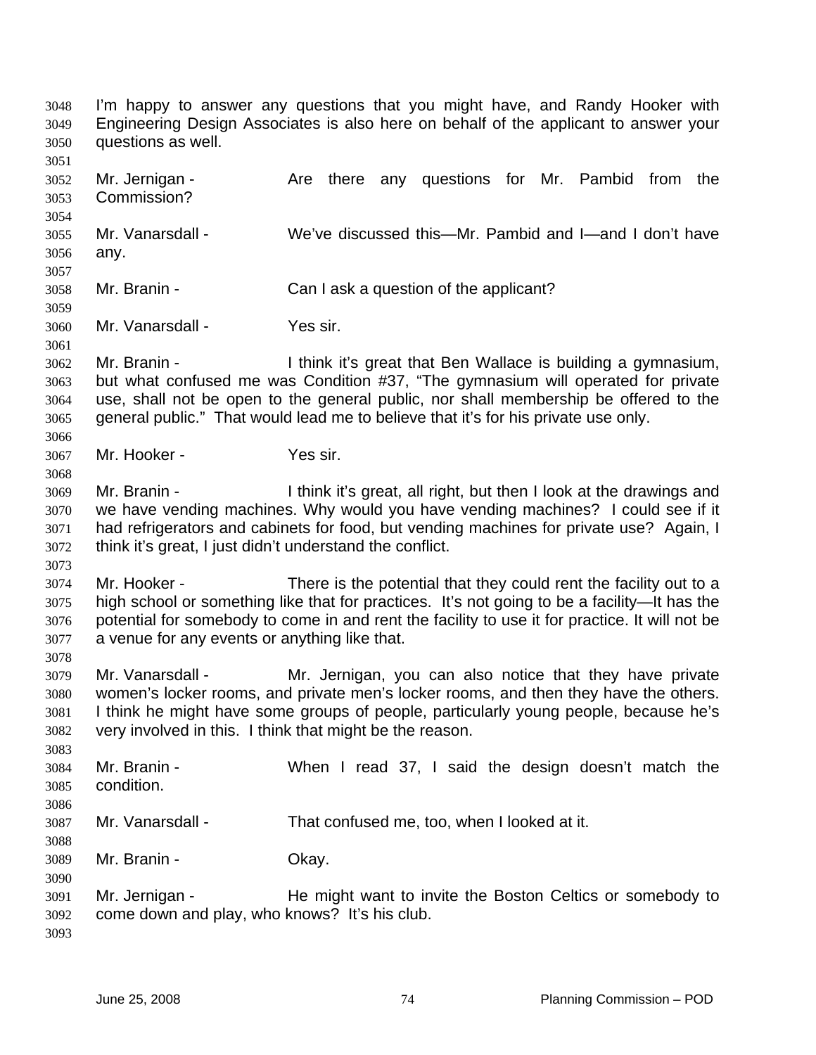I'm happy to answer any questions that you might have, and Randy Hooker with Engineering Design Associates is also here on behalf of the applicant to answer your questions as well.

Mr. Jernigan - Are there any questions for Mr. Pambid from the Commission?

Mr. Vanarsdall - We've discussed this—Mr. Pambid and I—and I don't have any.

Mr. Branin - Can I ask a question of the applicant?

Mr. Vanarsdall - Yes sir.

Mr. Branin - I think it's great that Ben Wallace is building a gymnasium, but what confused me was Condition #37, "The gymnasium will operated for private use, shall not be open to the general public, nor shall membership be offered to the general public." That would lead me to believe that it's for his private use only.

Mr. Hooker - Yes sir.

Mr. Branin - I think it's great, all right, but then I look at the drawings and we have vending machines. Why would you have vending machines? I could see if it had refrigerators and cabinets for food, but vending machines for private use? Again, I think it's great, I just didn't understand the conflict.

Mr. Hooker - There is the potential that they could rent the facility out to a high school or something like that for practices. It's not going to be a facility—It has the potential for somebody to come in and rent the facility to use it for practice. It will not be a venue for any events or anything like that.

Mr. Vanarsdall - Mr. Jernigan, you can also notice that they have private women's locker rooms, and private men's locker rooms, and then they have the others. I think he might have some groups of people, particularly young people, because he's very involved in this. I think that might be the reason.

Mr. Branin - When I read 37, I said the design doesn't match the condition.

Mr. Vanarsdall - That confused me, too, when I looked at it.

Mr. Branin - Okay.

Mr. Jernigan - He might want to invite the Boston Celtics or somebody to come down and play, who knows? It's his club.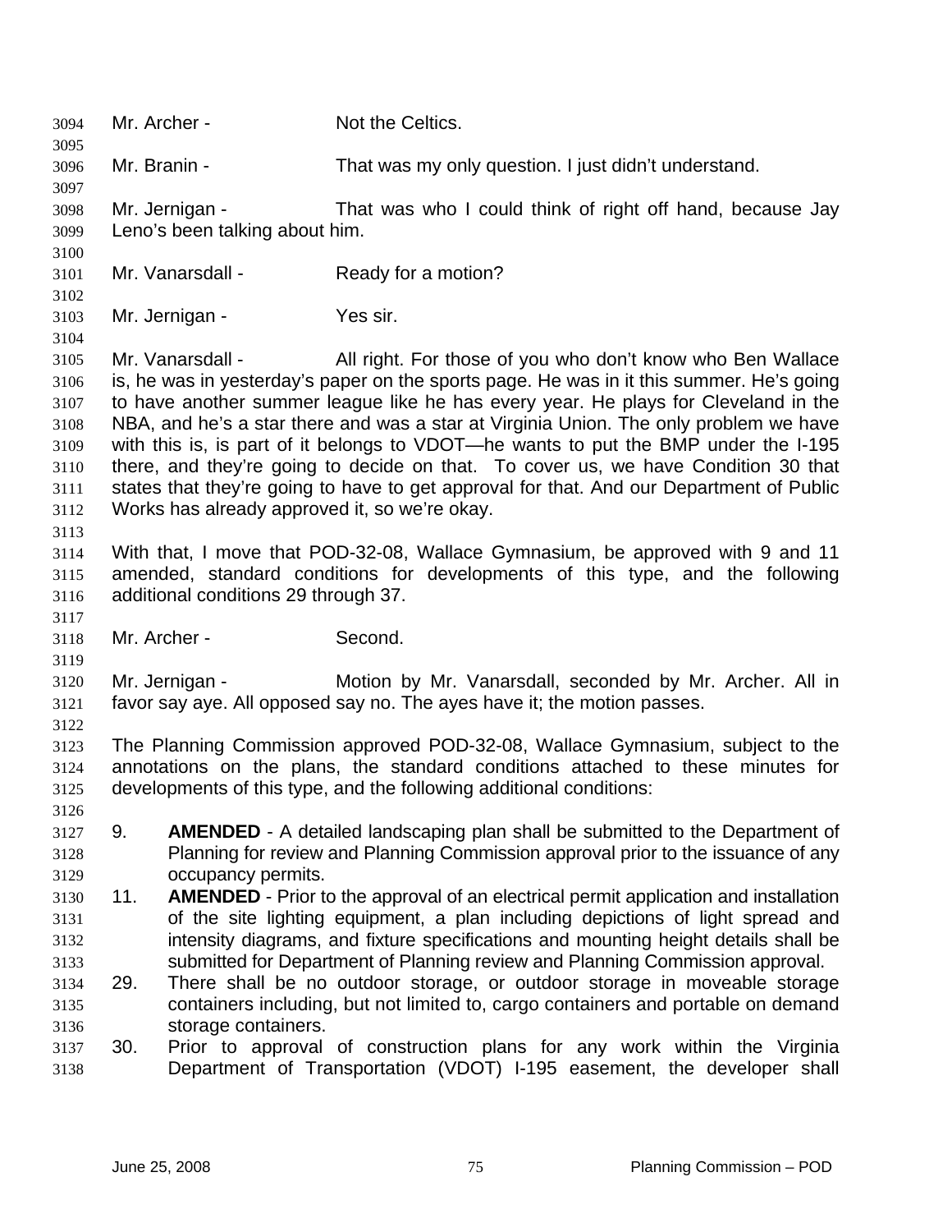Mr. Archer - Not the Celtics.

Mr. Branin - That was my only question. I just didn't understand.

Mr. Jernigan - That was who I could think of right off hand, because Jay Leno's been talking about him.

Mr. Vanarsdall - Ready for a motion?

Mr. Jernigan - Yes sir.

Mr. Vanarsdall - All right. For those of you who don't know who Ben Wallace is, he was in yesterday's paper on the sports page. He was in it this summer. He's going to have another summer league like he has every year. He plays for Cleveland in the NBA, and he's a star there and was a star at Virginia Union. The only problem we have with this is, is part of it belongs to VDOT—he wants to put the BMP under the I-195 there, and they're going to decide on that. To cover us, we have Condition 30 that states that they're going to have to get approval for that. And our Department of Public Works has already approved it, so we're okay.

With that, I move that POD-32-08, Wallace Gymnasium, be approved with 9 and 11 amended, standard conditions for developments of this type, and the following additional conditions 29 through 37.

Mr. Archer - Second.

Mr. Jernigan - Motion by Mr. Vanarsdall, seconded by Mr. Archer. All in favor say aye. All opposed say no. The ayes have it; the motion passes.

The Planning Commission approved POD-32-08, Wallace Gymnasium, subject to the annotations on the plans, the standard conditions attached to these minutes for developments of this type, and the following additional conditions:

9. **AMENDED** - A detailed landscaping plan shall be submitted to the Department of Planning for review and Planning Commission approval prior to the issuance of any occupancy permits.
11. **AMENDED** - Prior to the approval of an electrical permit application and installation of the site lighting equipment, a plan including depictions of light spread and intensity diagrams, and fixture specifications and mounting height details shall be submitted for Department of Planning review and Planning Commission approval.
29. There shall be no outdoor storage, or outdoor storage in moveable storage containers including, but not limited to, cargo containers and portable on demand storage containers.
30. Prior to approval of construction plans for any work within the Virginia Department of Transportation (VDOT) I-195 easement, the developer shall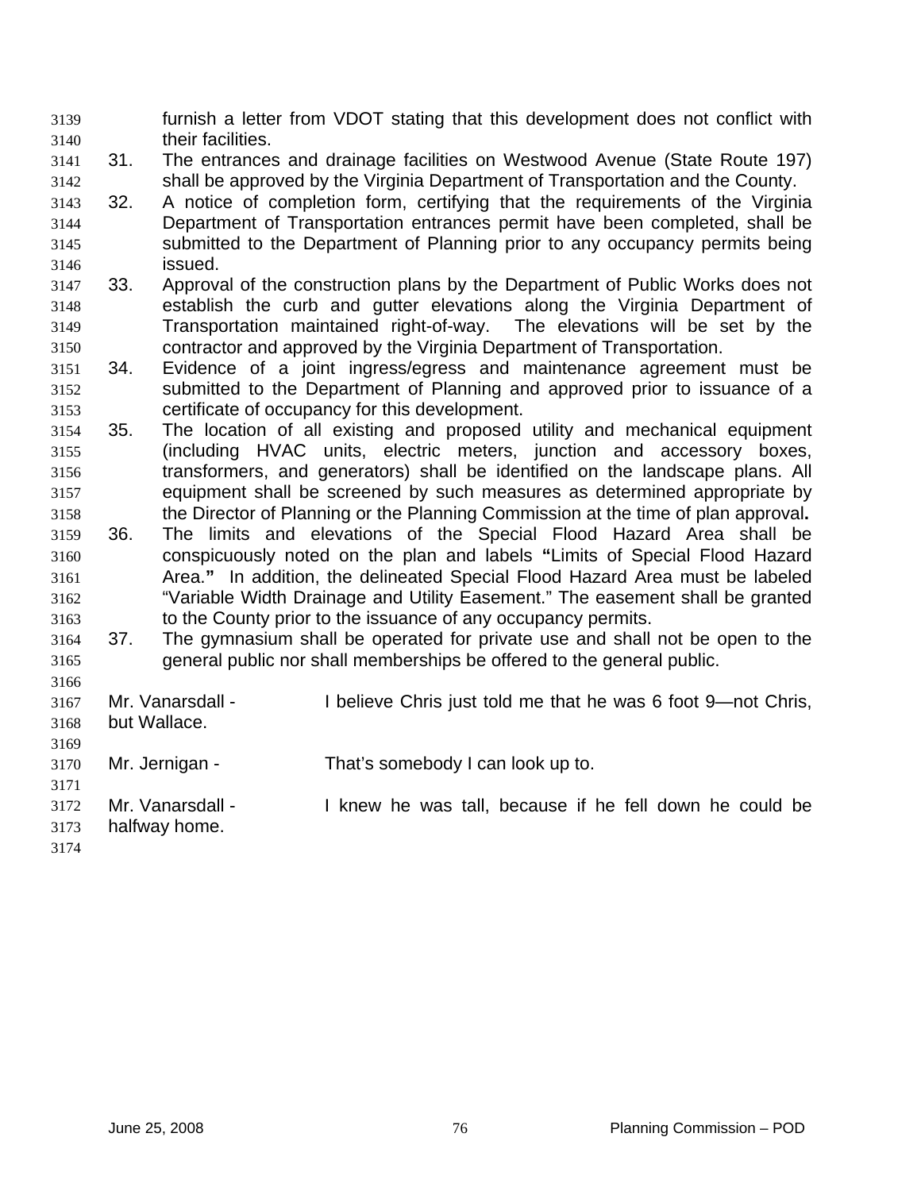furnish a letter from VDOT stating that this development does not conflict with their facilities.

31. The entrances and drainage facilities on Westwood Avenue (State Route 197) shall be approved by the Virginia Department of Transportation and the County.
32. A notice of completion form, certifying that the requirements of the Virginia Department of Transportation entrances permit have been completed, shall be submitted to the Department of Planning prior to any occupancy permits being issued.
33. Approval of the construction plans by the Department of Public Works does not establish the curb and gutter elevations along the Virginia Department of Transportation maintained right-of-way. The elevations will be set by the contractor and approved by the Virginia Department of Transportation.
34. Evidence of a joint ingress/egress and maintenance agreement must be submitted to the Department of Planning and approved prior to issuance of a certificate of occupancy for this development.
35. The location of all existing and proposed utility and mechanical equipment (including HVAC units, electric meters, junction and accessory boxes, transformers, and generators) shall be identified on the landscape plans. All equipment shall be screened by such measures as determined appropriate by the Director of Planning or the Planning Commission at the time of plan approval**.**
36. The limits and elevations of the Special Flood Hazard Area shall be conspicuously noted on the plan and labels **"**Limits of Special Flood Hazard Area.**"** In addition, the delineated Special Flood Hazard Area must be labeled "Variable Width Drainage and Utility Easement." The easement shall be granted to the County prior to the issuance of any occupancy permits.
37. The gymnasium shall be operated for private use and shall not be open to the general public nor shall memberships be offered to the general public.

Mr. Vanarsdall - I believe Chris just told me that he was 6 foot 9—not Chris, but Wallace.

Mr. Jernigan - That's somebody I can look up to.

Mr. Vanarsdall - I knew he was tall, because if he fell down he could be halfway home.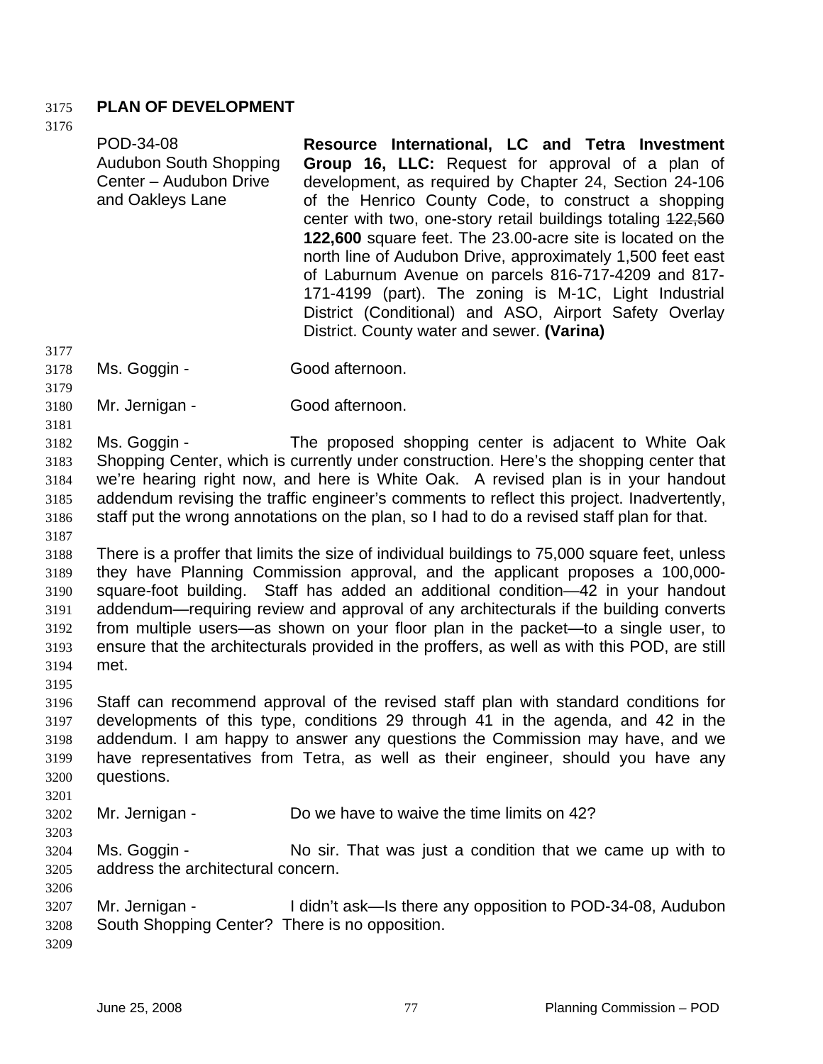## PLAN OF DEVELOPMENT

POD-34-08
Audubon South Shopping Center – Audubon Drive and Oakleys Lane

**Resource International, LC and Tetra Investment Group 16, LLC:** Request for approval of a plan of development, as required by Chapter 24, Section 24-106 of the Henrico County Code, to construct a shopping center with two, one-story retail buildings totaling ~~122,560~~ **122,600** square feet. The 23.00-acre site is located on the north line of Audubon Drive, approximately 1,500 feet east of Laburnum Avenue on parcels 816-717-4209 and 817-171-4199 (part). The zoning is M-1C, Light Industrial District (Conditional) and ASO, Airport Safety Overlay District. County water and sewer. **(Varina)**

Ms. Goggin - Good afternoon.

Mr. Jernigan - Good afternoon.

Ms. Goggin - The proposed shopping center is adjacent to White Oak Shopping Center, which is currently under construction. Here's the shopping center that we're hearing right now, and here is White Oak. A revised plan is in your handout addendum revising the traffic engineer's comments to reflect this project. Inadvertently, staff put the wrong annotations on the plan, so I had to do a revised staff plan for that.

There is a proffer that limits the size of individual buildings to 75,000 square feet, unless they have Planning Commission approval, and the applicant proposes a 100,000-square-foot building. Staff has added an additional condition—42 in your handout addendum—requiring review and approval of any architecturals if the building converts from multiple users—as shown on your floor plan in the packet—to a single user, to ensure that the architecturals provided in the proffers, as well as with this POD, are still met.

Staff can recommend approval of the revised staff plan with standard conditions for developments of this type, conditions 29 through 41 in the agenda, and 42 in the addendum. I am happy to answer any questions the Commission may have, and we have representatives from Tetra, as well as their engineer, should you have any questions.

Mr. Jernigan - Do we have to waive the time limits on 42?

Ms. Goggin - No sir. That was just a condition that we came up with to address the architectural concern.

Mr. Jernigan - I didn't ask—Is there any opposition to POD-34-08, Audubon South Shopping Center? There is no opposition.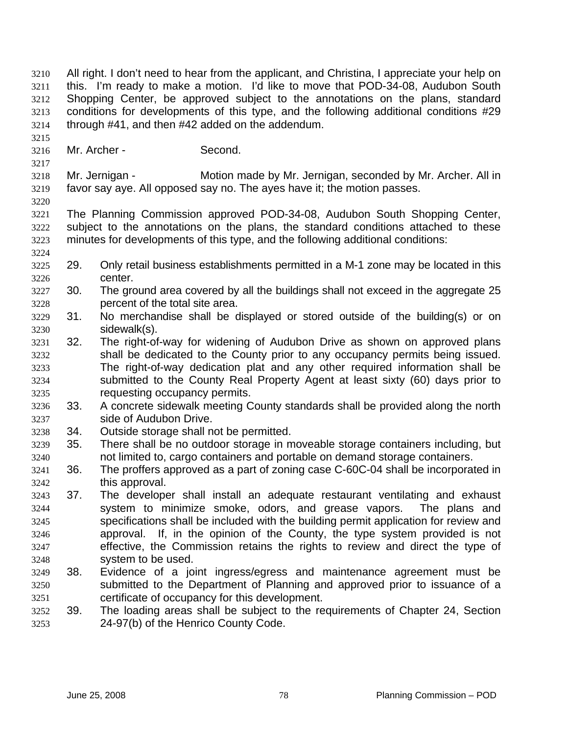All right. I don't need to hear from the applicant, and Christina, I appreciate your help on this. I'm ready to make a motion. I'd like to move that POD-34-08, Audubon South Shopping Center, be approved subject to the annotations on the plans, standard conditions for developments of this type, and the following additional conditions #29 through #41, and then #42 added on the addendum.

Mr. Archer - Second.

Mr. Jernigan - Motion made by Mr. Jernigan, seconded by Mr. Archer. All in favor say aye. All opposed say no. The ayes have it; the motion passes.

The Planning Commission approved POD-34-08, Audubon South Shopping Center, subject to the annotations on the plans, the standard conditions attached to these minutes for developments of this type, and the following additional conditions:

29. Only retail business establishments permitted in a M-1 zone may be located in this center.
30. The ground area covered by all the buildings shall not exceed in the aggregate 25 percent of the total site area.
31. No merchandise shall be displayed or stored outside of the building(s) or on sidewalk(s).
32. The right-of-way for widening of Audubon Drive as shown on approved plans shall be dedicated to the County prior to any occupancy permits being issued. The right-of-way dedication plat and any other required information shall be submitted to the County Real Property Agent at least sixty (60) days prior to requesting occupancy permits.
33. A concrete sidewalk meeting County standards shall be provided along the north side of Audubon Drive.
34. Outside storage shall not be permitted.
35. There shall be no outdoor storage in moveable storage containers including, but not limited to, cargo containers and portable on demand storage containers.
36. The proffers approved as a part of zoning case C-60C-04 shall be incorporated in this approval.
37. The developer shall install an adequate restaurant ventilating and exhaust system to minimize smoke, odors, and grease vapors. The plans and specifications shall be included with the building permit application for review and approval. If, in the opinion of the County, the type system provided is not effective, the Commission retains the rights to review and direct the type of system to be used.
38. Evidence of a joint ingress/egress and maintenance agreement must be submitted to the Department of Planning and approved prior to issuance of a certificate of occupancy for this development.
39. The loading areas shall be subject to the requirements of Chapter 24, Section 24-97(b) of the Henrico County Code.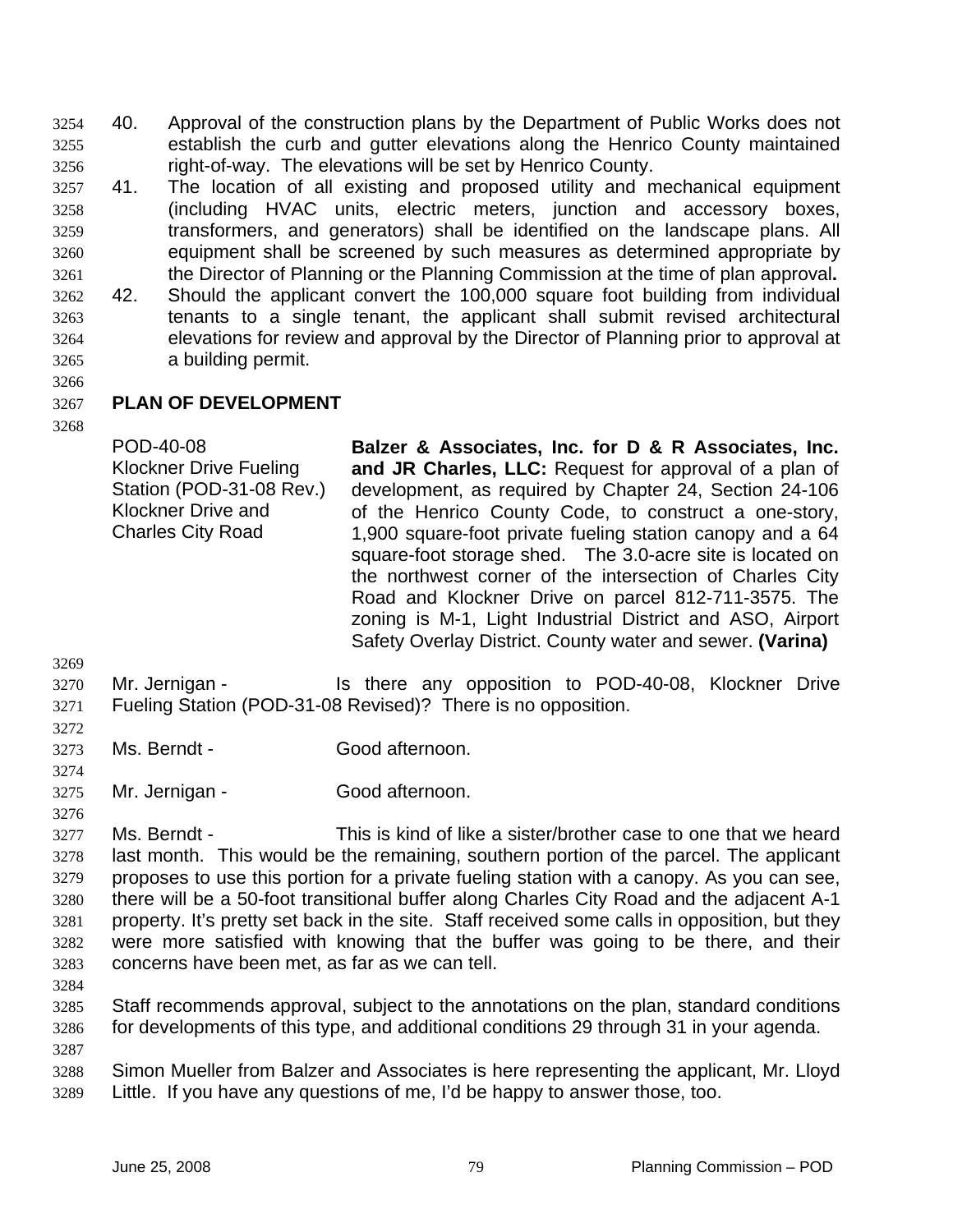40. Approval of the construction plans by the Department of Public Works does not establish the curb and gutter elevations along the Henrico County maintained right-of-way. The elevations will be set by Henrico County.
41. The location of all existing and proposed utility and mechanical equipment (including HVAC units, electric meters, junction and accessory boxes, transformers, and generators) shall be identified on the landscape plans. All equipment shall be screened by such measures as determined appropriate by the Director of Planning or the Planning Commission at the time of plan approval**.**
42. Should the applicant convert the 100,000 square foot building from individual tenants to a single tenant, the applicant shall submit revised architectural elevations for review and approval by the Director of Planning prior to approval at a building permit.

## PLAN OF DEVELOPMENT

POD-40-08
Klockner Drive Fueling Station (POD-31-08 Rev.)
Klockner Drive and Charles City Road

**Balzer & Associates, Inc. for D & R Associates, Inc. and JR Charles, LLC:** Request for approval of a plan of development, as required by Chapter 24, Section 24-106 of the Henrico County Code, to construct a one-story, 1,900 square-foot private fueling station canopy and a 64 square-foot storage shed. The 3.0-acre site is located on the northwest corner of the intersection of Charles City Road and Klockner Drive on parcel 812-711-3575. The zoning is M-1, Light Industrial District and ASO, Airport Safety Overlay District. County water and sewer. **(Varina)**

Mr. Jernigan - Is there any opposition to POD-40-08, Klockner Drive Fueling Station (POD-31-08 Revised)? There is no opposition.

Ms. Berndt - Good afternoon.

Mr. Jernigan - Good afternoon.

Ms. Berndt - This is kind of like a sister/brother case to one that we heard last month. This would be the remaining, southern portion of the parcel. The applicant proposes to use this portion for a private fueling station with a canopy. As you can see, there will be a 50-foot transitional buffer along Charles City Road and the adjacent A-1 property. It's pretty set back in the site. Staff received some calls in opposition, but they were more satisfied with knowing that the buffer was going to be there, and their concerns have been met, as far as we can tell.

Staff recommends approval, subject to the annotations on the plan, standard conditions for developments of this type, and additional conditions 29 through 31 in your agenda.

Simon Mueller from Balzer and Associates is here representing the applicant, Mr. Lloyd Little. If you have any questions of me, I'd be happy to answer those, too.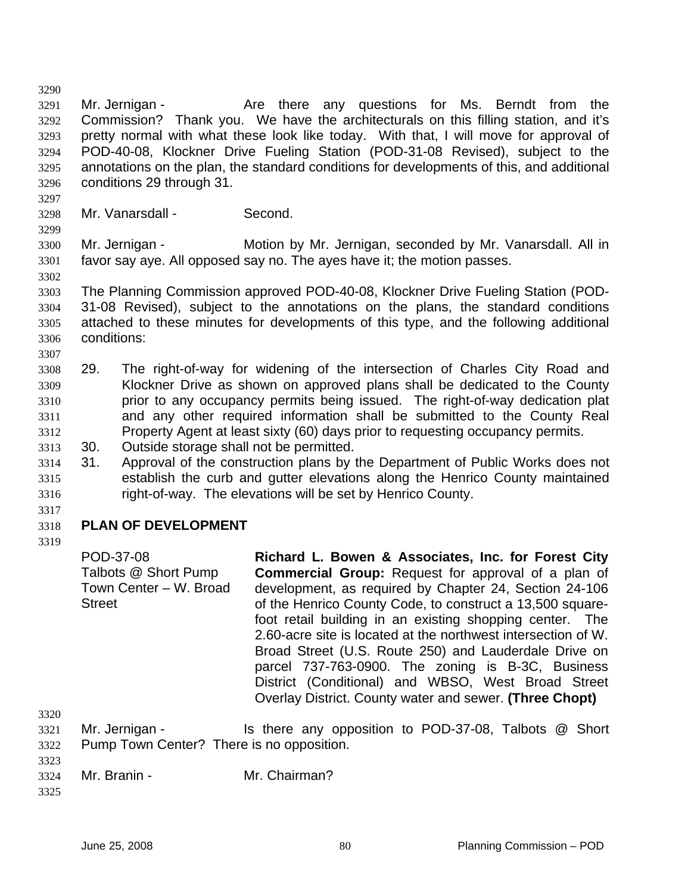Mr. Jernigan - Are there any questions for Ms. Berndt from the Commission? Thank you. We have the architecturals on this filling station, and it's pretty normal with what these look like today. With that, I will move for approval of POD-40-08, Klockner Drive Fueling Station (POD-31-08 Revised), subject to the annotations on the plan, the standard conditions for developments of this, and additional conditions 29 through 31.

Mr. Vanarsdall - Second.

Mr. Jernigan - Motion by Mr. Jernigan, seconded by Mr. Vanarsdall. All in favor say aye. All opposed say no. The ayes have it; the motion passes.

The Planning Commission approved POD-40-08, Klockner Drive Fueling Station (POD-31-08 Revised), subject to the annotations on the plans, the standard conditions attached to these minutes for developments of this type, and the following additional conditions:

29. The right-of-way for widening of the intersection of Charles City Road and Klockner Drive as shown on approved plans shall be dedicated to the County prior to any occupancy permits being issued. The right-of-way dedication plat and any other required information shall be submitted to the County Real Property Agent at least sixty (60) days prior to requesting occupancy permits.
30. Outside storage shall not be permitted.
31. Approval of the construction plans by the Department of Public Works does not establish the curb and gutter elevations along the Henrico County maintained right-of-way. The elevations will be set by Henrico County.

**PLAN OF DEVELOPMENT**

POD-37-08
Talbots @ Short Pump Town Center – W. Broad Street

**Richard L. Bowen & Associates, Inc. for Forest City Commercial Group:** Request for approval of a plan of development, as required by Chapter 24, Section 24-106 of the Henrico County Code, to construct a 13,500 square-foot retail building in an existing shopping center. The 2.60-acre site is located at the northwest intersection of W. Broad Street (U.S. Route 250) and Lauderdale Drive on parcel 737-763-0900. The zoning is B-3C, Business District (Conditional) and WBSO, West Broad Street Overlay District. County water and sewer. **(Three Chopt)**

Mr. Jernigan - Is there any opposition to POD-37-08, Talbots @ Short Pump Town Center? There is no opposition.

Mr. Branin - Mr. Chairman?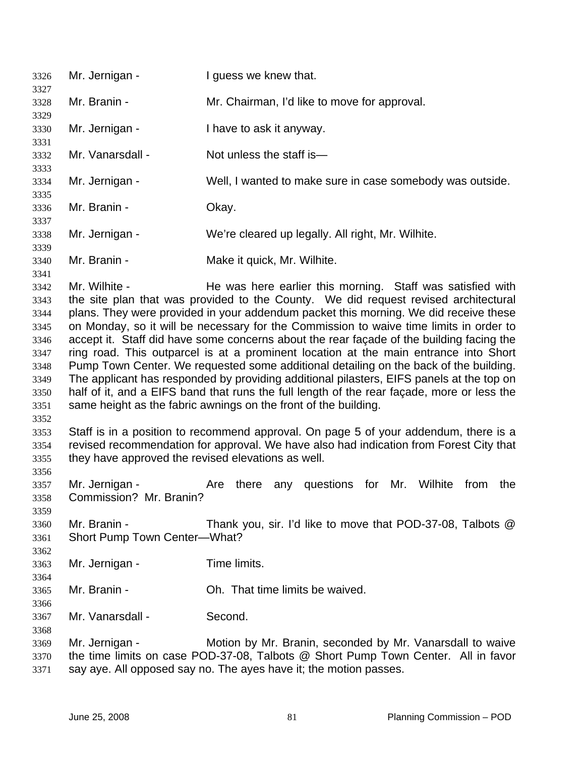Mr. Jernigan - I guess we knew that.

Mr. Branin - Mr. Chairman, I'd like to move for approval.

Mr. Jernigan - I have to ask it anyway.

Mr. Vanarsdall - Not unless the staff is—

Mr. Jernigan - Well, I wanted to make sure in case somebody was outside.

Mr. Branin - Okay.

Mr. Jernigan - We're cleared up legally. All right, Mr. Wilhite.

Mr. Branin - Make it quick, Mr. Wilhite.

Mr. Wilhite - He was here earlier this morning. Staff was satisfied with the site plan that was provided to the County. We did request revised architectural plans. They were provided in your addendum packet this morning. We did receive these on Monday, so it will be necessary for the Commission to waive time limits in order to accept it. Staff did have some concerns about the rear façade of the building facing the ring road. This outparcel is at a prominent location at the main entrance into Short Pump Town Center. We requested some additional detailing on the back of the building. The applicant has responded by providing additional pilasters, EIFS panels at the top on half of it, and a EIFS band that runs the full length of the rear façade, more or less the same height as the fabric awnings on the front of the building.

Staff is in a position to recommend approval. On page 5 of your addendum, there is a revised recommendation for approval. We have also had indication from Forest City that they have approved the revised elevations as well.

Mr. Jernigan - Are there any questions for Mr. Wilhite from the Commission? Mr. Branin?

Mr. Branin - Thank you, sir. I'd like to move that POD-37-08, Talbots @ Short Pump Town Center—What?

Mr. Jernigan - Time limits.

Mr. Branin - Oh. That time limits be waived.

Mr. Vanarsdall - Second.

Mr. Jernigan - Motion by Mr. Branin, seconded by Mr. Vanarsdall to waive the time limits on case POD-37-08, Talbots @ Short Pump Town Center. All in favor say aye. All opposed say no. The ayes have it; the motion passes.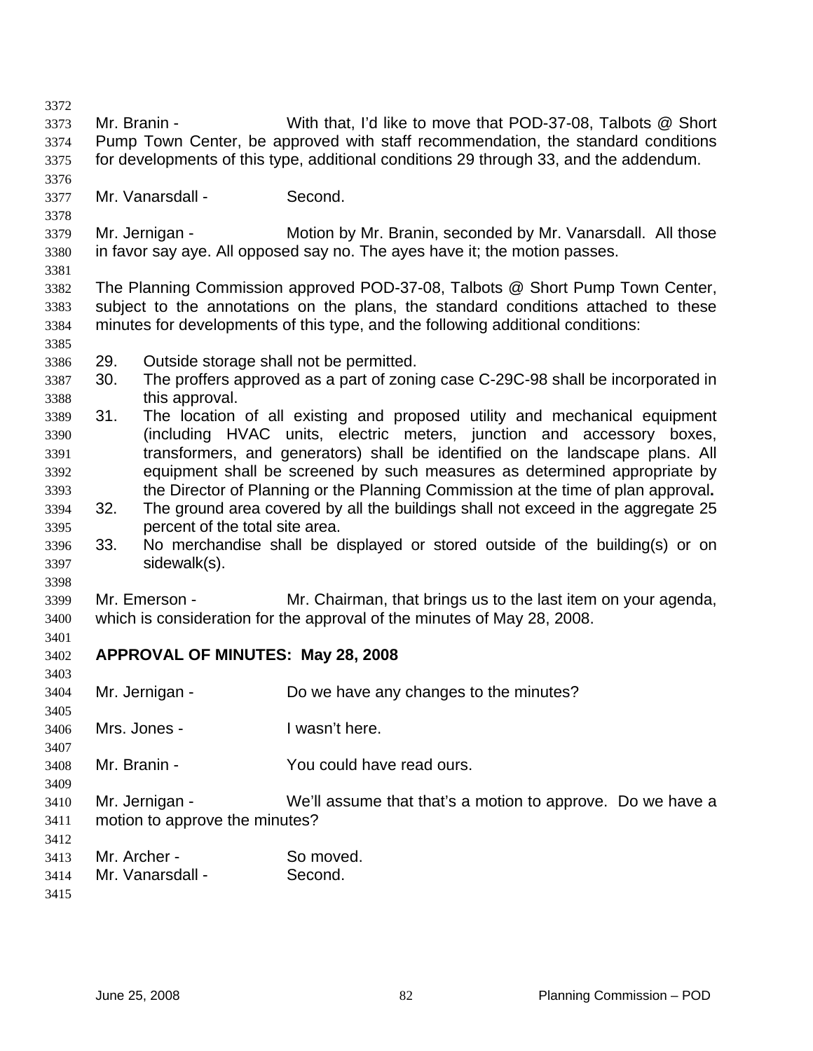Mr. Branin - With that, I'd like to move that POD-37-08, Talbots @ Short Pump Town Center, be approved with staff recommendation, the standard conditions for developments of this type, additional conditions 29 through 33, and the addendum.

Mr. Vanarsdall - Second.

Mr. Jernigan - Motion by Mr. Branin, seconded by Mr. Vanarsdall. All those in favor say aye. All opposed say no. The ayes have it; the motion passes.

The Planning Commission approved POD-37-08, Talbots @ Short Pump Town Center, subject to the annotations on the plans, the standard conditions attached to these minutes for developments of this type, and the following additional conditions:

29. Outside storage shall not be permitted.
30. The proffers approved as a part of zoning case C-29C-98 shall be incorporated in this approval.
31. The location of all existing and proposed utility and mechanical equipment (including HVAC units, electric meters, junction and accessory boxes, transformers, and generators) shall be identified on the landscape plans. All equipment shall be screened by such measures as determined appropriate by the Director of Planning or the Planning Commission at the time of plan approval**.**
32. The ground area covered by all the buildings shall not exceed in the aggregate 25 percent of the total site area.
33. No merchandise shall be displayed or stored outside of the building(s) or on sidewalk(s).

Mr. Emerson - Mr. Chairman, that brings us to the last item on your agenda, which is consideration for the approval of the minutes of May 28, 2008.

**APPROVAL OF MINUTES: May 28, 2008**

Mr. Jernigan - Do we have any changes to the minutes?

Mrs. Jones - I wasn't here.

Mr. Branin - You could have read ours.

Mr. Jernigan - We'll assume that that's a motion to approve. Do we have a motion to approve the minutes?

Mr. Archer - So moved.
Mr. Vanarsdall - Second.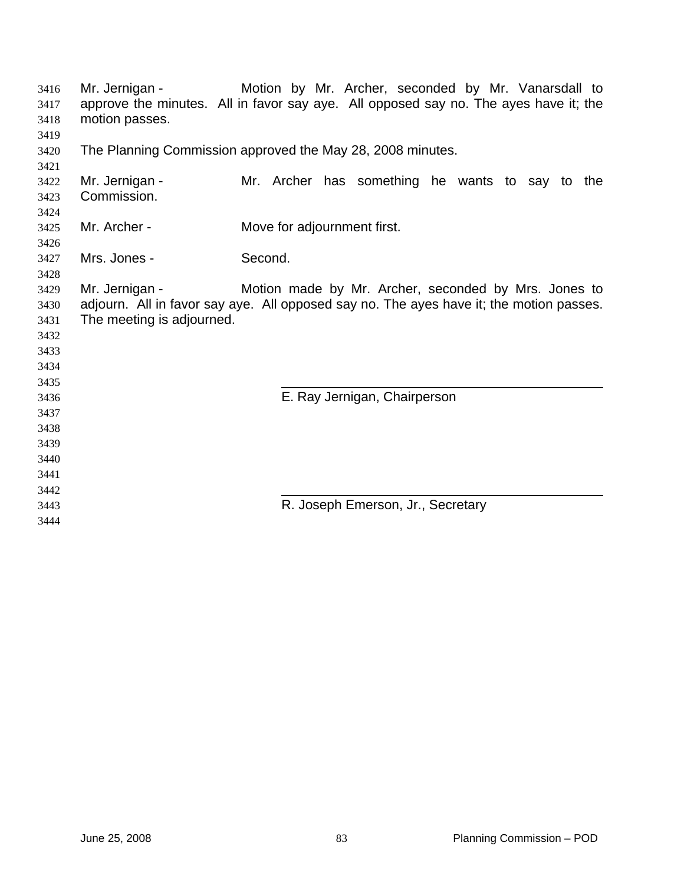Mr. Jernigan - Motion by Mr. Archer, seconded by Mr. Vanarsdall to approve the minutes. All in favor say aye. All opposed say no. The ayes have it; the motion passes.

The Planning Commission approved the May 28, 2008 minutes.

Mr. Jernigan - Mr. Archer has something he wants to say to the Commission.

Mr. Archer - Move for adjournment first.

Mrs. Jones - Second.

Mr. Jernigan - Motion made by Mr. Archer, seconded by Mrs. Jones to adjourn. All in favor say aye. All opposed say no. The ayes have it; the motion passes. The meeting is adjourned.

E. Ray Jernigan, Chairperson

R. Joseph Emerson, Jr., Secretary